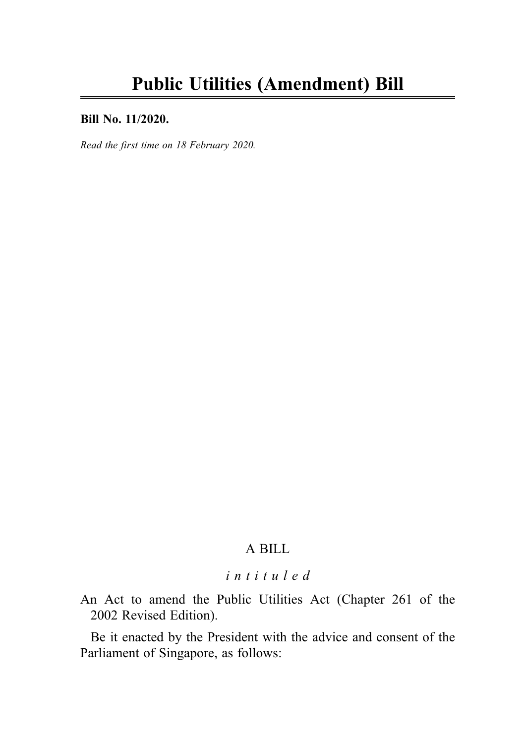# Public Utilities (Amendment) Bill

**Bill No. 11/2020.**

*Read the first time on 18 February 2020.*

A BILL

*intituled*

An Act to amend the Public Utilities Act (Chapter 261 of the 2002 Revised Edition).

Be it enacted by the President with the advice and consent of the Parliament of Singapore, as follows: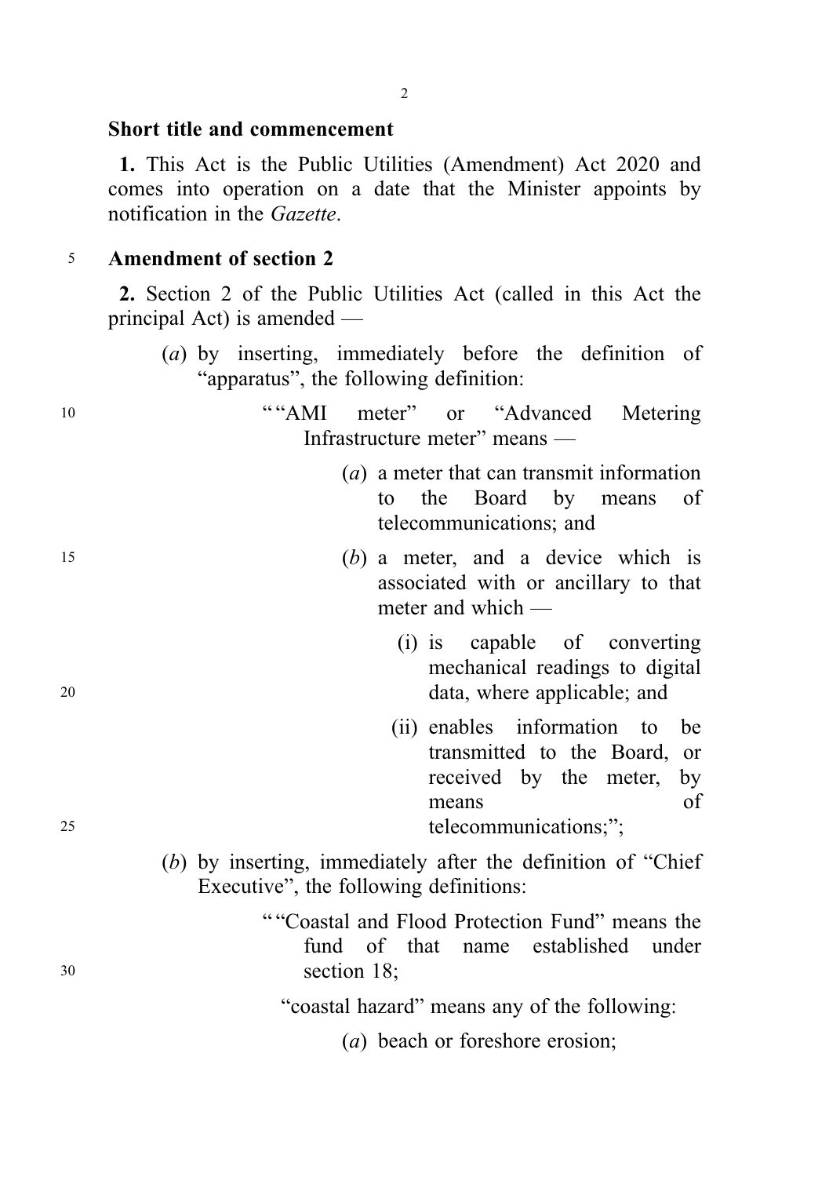## Short title and commencement

**1.** This Act is the Public Utilities (Amendment) Act 2020 and comes into operation on a date that the Minister appoints by notification in the *Gazette*.

## Amendment of section 2

**2.** Section 2 of the Public Utilities Act (called in this Act the principal Act) is amended —

(*a*) by inserting, immediately before the definition of "apparatus", the following definition:

> ""AMI meter" or "Advanced Metering Infrastructure meter" means —
>
> (*a*) a meter that can transmit information to the Board by means of telecommunications; and
>
> (*b*) a meter, and a device which is associated with or ancillary to that meter and which —
>
> (i) is capable of converting mechanical readings to digital data, where applicable; and
>
> (ii) enables information to be transmitted to the Board, or received by the meter, by means of telecommunications;";

(*b*) by inserting, immediately after the definition of "Chief Executive", the following definitions:

> ""Coastal and Flood Protection Fund" means the fund of that name established under section 18;
>
> "coastal hazard" means any of the following:
>
> (*a*) beach or foreshore erosion;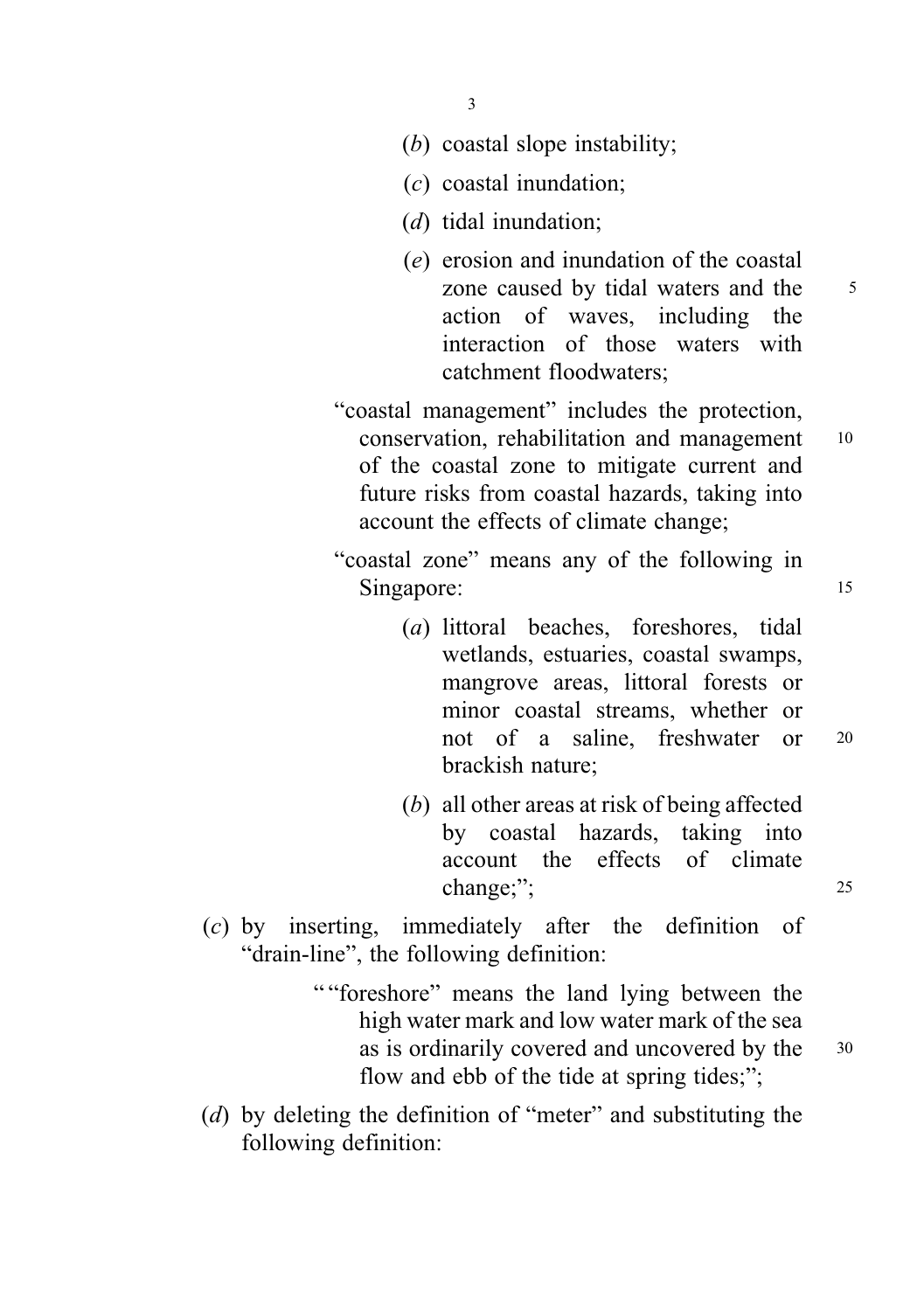(*b*) coastal slope instability;

(*c*) coastal inundation;

(*d*) tidal inundation;

(*e*) erosion and inundation of the coastal zone caused by tidal waters and the action of waves, including the interaction of those waters with catchment floodwaters;

"coastal management" includes the protection, conservation, rehabilitation and management of the coastal zone to mitigate current and future risks from coastal hazards, taking into account the effects of climate change;

"coastal zone" means any of the following in Singapore:

(*a*) littoral beaches, foreshores, tidal wetlands, estuaries, coastal swamps, mangrove areas, littoral forests or minor coastal streams, whether or not of a saline, freshwater or brackish nature;

(*b*) all other areas at risk of being affected by coastal hazards, taking into account the effects of climate change;";

(*c*) by inserting, immediately after the definition of "drain-line", the following definition:

""foreshore" means the land lying between the high water mark and low water mark of the sea as is ordinarily covered and uncovered by the flow and ebb of the tide at spring tides;";

(*d*) by deleting the definition of "meter" and substituting the following definition: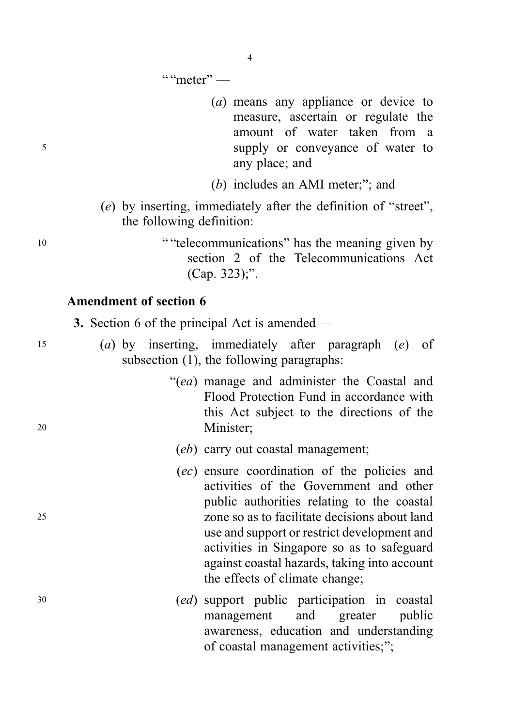““meter” —

(*a*) means any appliance or device to measure, ascertain or regulate the amount of water taken from a supply or conveyance of water to any place; and

(*b*) includes an AMI meter;”; and

(*e*) by inserting, immediately after the definition of “street”, the following definition:

““telecommunications” has the meaning given by section 2 of the Telecommunications Act (Cap. 323);”.

**Amendment of section 6**

**3.** Section 6 of the principal Act is amended —

(*a*) by inserting, immediately after paragraph (*e*) of subsection (1), the following paragraphs:

“(*ea*) manage and administer the Coastal and Flood Protection Fund in accordance with this Act subject to the directions of the Minister;

(*eb*) carry out coastal management;

(*ec*) ensure coordination of the policies and activities of the Government and other public authorities relating to the coastal zone so as to facilitate decisions about land use and support or restrict development and activities in Singapore so as to safeguard against coastal hazards, taking into account the effects of climate change;

(*ed*) support public participation in coastal management and greater public awareness, education and understanding of coastal management activities;”;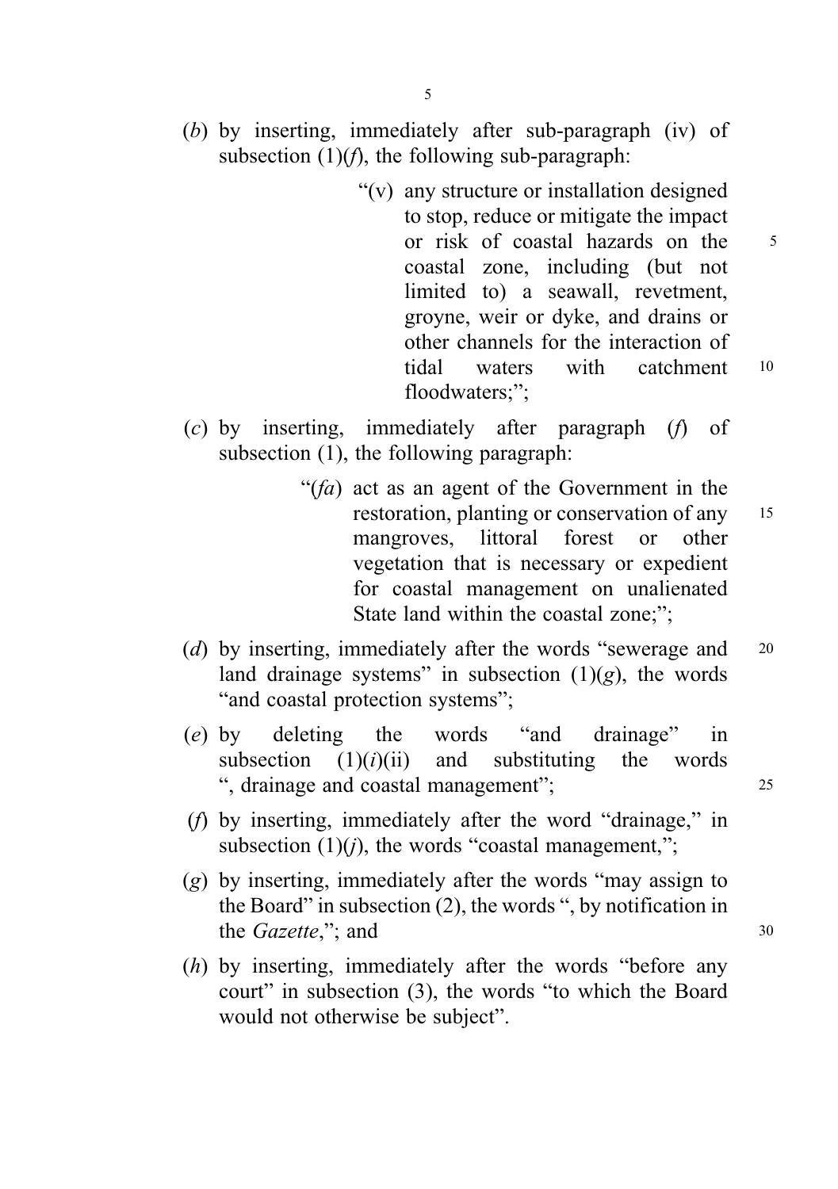(*b*) by inserting, immediately after sub-paragraph (iv) of subsection (1)(*f*), the following sub-paragraph:

> "(v) any structure or installation designed to stop, reduce or mitigate the impact or risk of coastal hazards on the coastal zone, including (but not limited to) a seawall, revetment, groyne, weir or dyke, and drains or other channels for the interaction of tidal waters with catchment floodwaters;";

(*c*) by inserting, immediately after paragraph (*f*) of subsection (1), the following paragraph:

> "(*fa*) act as an agent of the Government in the restoration, planting or conservation of any mangroves, littoral forest or other vegetation that is necessary or expedient for coastal management on unalienated State land within the coastal zone;";

(*d*) by inserting, immediately after the words "sewerage and land drainage systems" in subsection (1)(*g*), the words "and coastal protection systems";

(*e*) by deleting the words "and drainage" in subsection (1)(*i*)(ii) and substituting the words ", drainage and coastal management";

(*f*) by inserting, immediately after the word "drainage," in subsection (1)(*j*), the words "coastal management,";

(*g*) by inserting, immediately after the words "may assign to the Board" in subsection (2), the words ", by notification in the *Gazette*,"; and

(*h*) by inserting, immediately after the words "before any court" in subsection (3), the words "to which the Board would not otherwise be subject".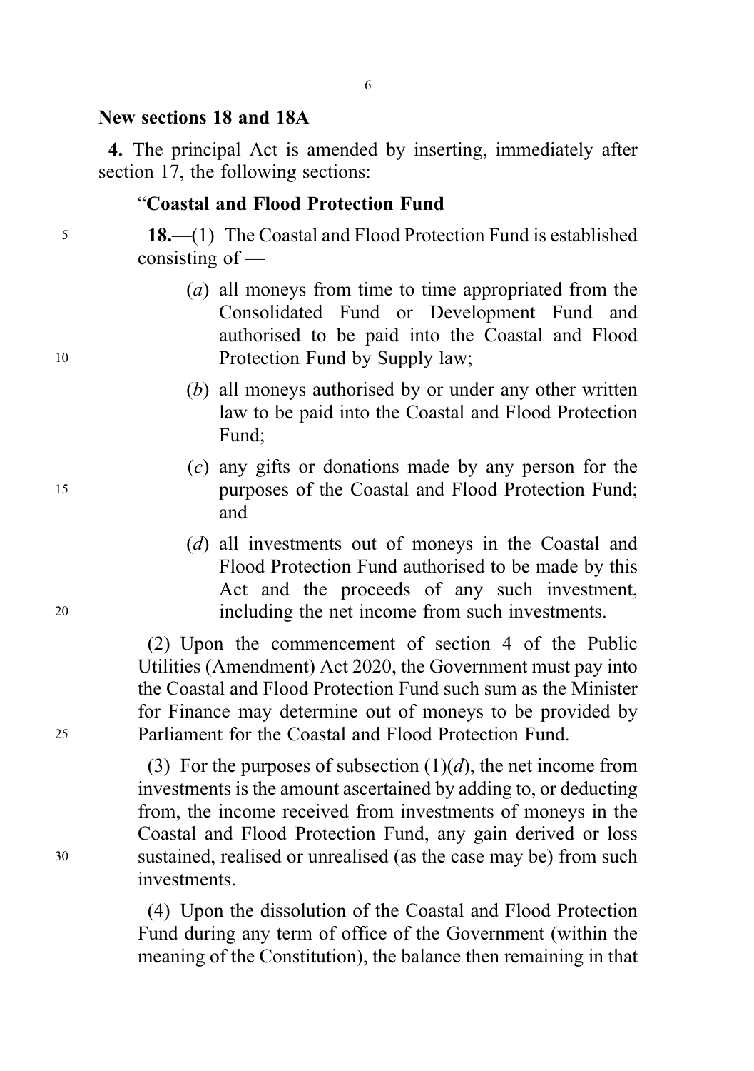**New sections 18 and 18A**

**4.** The principal Act is amended by inserting, immediately after section 17, the following sections:

"**Coastal and Flood Protection Fund**

**18.**—(1) The Coastal and Flood Protection Fund is established consisting of —

(*a*) all moneys from time to time appropriated from the Consolidated Fund or Development Fund and authorised to be paid into the Coastal and Flood Protection Fund by Supply law;

(*b*) all moneys authorised by or under any other written law to be paid into the Coastal and Flood Protection Fund;

(*c*) any gifts or donations made by any person for the purposes of the Coastal and Flood Protection Fund; and

(*d*) all investments out of moneys in the Coastal and Flood Protection Fund authorised to be made by this Act and the proceeds of any such investment, including the net income from such investments.

(2) Upon the commencement of section 4 of the Public Utilities (Amendment) Act 2020, the Government must pay into the Coastal and Flood Protection Fund such sum as the Minister for Finance may determine out of moneys to be provided by Parliament for the Coastal and Flood Protection Fund.

(3) For the purposes of subsection (1)(*d*), the net income from investments is the amount ascertained by adding to, or deducting from, the income received from investments of moneys in the Coastal and Flood Protection Fund, any gain derived or loss sustained, realised or unrealised (as the case may be) from such investments.

(4) Upon the dissolution of the Coastal and Flood Protection Fund during any term of office of the Government (within the meaning of the Constitution), the balance then remaining in that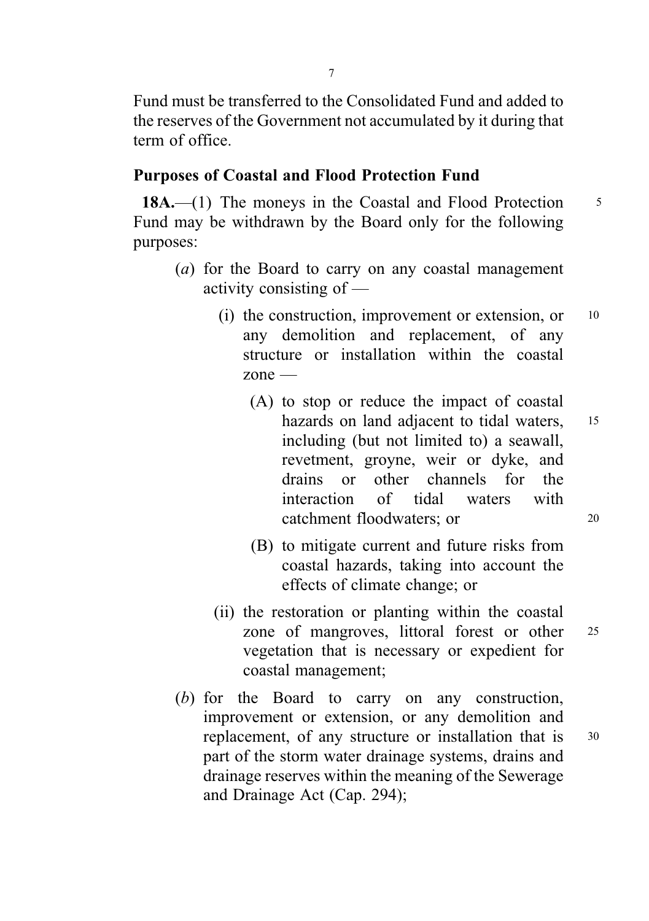Fund must be transferred to the Consolidated Fund and added to the reserves of the Government not accumulated by it during that term of office.

### Purposes of Coastal and Flood Protection Fund

**18A.**—(1) The moneys in the Coastal and Flood Protection Fund may be withdrawn by the Board only for the following purposes:

- (*a*) for the Board to carry on any coastal management activity consisting of —
  - (i) the construction, improvement or extension, or any demolition and replacement, of any structure or installation within the coastal zone —
    - (A) to stop or reduce the impact of coastal hazards on land adjacent to tidal waters, including (but not limited to) a seawall, revetment, groyne, weir or dyke, and drains or other channels for the interaction of tidal waters with catchment floodwaters; or
    - (B) to mitigate current and future risks from coastal hazards, taking into account the effects of climate change; or
  - (ii) the restoration or planting within the coastal zone of mangroves, littoral forest or other vegetation that is necessary or expedient for coastal management;
- (*b*) for the Board to carry on any construction, improvement or extension, or any demolition and replacement, of any structure or installation that is part of the storm water drainage systems, drains and drainage reserves within the meaning of the Sewerage and Drainage Act (Cap. 294);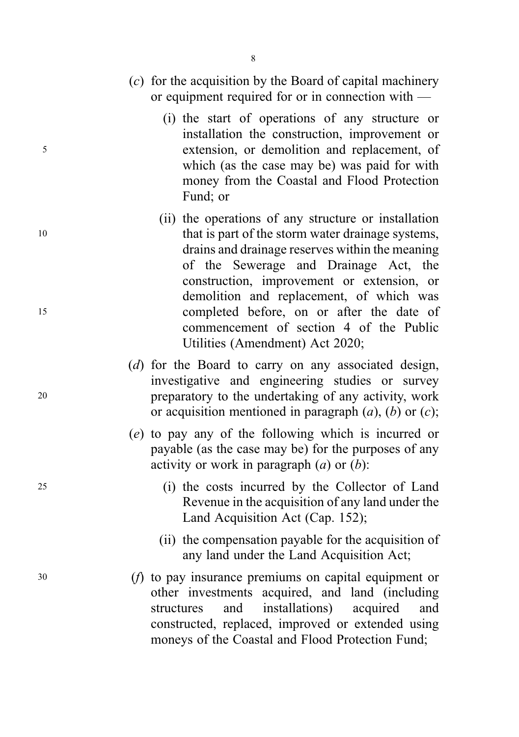(*c*) for the acquisition by the Board of capital machinery or equipment required for or in connection with —

(i) the start of operations of any structure or installation the construction, improvement or extension, or demolition and replacement, of which (as the case may be) was paid for with money from the Coastal and Flood Protection Fund; or

(ii) the operations of any structure or installation that is part of the storm water drainage systems, drains and drainage reserves within the meaning of the Sewerage and Drainage Act, the construction, improvement or extension, or demolition and replacement, of which was completed before, on or after the date of commencement of section 4 of the Public Utilities (Amendment) Act 2020;

(*d*) for the Board to carry on any associated design, investigative and engineering studies or survey preparatory to the undertaking of any activity, work or acquisition mentioned in paragraph (*a*), (*b*) or (*c*);

(*e*) to pay any of the following which is incurred or payable (as the case may be) for the purposes of any activity or work in paragraph (*a*) or (*b*):

(i) the costs incurred by the Collector of Land Revenue in the acquisition of any land under the Land Acquisition Act (Cap. 152);

(ii) the compensation payable for the acquisition of any land under the Land Acquisition Act;

(*f*) to pay insurance premiums on capital equipment or other investments acquired, and land (including structures and installations) acquired and constructed, replaced, improved or extended using moneys of the Coastal and Flood Protection Fund;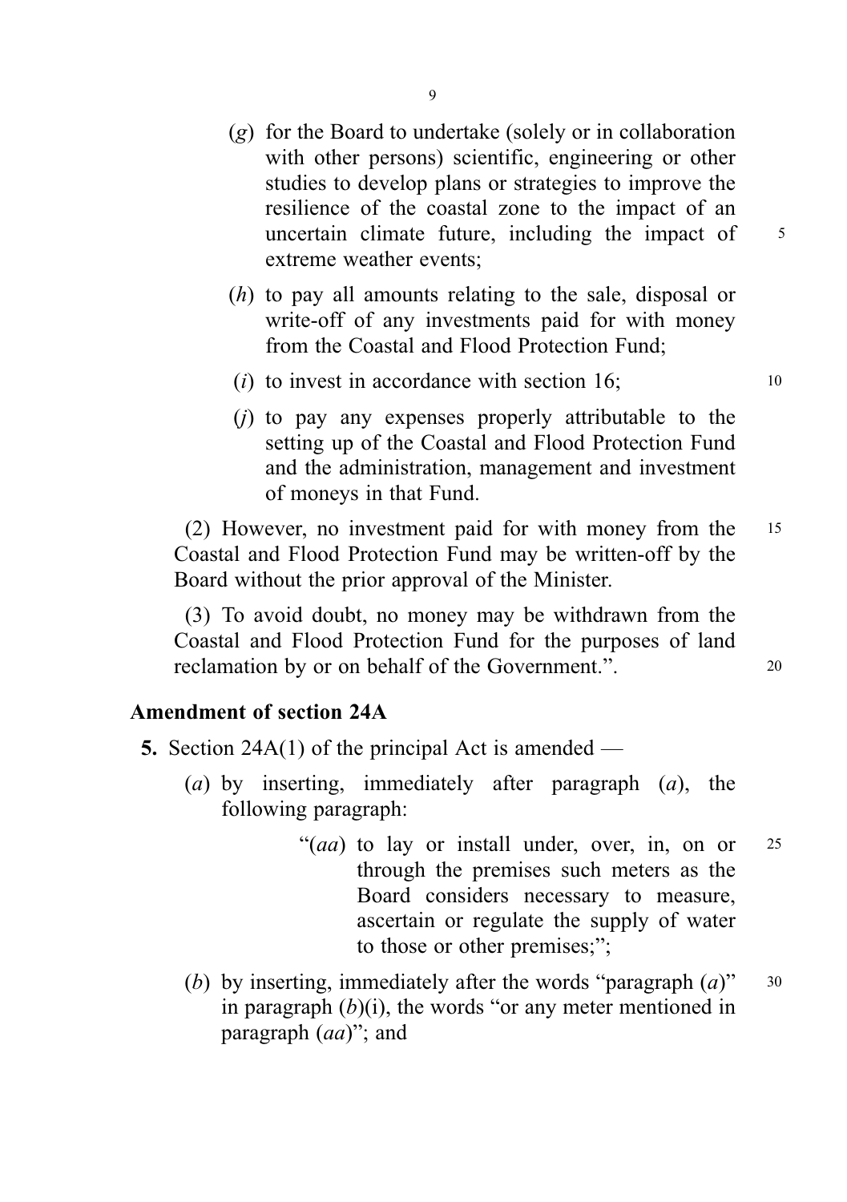(*g*) for the Board to undertake (solely or in collaboration with other persons) scientific, engineering or other studies to develop plans or strategies to improve the resilience of the coastal zone to the impact of an uncertain climate future, including the impact of extreme weather events;

(*h*) to pay all amounts relating to the sale, disposal or write-off of any investments paid for with money from the Coastal and Flood Protection Fund;

(*i*) to invest in accordance with section 16;

(*j*) to pay any expenses properly attributable to the setting up of the Coastal and Flood Protection Fund and the administration, management and investment of moneys in that Fund.

(2) However, no investment paid for with money from the Coastal and Flood Protection Fund may be written-off by the Board without the prior approval of the Minister.

(3) To avoid doubt, no money may be withdrawn from the Coastal and Flood Protection Fund for the purposes of land reclamation by or on behalf of the Government.".

**Amendment of section 24A**

**5.** Section 24A(1) of the principal Act is amended —

(*a*) by inserting, immediately after paragraph (*a*), the following paragraph:

"(*aa*) to lay or install under, over, in, on or through the premises such meters as the Board considers necessary to measure, ascertain or regulate the supply of water to those or other premises;";

(*b*) by inserting, immediately after the words "paragraph (*a*)" in paragraph (*b*)(i), the words "or any meter mentioned in paragraph (*aa*)"; and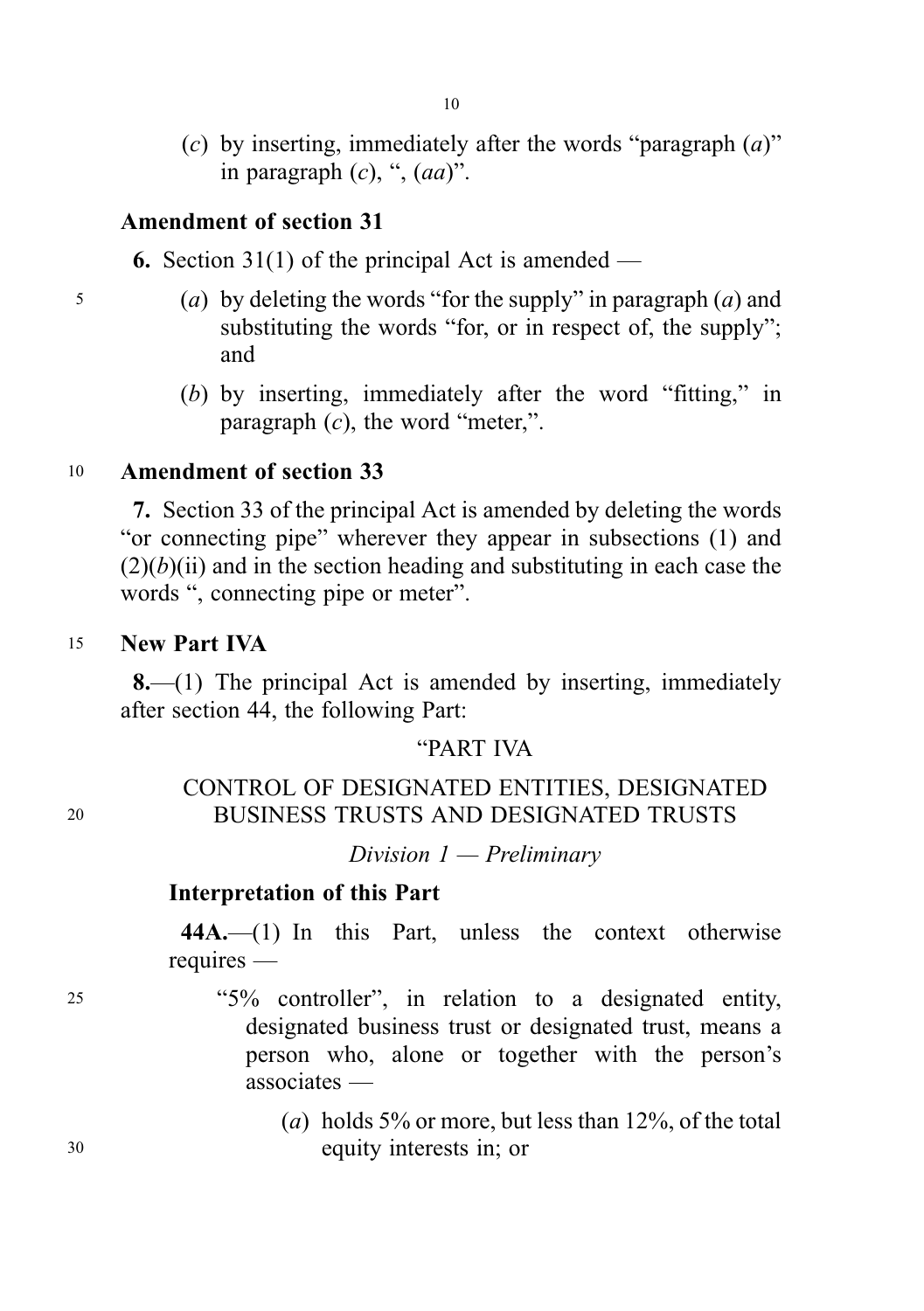(*c*) by inserting, immediately after the words "paragraph (*a*)" in paragraph (*c*), ", (*aa*)".

**Amendment of section 31**

**6.** Section 31(1) of the principal Act is amended —

(*a*) by deleting the words "for the supply" in paragraph (*a*) and substituting the words "for, or in respect of, the supply"; and

(*b*) by inserting, immediately after the word "fitting," in paragraph (*c*), the word "meter,".

**Amendment of section 33**

**7.** Section 33 of the principal Act is amended by deleting the words "or connecting pipe" wherever they appear in subsections (1) and (2)(*b*)(ii) and in the section heading and substituting in each case the words ", connecting pipe or meter".

**New Part IVA**

**8.**—(1) The principal Act is amended by inserting, immediately after section 44, the following Part:

"PART IVA

CONTROL OF DESIGNATED ENTITIES, DESIGNATED BUSINESS TRUSTS AND DESIGNATED TRUSTS

*Division 1 — Preliminary*

**Interpretation of this Part**

**44A.**—(1) In this Part, unless the context otherwise requires —

"5% controller", in relation to a designated entity, designated business trust or designated trust, means a person who, alone or together with the person's associates —

(*a*) holds 5% or more, but less than 12%, of the total equity interests in; or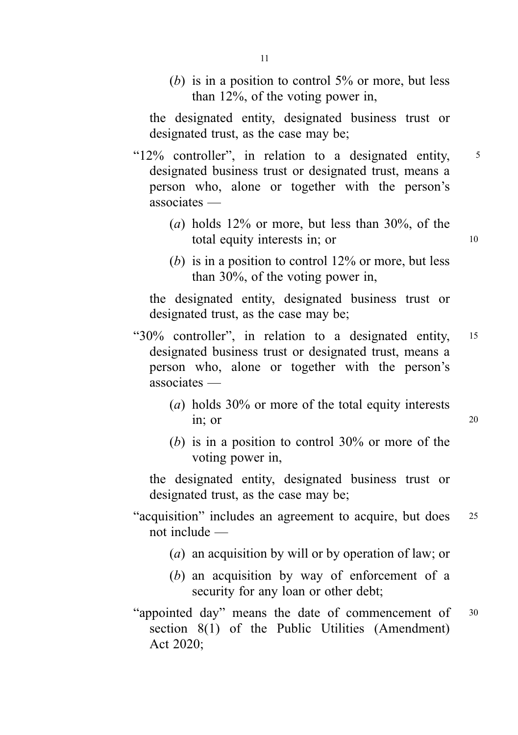(*b*) is in a position to control 5% or more, but less than 12%, of the voting power in,

the designated entity, designated business trust or designated trust, as the case may be;

"12% controller", in relation to a designated entity, designated business trust or designated trust, means a person who, alone or together with the person's associates —

(*a*) holds 12% or more, but less than 30%, of the total equity interests in; or

(*b*) is in a position to control 12% or more, but less than 30%, of the voting power in,

the designated entity, designated business trust or designated trust, as the case may be;

"30% controller", in relation to a designated entity, designated business trust or designated trust, means a person who, alone or together with the person's associates —

(*a*) holds 30% or more of the total equity interests in; or

(*b*) is in a position to control 30% or more of the voting power in,

the designated entity, designated business trust or designated trust, as the case may be;

"acquisition" includes an agreement to acquire, but does not include —

(*a*) an acquisition by will or by operation of law; or

(*b*) an acquisition by way of enforcement of a security for any loan or other debt;

"appointed day" means the date of commencement of section 8(1) of the Public Utilities (Amendment) Act 2020;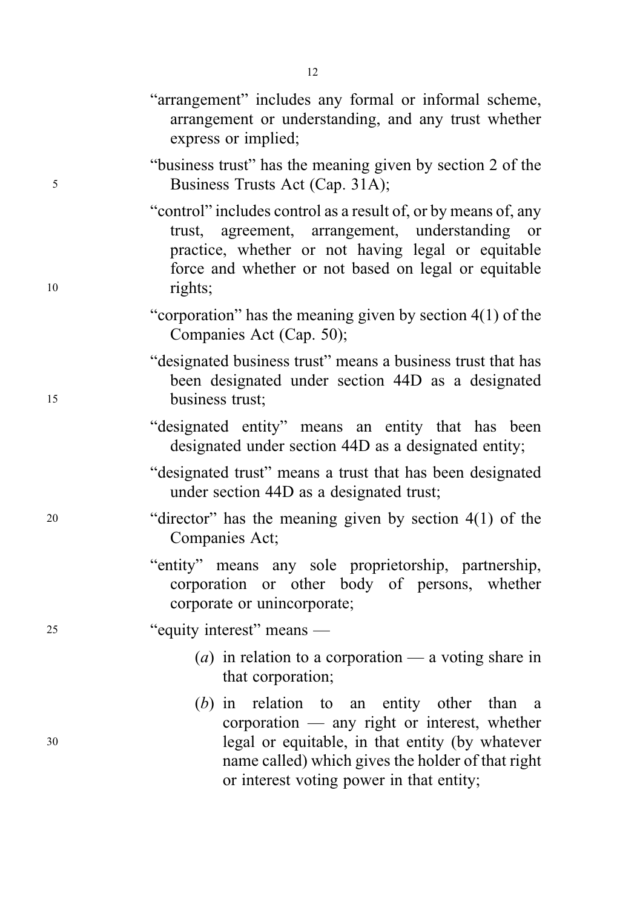"arrangement" includes any formal or informal scheme, arrangement or understanding, and any trust whether express or implied;

"business trust" has the meaning given by section 2 of the Business Trusts Act (Cap. 31A);

"control" includes control as a result of, or by means of, any trust, agreement, arrangement, understanding or practice, whether or not having legal or equitable force and whether or not based on legal or equitable rights;

"corporation" has the meaning given by section 4(1) of the Companies Act (Cap. 50);

"designated business trust" means a business trust that has been designated under section 44D as a designated business trust;

"designated entity" means an entity that has been designated under section 44D as a designated entity;

"designated trust" means a trust that has been designated under section 44D as a designated trust;

"director" has the meaning given by section 4(1) of the Companies Act;

"entity" means any sole proprietorship, partnership, corporation or other body of persons, whether corporate or unincorporate;

"equity interest" means —

(*a*) in relation to a corporation — a voting share in that corporation;

(*b*) in relation to an entity other than a corporation — any right or interest, whether legal or equitable, in that entity (by whatever name called) which gives the holder of that right or interest voting power in that entity;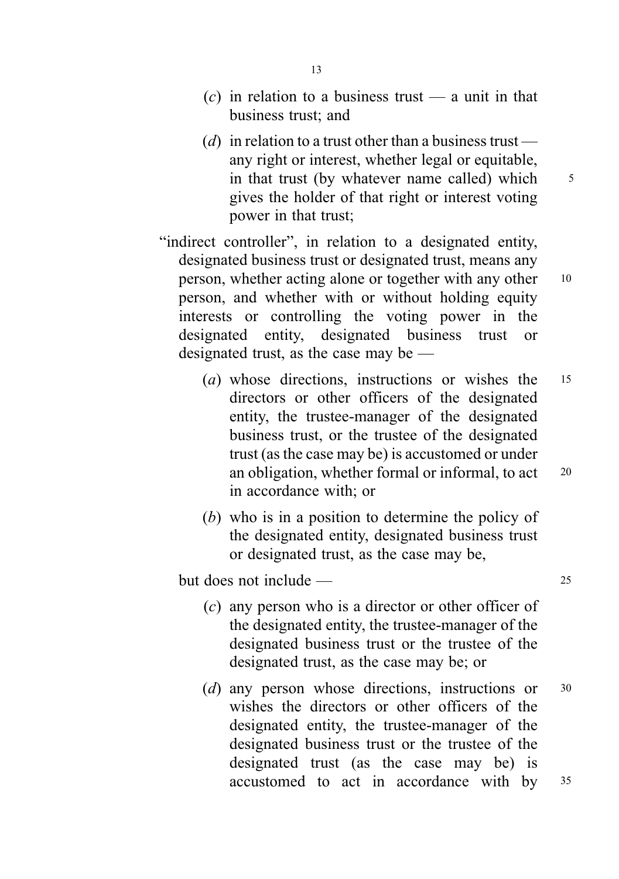(*c*) in relation to a business trust — a unit in that business trust; and

(*d*) in relation to a trust other than a business trust — any right or interest, whether legal or equitable, in that trust (by whatever name called) which gives the holder of that right or interest voting power in that trust;

"indirect controller", in relation to a designated entity, designated business trust or designated trust, means any person, whether acting alone or together with any other person, and whether with or without holding equity interests or controlling the voting power in the designated entity, designated business trust or designated trust, as the case may be —

(*a*) whose directions, instructions or wishes the directors or other officers of the designated entity, the trustee-manager of the designated business trust, or the trustee of the designated trust (as the case may be) is accustomed or under an obligation, whether formal or informal, to act in accordance with; or

(*b*) who is in a position to determine the policy of the designated entity, designated business trust or designated trust, as the case may be,

but does not include —

(*c*) any person who is a director or other officer of the designated entity, the trustee-manager of the designated business trust or the trustee of the designated trust, as the case may be; or

(*d*) any person whose directions, instructions or wishes the directors or other officers of the designated entity, the trustee-manager of the designated business trust or the trustee of the designated trust (as the case may be) is accustomed to act in accordance with by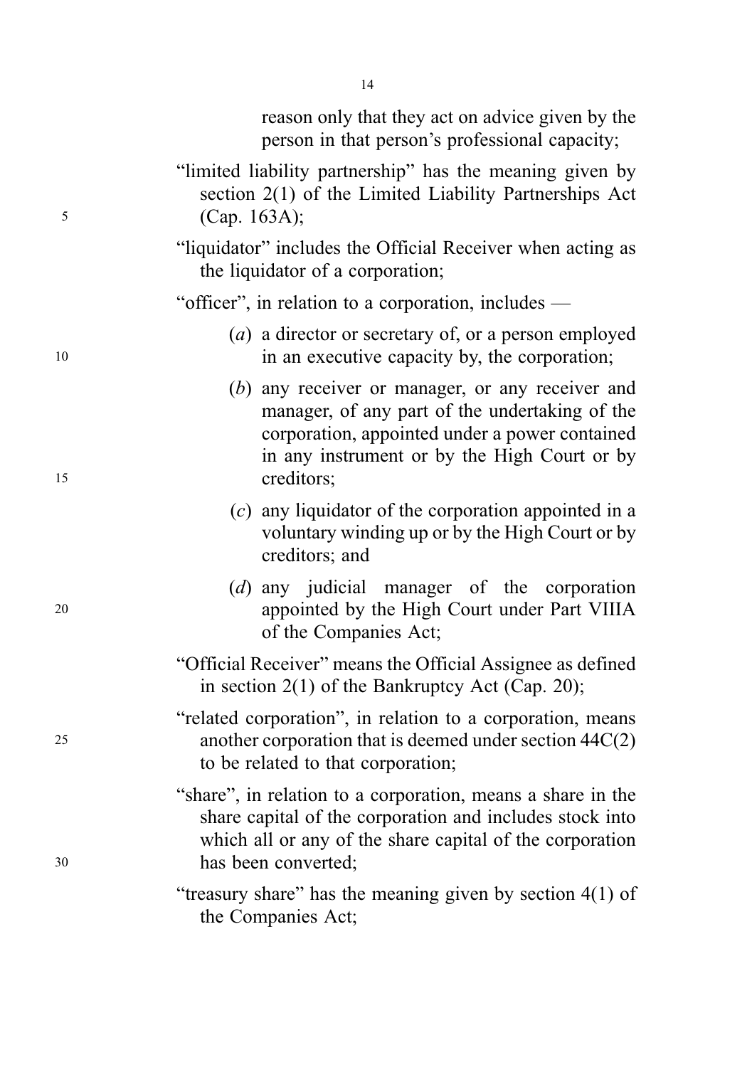reason only that they act on advice given by the person in that person's professional capacity;

"limited liability partnership" has the meaning given by section 2(1) of the Limited Liability Partnerships Act (Cap. 163A);

"liquidator" includes the Official Receiver when acting as the liquidator of a corporation;

"officer", in relation to a corporation, includes —

(*a*) a director or secretary of, or a person employed in an executive capacity by, the corporation;

(*b*) any receiver or manager, or any receiver and manager, of any part of the undertaking of the corporation, appointed under a power contained in any instrument or by the High Court or by creditors;

(*c*) any liquidator of the corporation appointed in a voluntary winding up or by the High Court or by creditors; and

(*d*) any judicial manager of the corporation appointed by the High Court under Part VIIIA of the Companies Act;

"Official Receiver" means the Official Assignee as defined in section 2(1) of the Bankruptcy Act (Cap. 20);

"related corporation", in relation to a corporation, means another corporation that is deemed under section 44C(2) to be related to that corporation;

"share", in relation to a corporation, means a share in the share capital of the corporation and includes stock into which all or any of the share capital of the corporation has been converted;

"treasury share" has the meaning given by section 4(1) of the Companies Act;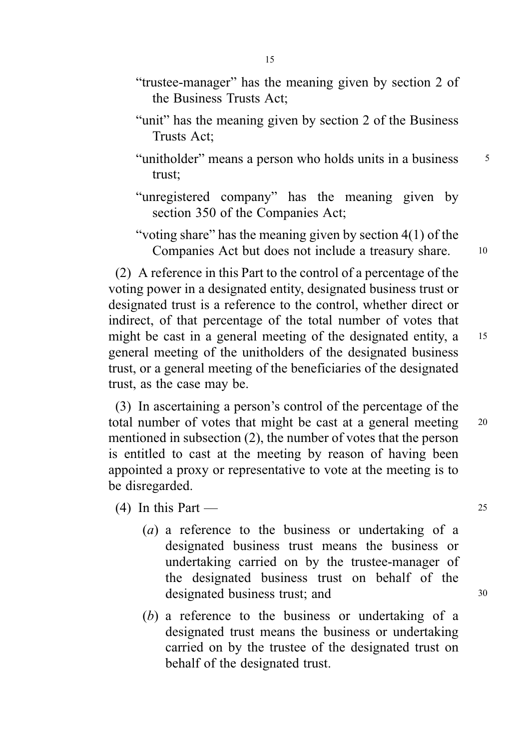"trustee-manager" has the meaning given by section 2 of the Business Trusts Act;

"unit" has the meaning given by section 2 of the Business Trusts Act;

"unitholder" means a person who holds units in a business trust;

"unregistered company" has the meaning given by section 350 of the Companies Act;

"voting share" has the meaning given by section 4(1) of the Companies Act but does not include a treasury share.

(2) A reference in this Part to the control of a percentage of the voting power in a designated entity, designated business trust or designated trust is a reference to the control, whether direct or indirect, of that percentage of the total number of votes that might be cast in a general meeting of the designated entity, a general meeting of the unitholders of the designated business trust, or a general meeting of the beneficiaries of the designated trust, as the case may be.

(3) In ascertaining a person's control of the percentage of the total number of votes that might be cast at a general meeting mentioned in subsection (2), the number of votes that the person is entitled to cast at the meeting by reason of having been appointed a proxy or representative to vote at the meeting is to be disregarded.

(4) In this Part —

(*a*) a reference to the business or undertaking of a designated business trust means the business or undertaking carried on by the trustee-manager of the designated business trust on behalf of the designated business trust; and

(*b*) a reference to the business or undertaking of a designated trust means the business or undertaking carried on by the trustee of the designated trust on behalf of the designated trust.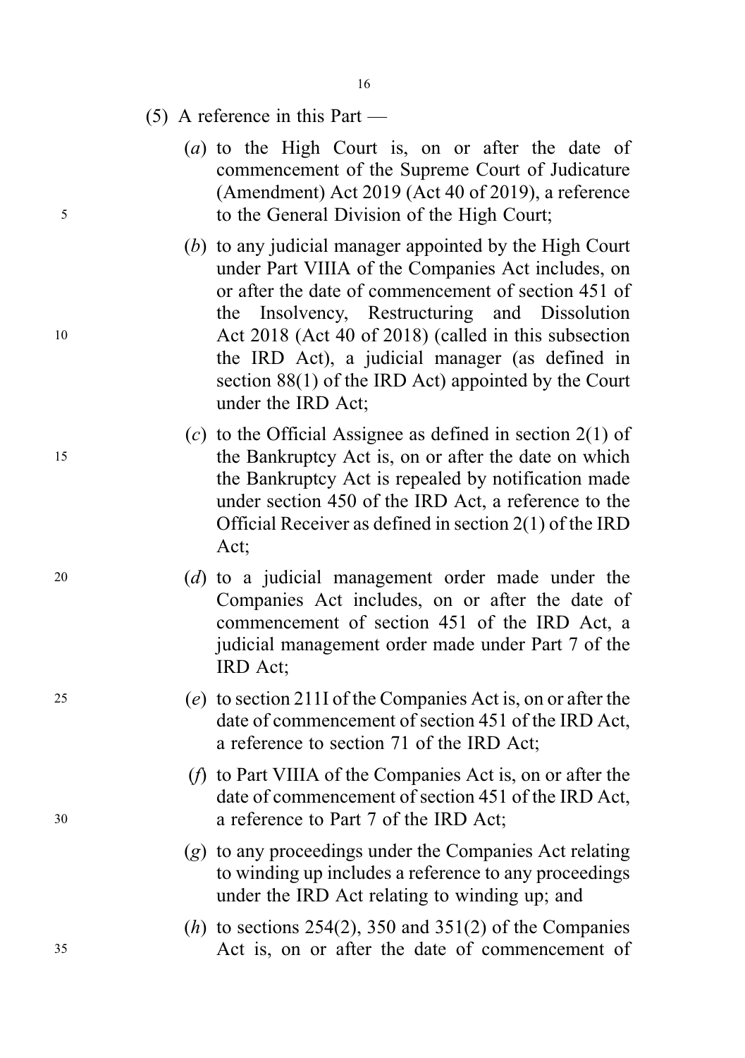(5) A reference in this Part —

(*a*) to the High Court is, on or after the date of commencement of the Supreme Court of Judicature (Amendment) Act 2019 (Act 40 of 2019), a reference to the General Division of the High Court;

(*b*) to any judicial manager appointed by the High Court under Part VIIIA of the Companies Act includes, on or after the date of commencement of section 451 of the Insolvency, Restructuring and Dissolution Act 2018 (Act 40 of 2018) (called in this subsection the IRD Act), a judicial manager (as defined in section 88(1) of the IRD Act) appointed by the Court under the IRD Act;

(*c*) to the Official Assignee as defined in section 2(1) of the Bankruptcy Act is, on or after the date on which the Bankruptcy Act is repealed by notification made under section 450 of the IRD Act, a reference to the Official Receiver as defined in section 2(1) of the IRD Act;

(*d*) to a judicial management order made under the Companies Act includes, on or after the date of commencement of section 451 of the IRD Act, a judicial management order made under Part 7 of the IRD Act;

(*e*) to section 211I of the Companies Act is, on or after the date of commencement of section 451 of the IRD Act, a reference to section 71 of the IRD Act;

(*f*) to Part VIIIA of the Companies Act is, on or after the date of commencement of section 451 of the IRD Act, a reference to Part 7 of the IRD Act;

(*g*) to any proceedings under the Companies Act relating to winding up includes a reference to any proceedings under the IRD Act relating to winding up; and

(*h*) to sections 254(2), 350 and 351(2) of the Companies Act is, on or after the date of commencement of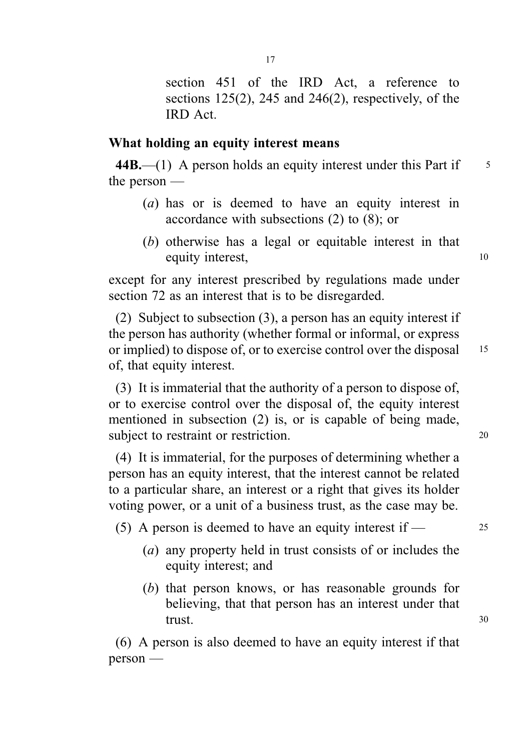section 451 of the IRD Act, a reference to sections 125(2), 245 and 246(2), respectively, of the IRD Act.

### What holding an equity interest means

**44B.**—(1) A person holds an equity interest under this Part if the person —

(*a*) has or is deemed to have an equity interest in accordance with subsections (2) to (8); or

(*b*) otherwise has a legal or equitable interest in that equity interest,

except for any interest prescribed by regulations made under section 72 as an interest that is to be disregarded.

(2) Subject to subsection (3), a person has an equity interest if the person has authority (whether formal or informal, or express or implied) to dispose of, or to exercise control over the disposal of, that equity interest.

(3) It is immaterial that the authority of a person to dispose of, or to exercise control over the disposal of, the equity interest mentioned in subsection (2) is, or is capable of being made, subject to restraint or restriction.

(4) It is immaterial, for the purposes of determining whether a person has an equity interest, that the interest cannot be related to a particular share, an interest or a right that gives its holder voting power, or a unit of a business trust, as the case may be.

(5) A person is deemed to have an equity interest if —

(*a*) any property held in trust consists of or includes the equity interest; and

(*b*) that person knows, or has reasonable grounds for believing, that that person has an interest under that trust.

(6) A person is also deemed to have an equity interest if that person —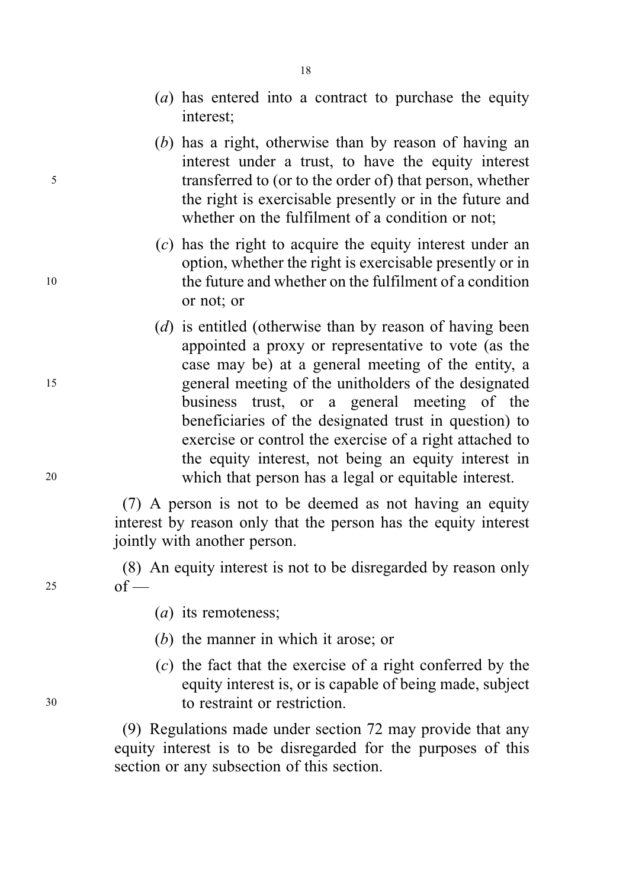(*a*) has entered into a contract to purchase the equity interest;

(*b*) has a right, otherwise than by reason of having an interest under a trust, to have the equity interest transferred to (or to the order of) that person, whether the right is exercisable presently or in the future and whether on the fulfilment of a condition or not;

(*c*) has the right to acquire the equity interest under an option, whether the right is exercisable presently or in the future and whether on the fulfilment of a condition or not; or

(*d*) is entitled (otherwise than by reason of having been appointed a proxy or representative to vote (as the case may be) at a general meeting of the entity, a general meeting of the unitholders of the designated business trust, or a general meeting of the beneficiaries of the designated trust in question) to exercise or control the exercise of a right attached to the equity interest, not being an equity interest in which that person has a legal or equitable interest.

(7) A person is not to be deemed as not having an equity interest by reason only that the person has the equity interest jointly with another person.

(8) An equity interest is not to be disregarded by reason only of —

(*a*) its remoteness;

(*b*) the manner in which it arose; or

(*c*) the fact that the exercise of a right conferred by the equity interest is, or is capable of being made, subject to restraint or restriction.

(9) Regulations made under section 72 may provide that any equity interest is to be disregarded for the purposes of this section or any subsection of this section.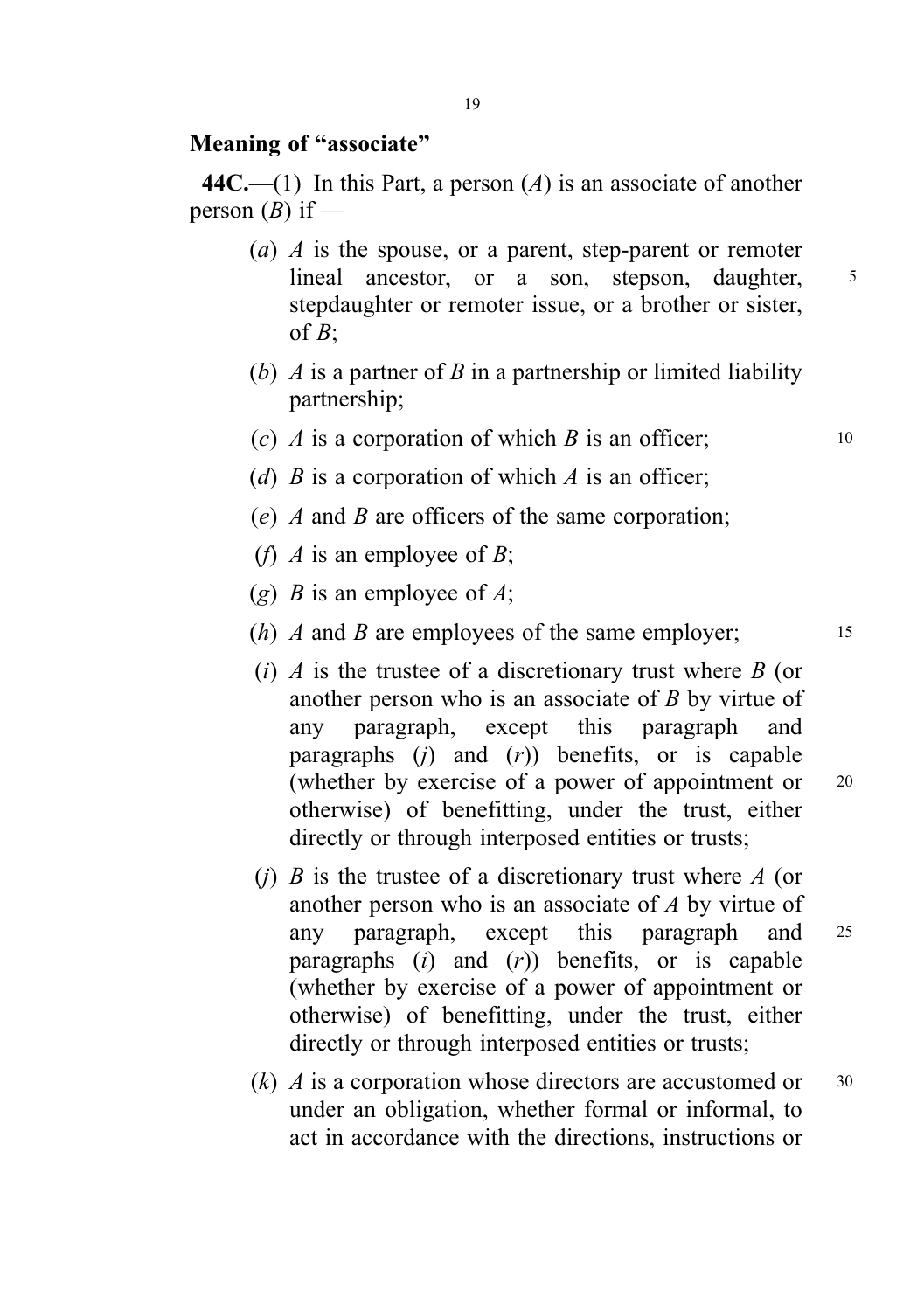**Meaning of "associate"**

**44C.**—(1) In this Part, a person (*A*) is an associate of another person (*B*) if —

(*a*) *A* is the spouse, or a parent, step-parent or remoter lineal ancestor, or a son, stepson, daughter, stepdaughter or remoter issue, or a brother or sister, of *B*;

(*b*) *A* is a partner of *B* in a partnership or limited liability partnership;

(*c*) *A* is a corporation of which *B* is an officer;

(*d*) *B* is a corporation of which *A* is an officer;

(*e*) *A* and *B* are officers of the same corporation;

(*f*) *A* is an employee of *B*;

(*g*) *B* is an employee of *A*;

(*h*) *A* and *B* are employees of the same employer;

(*i*) *A* is the trustee of a discretionary trust where *B* (or another person who is an associate of *B* by virtue of any paragraph, except this paragraph and paragraphs (*j*) and (*r*)) benefits, or is capable (whether by exercise of a power of appointment or otherwise) of benefitting, under the trust, either directly or through interposed entities or trusts;

(*j*) *B* is the trustee of a discretionary trust where *A* (or another person who is an associate of *A* by virtue of any paragraph, except this paragraph and paragraphs (*i*) and (*r*)) benefits, or is capable (whether by exercise of a power of appointment or otherwise) of benefitting, under the trust, either directly or through interposed entities or trusts;

(*k*) *A* is a corporation whose directors are accustomed or under an obligation, whether formal or informal, to act in accordance with the directions, instructions or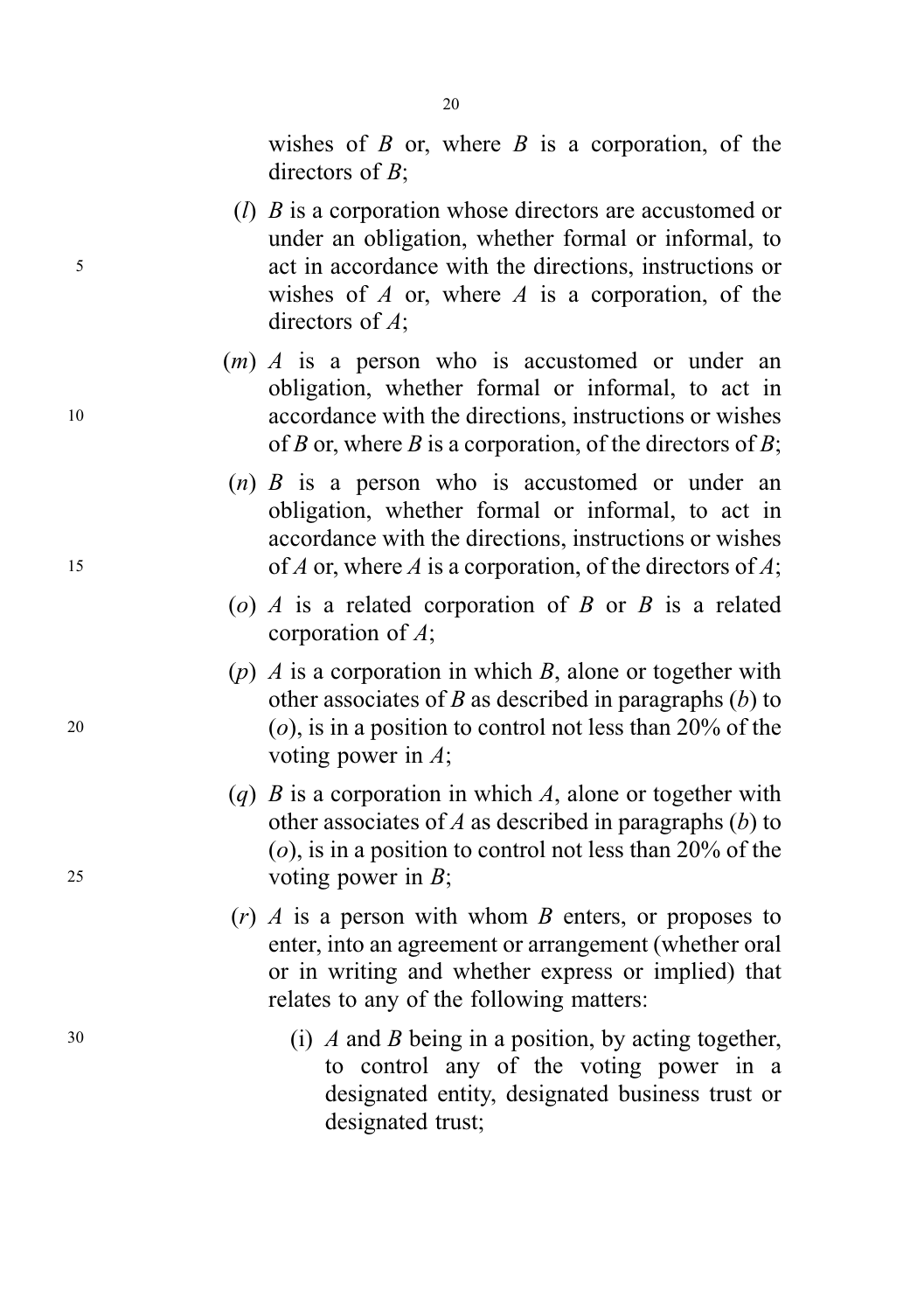wishes of *B* or, where *B* is a corporation, of the directors of *B*;

(*l*) *B* is a corporation whose directors are accustomed or under an obligation, whether formal or informal, to act in accordance with the directions, instructions or wishes of *A* or, where *A* is a corporation, of the directors of *A*;

(*m*) *A* is a person who is accustomed or under an obligation, whether formal or informal, to act in accordance with the directions, instructions or wishes of *B* or, where *B* is a corporation, of the directors of *B*;

(*n*) *B* is a person who is accustomed or under an obligation, whether formal or informal, to act in accordance with the directions, instructions or wishes of *A* or, where *A* is a corporation, of the directors of *A*;

(*o*) *A* is a related corporation of *B* or *B* is a related corporation of *A*;

(*p*) *A* is a corporation in which *B*, alone or together with other associates of *B* as described in paragraphs (*b*) to (*o*), is in a position to control not less than 20% of the voting power in *A*;

(*q*) *B* is a corporation in which *A*, alone or together with other associates of *A* as described in paragraphs (*b*) to (*o*), is in a position to control not less than 20% of the voting power in *B*;

(*r*) *A* is a person with whom *B* enters, or proposes to enter, into an agreement or arrangement (whether oral or in writing and whether express or implied) that relates to any of the following matters:

(i) *A* and *B* being in a position, by acting together, to control any of the voting power in a designated entity, designated business trust or designated trust;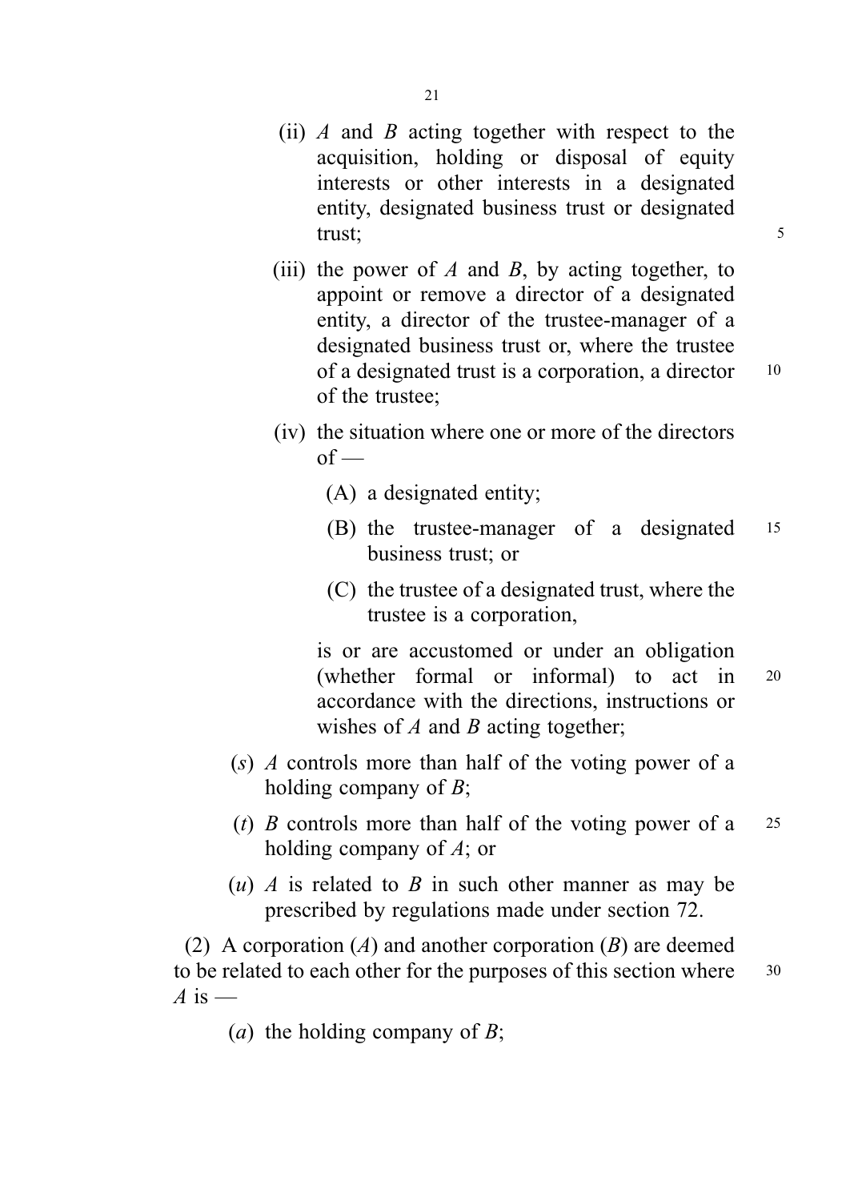(ii) *A* and *B* acting together with respect to the acquisition, holding or disposal of equity interests or other interests in a designated entity, designated business trust or designated trust;

(iii) the power of *A* and *B*, by acting together, to appoint or remove a director of a designated entity, a director of the trustee-manager of a designated business trust or, where the trustee of a designated trust is a corporation, a director of the trustee;

(iv) the situation where one or more of the directors of —

(A) a designated entity;

(B) the trustee-manager of a designated business trust; or

(C) the trustee of a designated trust, where the trustee is a corporation,

is or are accustomed or under an obligation (whether formal or informal) to act in accordance with the directions, instructions or wishes of *A* and *B* acting together;

(*s*) *A* controls more than half of the voting power of a holding company of *B*;

(*t*) *B* controls more than half of the voting power of a holding company of *A*; or

(*u*) *A* is related to *B* in such other manner as may be prescribed by regulations made under section 72.

(2) A corporation (*A*) and another corporation (*B*) are deemed to be related to each other for the purposes of this section where *A* is —

(*a*) the holding company of *B*;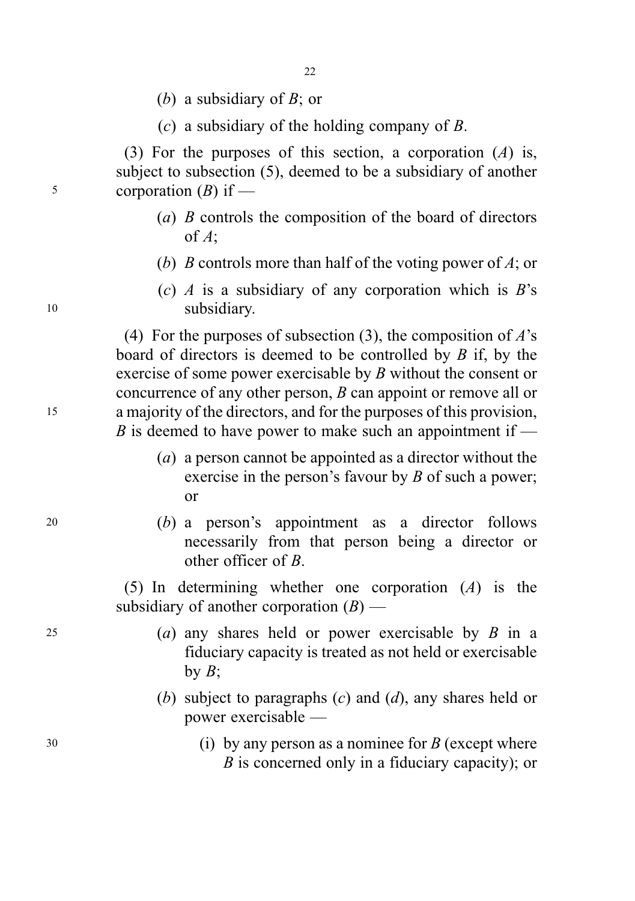(*b*) a subsidiary of *B*; or

(*c*) a subsidiary of the holding company of *B*.

(3) For the purposes of this section, a corporation (*A*) is, subject to subsection (5), deemed to be a subsidiary of another corporation (*B*) if —

(*a*) *B* controls the composition of the board of directors of *A*;

(*b*) *B* controls more than half of the voting power of *A*; or

(*c*) *A* is a subsidiary of any corporation which is *B*'s subsidiary.

(4) For the purposes of subsection (3), the composition of *A*'s board of directors is deemed to be controlled by *B* if, by the exercise of some power exercisable by *B* without the consent or concurrence of any other person, *B* can appoint or remove all or a majority of the directors, and for the purposes of this provision, *B* is deemed to have power to make such an appointment if —

(*a*) a person cannot be appointed as a director without the exercise in the person's favour by *B* of such a power; or

(*b*) a person's appointment as a director follows necessarily from that person being a director or other officer of *B*.

(5) In determining whether one corporation (*A*) is the subsidiary of another corporation (*B*) —

(*a*) any shares held or power exercisable by *B* in a fiduciary capacity is treated as not held or exercisable by *B*;

(*b*) subject to paragraphs (*c*) and (*d*), any shares held or power exercisable —

(i) by any person as a nominee for *B* (except where *B* is concerned only in a fiduciary capacity); or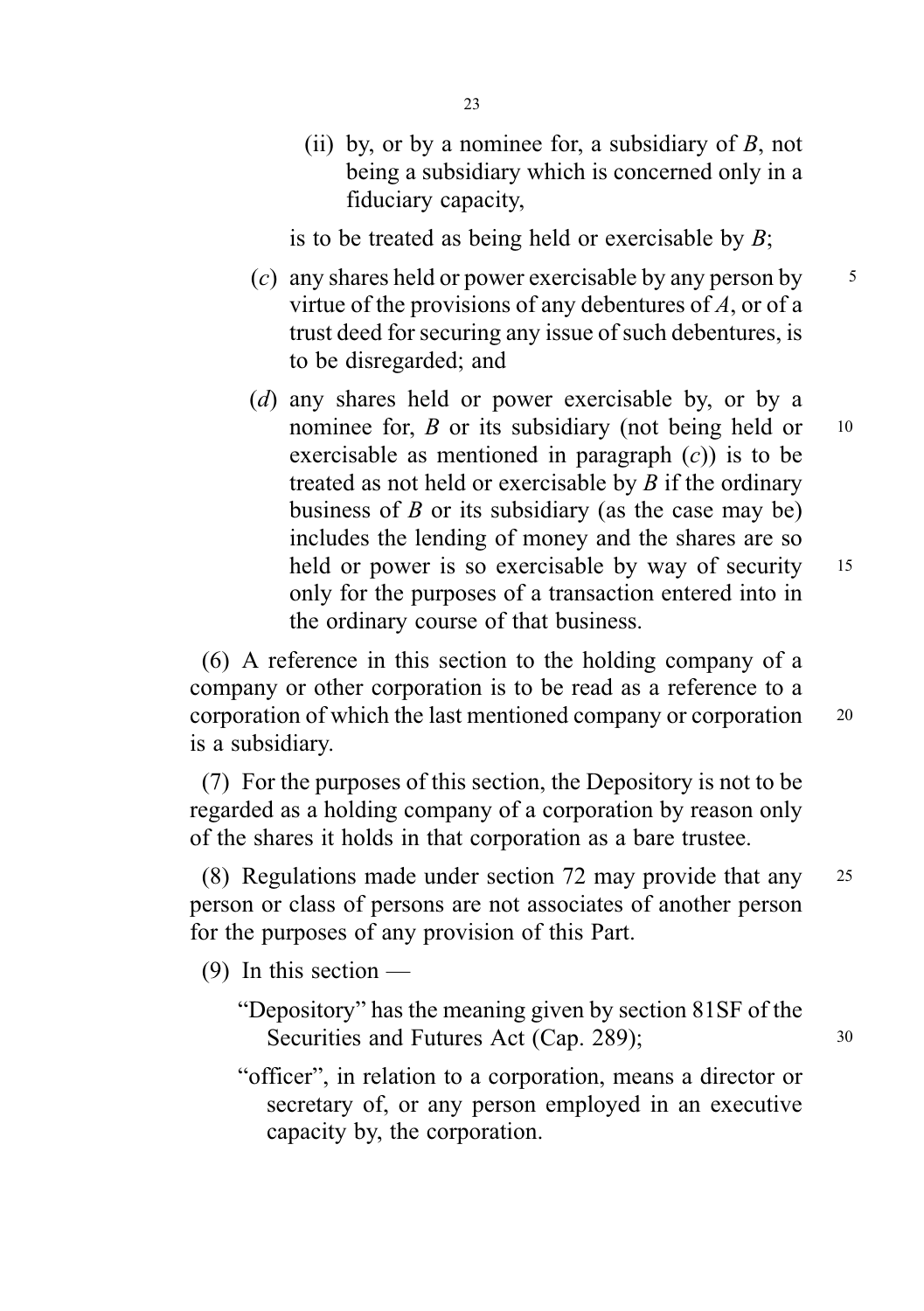(ii) by, or by a nominee for, a subsidiary of *B*, not being a subsidiary which is concerned only in a fiduciary capacity,

is to be treated as being held or exercisable by *B*;

(*c*) any shares held or power exercisable by any person by virtue of the provisions of any debentures of *A*, or of a trust deed for securing any issue of such debentures, is to be disregarded; and

(*d*) any shares held or power exercisable by, or by a nominee for, *B* or its subsidiary (not being held or exercisable as mentioned in paragraph (*c*)) is to be treated as not held or exercisable by *B* if the ordinary business of *B* or its subsidiary (as the case may be) includes the lending of money and the shares are so held or power is so exercisable by way of security only for the purposes of a transaction entered into in the ordinary course of that business.

(6) A reference in this section to the holding company of a company or other corporation is to be read as a reference to a corporation of which the last mentioned company or corporation is a subsidiary.

(7) For the purposes of this section, the Depository is not to be regarded as a holding company of a corporation by reason only of the shares it holds in that corporation as a bare trustee.

(8) Regulations made under section 72 may provide that any person or class of persons are not associates of another person for the purposes of any provision of this Part.

(9) In this section —

"Depository" has the meaning given by section 81SF of the Securities and Futures Act (Cap. 289);

"officer", in relation to a corporation, means a director or secretary of, or any person employed in an executive capacity by, the corporation.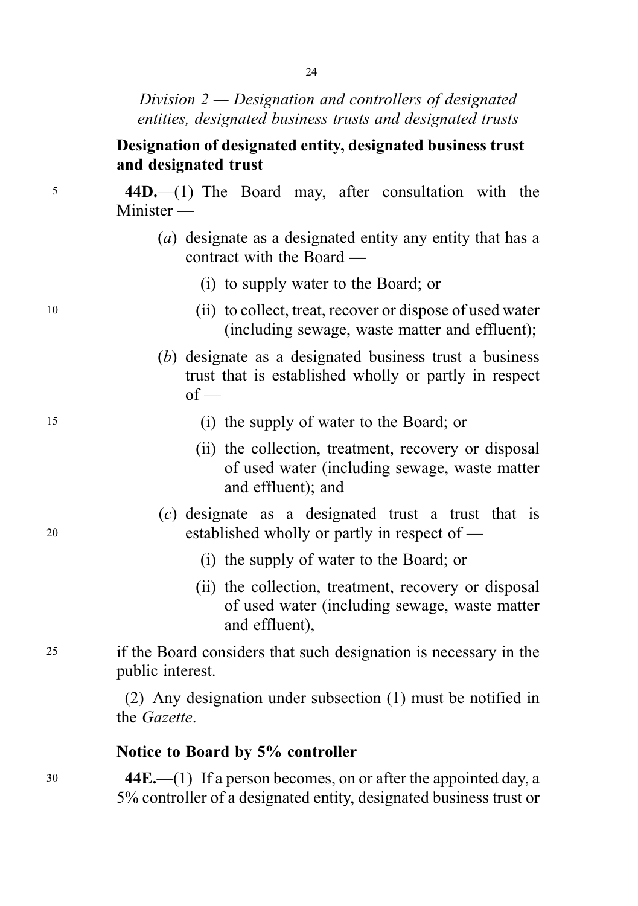*Division 2 — Designation and controllers of designated entities, designated business trusts and designated trusts*

**Designation of designated entity, designated business trust and designated trust**

**44D.**—(1) The Board may, after consultation with the Minister —

(*a*) designate as a designated entity any entity that has a contract with the Board —

(i) to supply water to the Board; or

(ii) to collect, treat, recover or dispose of used water (including sewage, waste matter and effluent);

(*b*) designate as a designated business trust a business trust that is established wholly or partly in respect of —

(i) the supply of water to the Board; or

(ii) the collection, treatment, recovery or disposal of used water (including sewage, waste matter and effluent); and

(*c*) designate as a designated trust a trust that is established wholly or partly in respect of —

(i) the supply of water to the Board; or

(ii) the collection, treatment, recovery or disposal of used water (including sewage, waste matter and effluent),

if the Board considers that such designation is necessary in the public interest.

(2) Any designation under subsection (1) must be notified in the *Gazette*.

**Notice to Board by 5% controller**

**44E.**—(1) If a person becomes, on or after the appointed day, a 5% controller of a designated entity, designated business trust or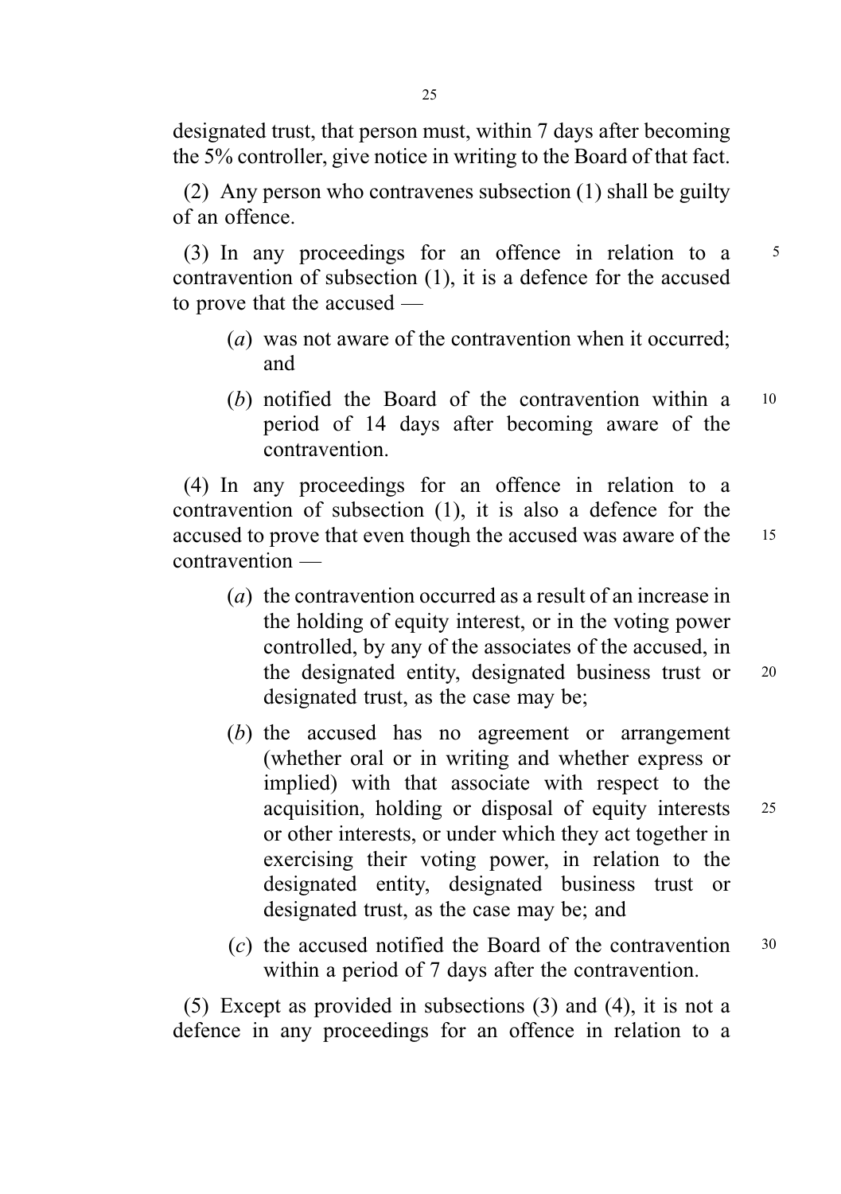designated trust, that person must, within 7 days after becoming the 5% controller, give notice in writing to the Board of that fact.

(2) Any person who contravenes subsection (1) shall be guilty of an offence.

(3) In any proceedings for an offence in relation to a contravention of subsection (1), it is a defence for the accused to prove that the accused —

- (*a*) was not aware of the contravention when it occurred; and
- (*b*) notified the Board of the contravention within a period of 14 days after becoming aware of the contravention.

(4) In any proceedings for an offence in relation to a contravention of subsection (1), it is also a defence for the accused to prove that even though the accused was aware of the contravention —

- (*a*) the contravention occurred as a result of an increase in the holding of equity interest, or in the voting power controlled, by any of the associates of the accused, in the designated entity, designated business trust or designated trust, as the case may be;
- (*b*) the accused has no agreement or arrangement (whether oral or in writing and whether express or implied) with that associate with respect to the acquisition, holding or disposal of equity interests or other interests, or under which they act together in exercising their voting power, in relation to the designated entity, designated business trust or designated trust, as the case may be; and
- (*c*) the accused notified the Board of the contravention within a period of 7 days after the contravention.

(5) Except as provided in subsections (3) and (4), it is not a defence in any proceedings for an offence in relation to a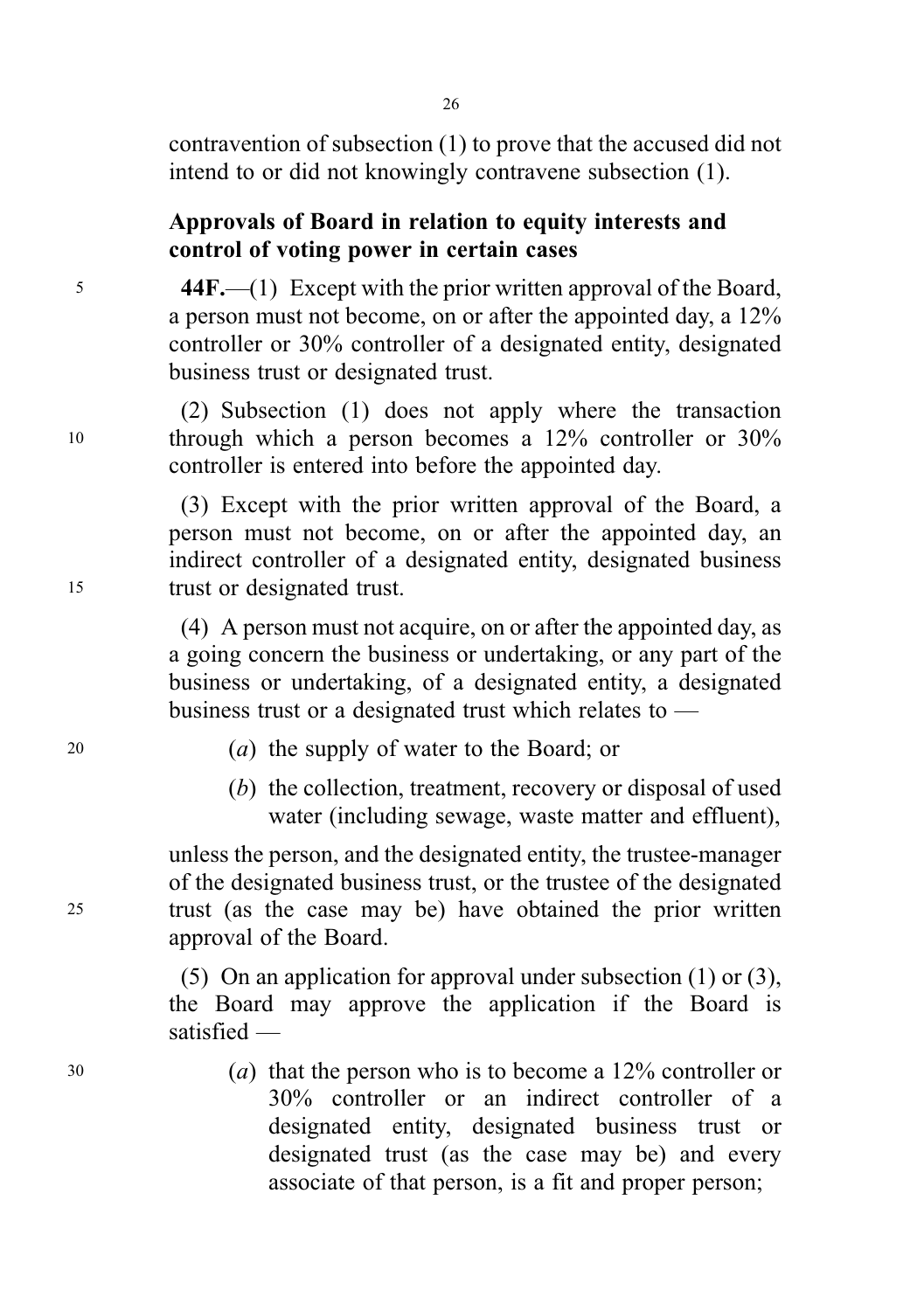contravention of subsection (1) to prove that the accused did not intend to or did not knowingly contravene subsection (1).

**Approvals of Board in relation to equity interests and control of voting power in certain cases**

**44F.**—(1) Except with the prior written approval of the Board, a person must not become, on or after the appointed day, a 12% controller or 30% controller of a designated entity, designated business trust or designated trust.

(2) Subsection (1) does not apply where the transaction through which a person becomes a 12% controller or 30% controller is entered into before the appointed day.

(3) Except with the prior written approval of the Board, a person must not become, on or after the appointed day, an indirect controller of a designated entity, designated business trust or designated trust.

(4) A person must not acquire, on or after the appointed day, as a going concern the business or undertaking, or any part of the business or undertaking, of a designated entity, a designated business trust or a designated trust which relates to —

(*a*) the supply of water to the Board; or

(*b*) the collection, treatment, recovery or disposal of used water (including sewage, waste matter and effluent),

unless the person, and the designated entity, the trustee-manager of the designated business trust, or the trustee of the designated trust (as the case may be) have obtained the prior written approval of the Board.

(5) On an application for approval under subsection (1) or (3), the Board may approve the application if the Board is satisfied —

(*a*) that the person who is to become a 12% controller or 30% controller or an indirect controller of a designated entity, designated business trust or designated trust (as the case may be) and every associate of that person, is a fit and proper person;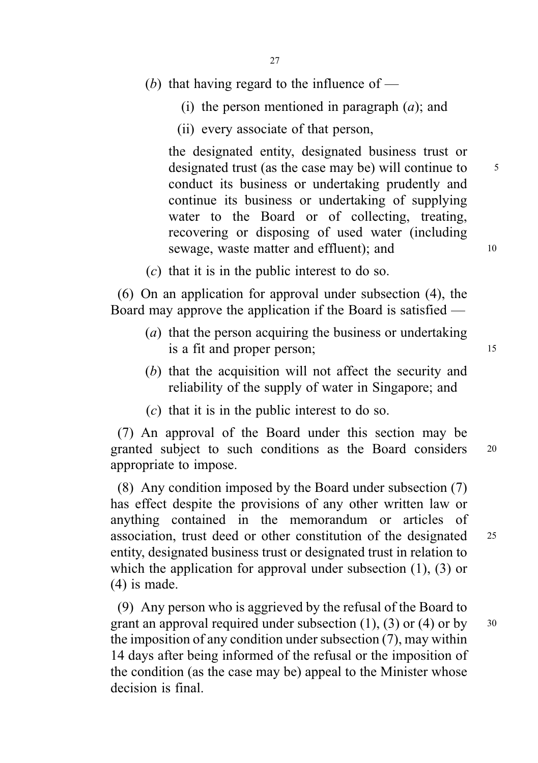(*b*) that having regard to the influence of —

(i) the person mentioned in paragraph (*a*); and

(ii) every associate of that person,

the designated entity, designated business trust or designated trust (as the case may be) will continue to conduct its business or undertaking prudently and continue its business or undertaking of supplying water to the Board or of collecting, treating, recovering or disposing of used water (including sewage, waste matter and effluent); and

(*c*) that it is in the public interest to do so.

(6) On an application for approval under subsection (4), the Board may approve the application if the Board is satisfied —

(*a*) that the person acquiring the business or undertaking is a fit and proper person;

(*b*) that the acquisition will not affect the security and reliability of the supply of water in Singapore; and

(*c*) that it is in the public interest to do so.

(7) An approval of the Board under this section may be granted subject to such conditions as the Board considers appropriate to impose.

(8) Any condition imposed by the Board under subsection (7) has effect despite the provisions of any other written law or anything contained in the memorandum or articles of association, trust deed or other constitution of the designated entity, designated business trust or designated trust in relation to which the application for approval under subsection (1), (3) or (4) is made.

(9) Any person who is aggrieved by the refusal of the Board to grant an approval required under subsection (1), (3) or (4) or by the imposition of any condition under subsection (7), may within 14 days after being informed of the refusal or the imposition of the condition (as the case may be) appeal to the Minister whose decision is final.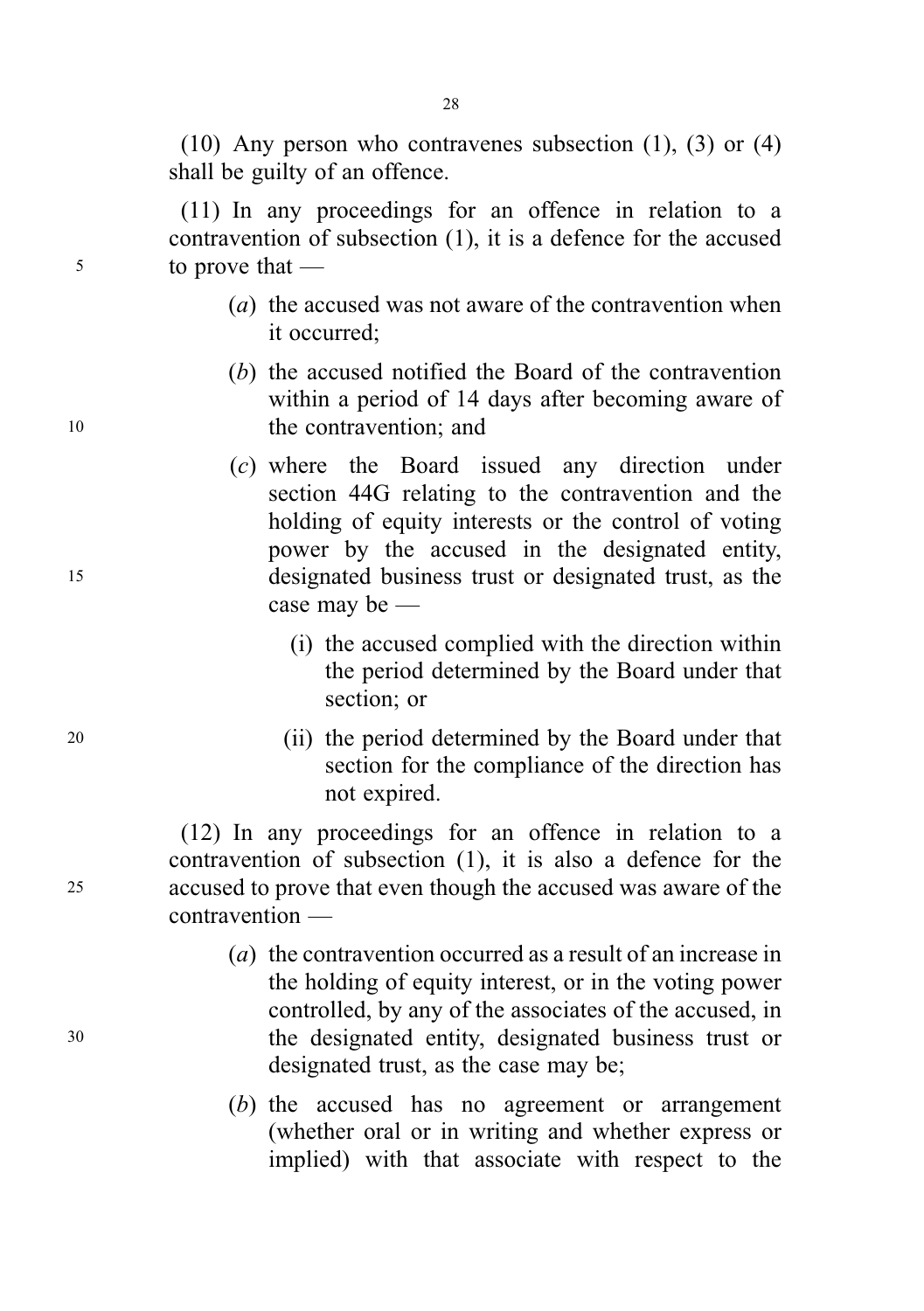(10) Any person who contravenes subsection (1), (3) or (4) shall be guilty of an offence.

(11) In any proceedings for an offence in relation to a contravention of subsection (1), it is a defence for the accused to prove that —

(*a*) the accused was not aware of the contravention when it occurred;

(*b*) the accused notified the Board of the contravention within a period of 14 days after becoming aware of the contravention; and

(*c*) where the Board issued any direction under section 44G relating to the contravention and the holding of equity interests or the control of voting power by the accused in the designated entity, designated business trust or designated trust, as the case may be —

(i) the accused complied with the direction within the period determined by the Board under that section; or

(ii) the period determined by the Board under that section for the compliance of the direction has not expired.

(12) In any proceedings for an offence in relation to a contravention of subsection (1), it is also a defence for the accused to prove that even though the accused was aware of the contravention —

(*a*) the contravention occurred as a result of an increase in the holding of equity interest, or in the voting power controlled, by any of the associates of the accused, in the designated entity, designated business trust or designated trust, as the case may be;

(*b*) the accused has no agreement or arrangement (whether oral or in writing and whether express or implied) with that associate with respect to the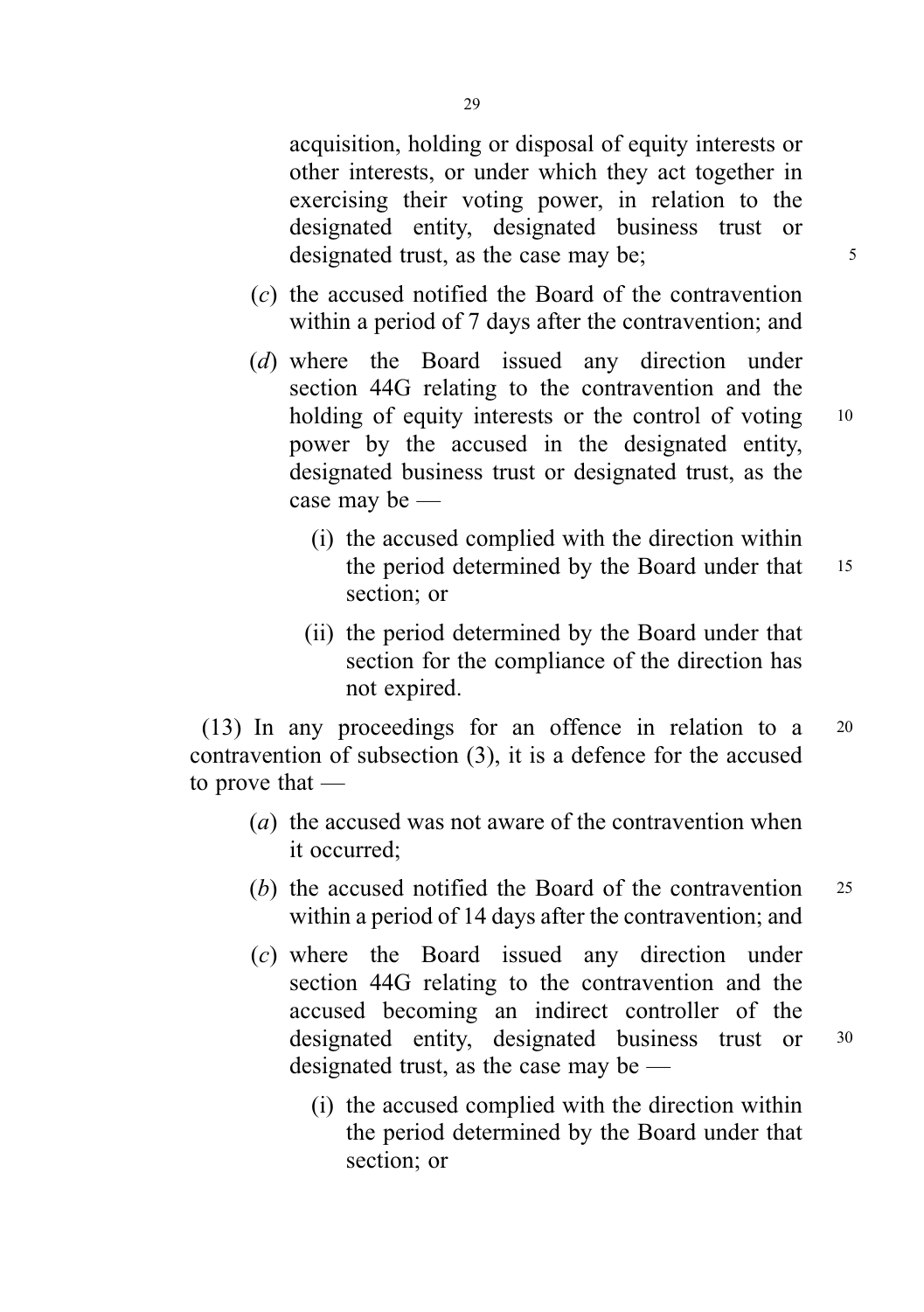acquisition, holding or disposal of equity interests or other interests, or under which they act together in exercising their voting power, in relation to the designated entity, designated business trust or designated trust, as the case may be;

(*c*) the accused notified the Board of the contravention within a period of 7 days after the contravention; and

(*d*) where the Board issued any direction under section 44G relating to the contravention and the holding of equity interests or the control of voting power by the accused in the designated entity, designated business trust or designated trust, as the case may be —

(i) the accused complied with the direction within the period determined by the Board under that section; or

(ii) the period determined by the Board under that section for the compliance of the direction has not expired.

(13) In any proceedings for an offence in relation to a contravention of subsection (3), it is a defence for the accused to prove that —

(*a*) the accused was not aware of the contravention when it occurred;

(*b*) the accused notified the Board of the contravention within a period of 14 days after the contravention; and

(*c*) where the Board issued any direction under section 44G relating to the contravention and the accused becoming an indirect controller of the designated entity, designated business trust or designated trust, as the case may be —

(i) the accused complied with the direction within the period determined by the Board under that section; or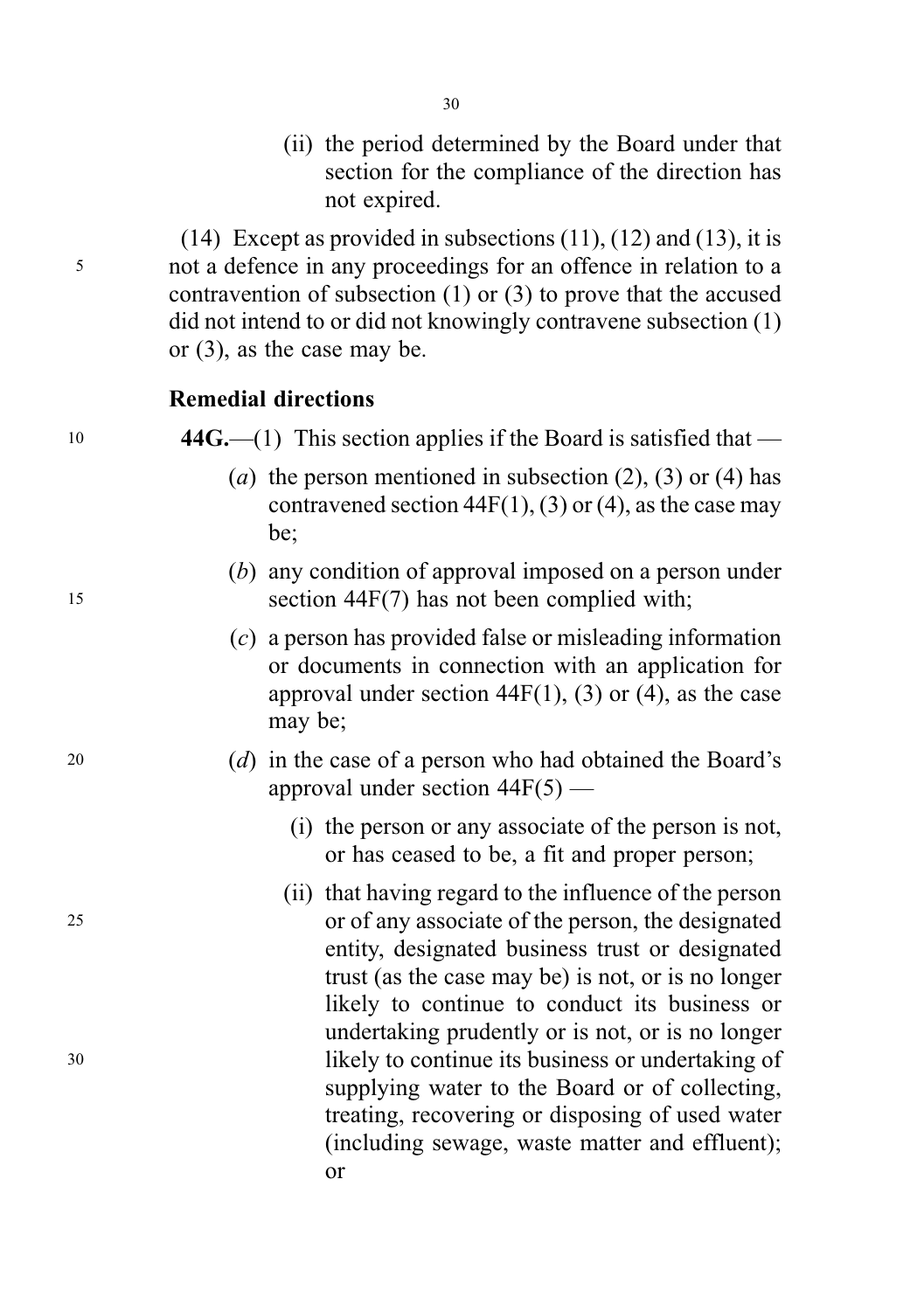(ii) the period determined by the Board under that section for the compliance of the direction has not expired.

(14) Except as provided in subsections (11), (12) and (13), it is not a defence in any proceedings for an offence in relation to a contravention of subsection (1) or (3) to prove that the accused did not intend to or did not knowingly contravene subsection (1) or (3), as the case may be.

**Remedial directions**

**44G.**—(1) This section applies if the Board is satisfied that —

(*a*) the person mentioned in subsection (2), (3) or (4) has contravened section 44F(1), (3) or (4), as the case may be;

(*b*) any condition of approval imposed on a person under section 44F(7) has not been complied with;

(*c*) a person has provided false or misleading information or documents in connection with an application for approval under section 44F(1), (3) or (4), as the case may be;

(*d*) in the case of a person who had obtained the Board's approval under section 44F(5) —

(i) the person or any associate of the person is not, or has ceased to be, a fit and proper person;

(ii) that having regard to the influence of the person or of any associate of the person, the designated entity, designated business trust or designated trust (as the case may be) is not, or is no longer likely to continue to conduct its business or undertaking prudently or is not, or is no longer likely to continue its business or undertaking of supplying water to the Board or of collecting, treating, recovering or disposing of used water (including sewage, waste matter and effluent); or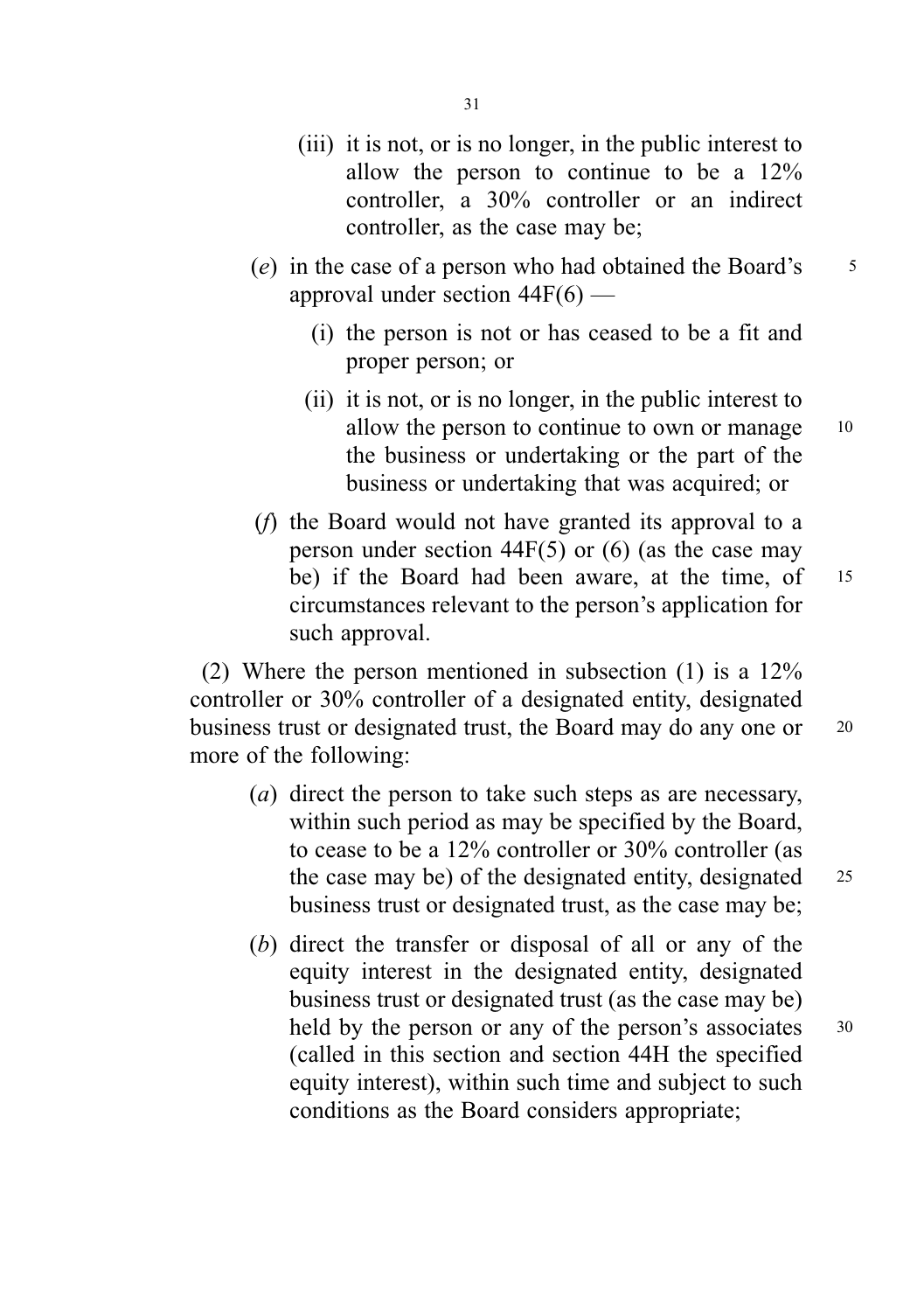(iii) it is not, or is no longer, in the public interest to allow the person to continue to be a 12% controller, a 30% controller or an indirect controller, as the case may be;

(*e*) in the case of a person who had obtained the Board's approval under section 44F(6) —

(i) the person is not or has ceased to be a fit and proper person; or

(ii) it is not, or is no longer, in the public interest to allow the person to continue to own or manage the business or undertaking or the part of the business or undertaking that was acquired; or

(*f*) the Board would not have granted its approval to a person under section 44F(5) or (6) (as the case may be) if the Board had been aware, at the time, of circumstances relevant to the person's application for such approval.

(2) Where the person mentioned in subsection (1) is a 12% controller or 30% controller of a designated entity, designated business trust or designated trust, the Board may do any one or more of the following:

(*a*) direct the person to take such steps as are necessary, within such period as may be specified by the Board, to cease to be a 12% controller or 30% controller (as the case may be) of the designated entity, designated business trust or designated trust, as the case may be;

(*b*) direct the transfer or disposal of all or any of the equity interest in the designated entity, designated business trust or designated trust (as the case may be) held by the person or any of the person's associates (called in this section and section 44H the specified equity interest), within such time and subject to such conditions as the Board considers appropriate;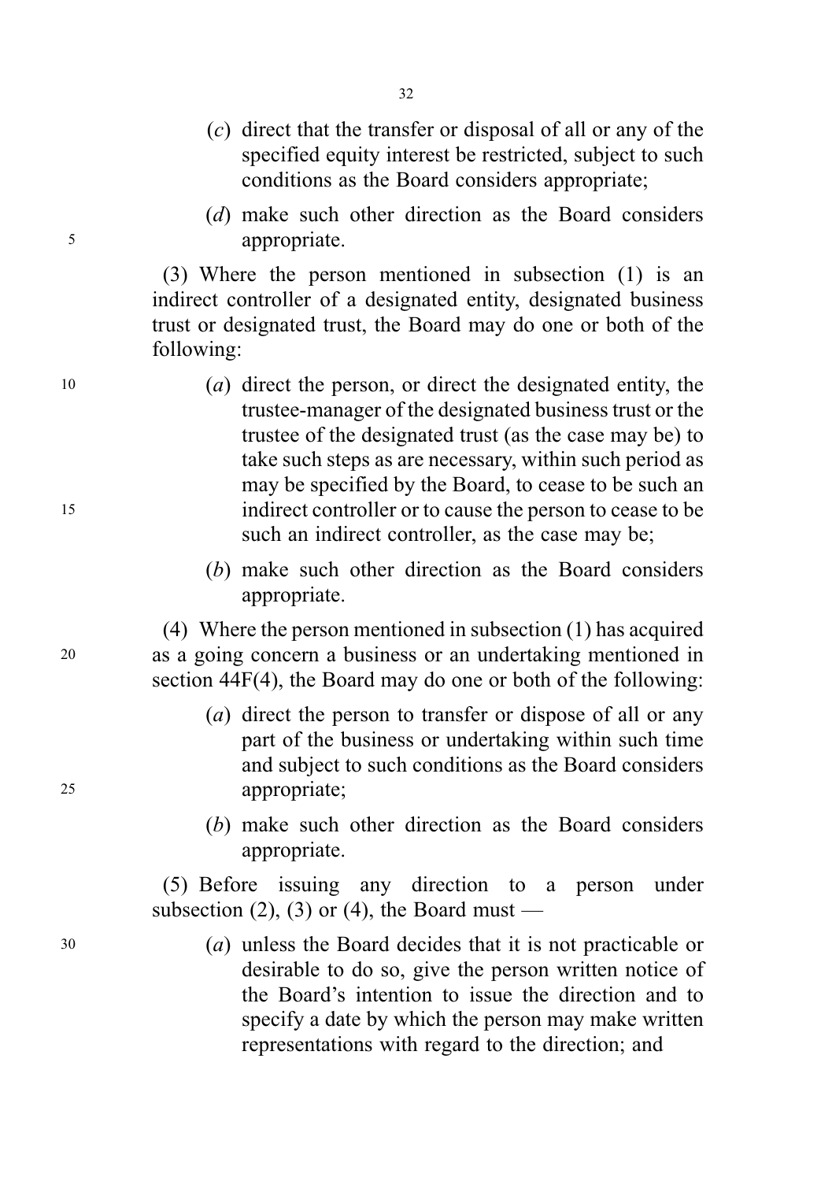(*c*) direct that the transfer or disposal of all or any of the specified equity interest be restricted, subject to such conditions as the Board considers appropriate;

(*d*) make such other direction as the Board considers appropriate.

(3) Where the person mentioned in subsection (1) is an indirect controller of a designated entity, designated business trust or designated trust, the Board may do one or both of the following:

(*a*) direct the person, or direct the designated entity, the trustee-manager of the designated business trust or the trustee of the designated trust (as the case may be) to take such steps as are necessary, within such period as may be specified by the Board, to cease to be such an indirect controller or to cause the person to cease to be such an indirect controller, as the case may be;

(*b*) make such other direction as the Board considers appropriate.

(4) Where the person mentioned in subsection (1) has acquired as a going concern a business or an undertaking mentioned in section 44F(4), the Board may do one or both of the following:

(*a*) direct the person to transfer or dispose of all or any part of the business or undertaking within such time and subject to such conditions as the Board considers appropriate;

(*b*) make such other direction as the Board considers appropriate.

(5) Before issuing any direction to a person under subsection (2), (3) or (4), the Board must —

(*a*) unless the Board decides that it is not practicable or desirable to do so, give the person written notice of the Board's intention to issue the direction and to specify a date by which the person may make written representations with regard to the direction; and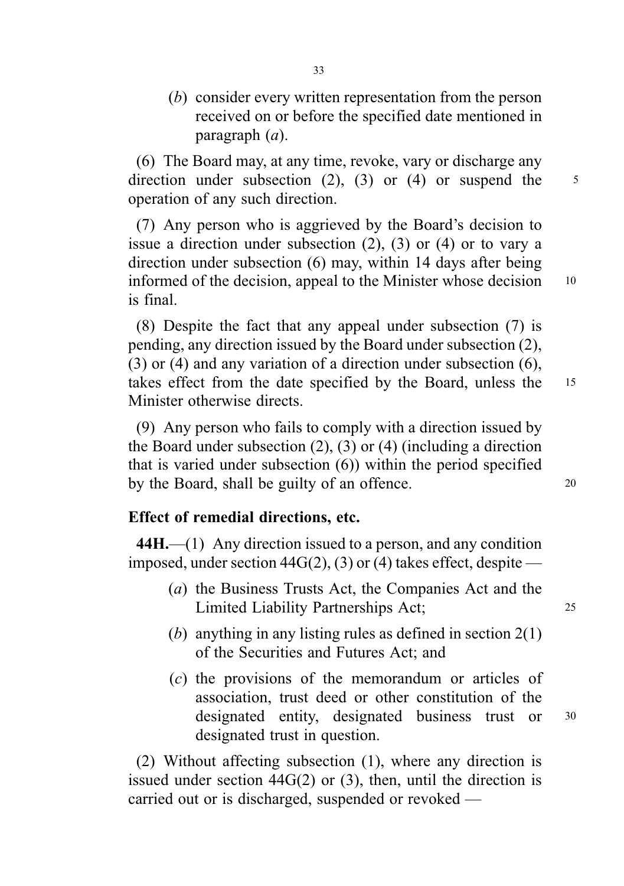(*b*) consider every written representation from the person received on or before the specified date mentioned in paragraph (*a*).

(6) The Board may, at any time, revoke, vary or discharge any direction under subsection (2), (3) or (4) or suspend the operation of any such direction.

(7) Any person who is aggrieved by the Board's decision to issue a direction under subsection (2), (3) or (4) or to vary a direction under subsection (6) may, within 14 days after being informed of the decision, appeal to the Minister whose decision is final.

(8) Despite the fact that any appeal under subsection (7) is pending, any direction issued by the Board under subsection (2), (3) or (4) and any variation of a direction under subsection (6), takes effect from the date specified by the Board, unless the Minister otherwise directs.

(9) Any person who fails to comply with a direction issued by the Board under subsection (2), (3) or (4) (including a direction that is varied under subsection (6)) within the period specified by the Board, shall be guilty of an offence.

**Effect of remedial directions, etc.**

**44H.**—(1) Any direction issued to a person, and any condition imposed, under section 44G(2), (3) or (4) takes effect, despite —

(*a*) the Business Trusts Act, the Companies Act and the Limited Liability Partnerships Act;

(*b*) anything in any listing rules as defined in section 2(1) of the Securities and Futures Act; and

(*c*) the provisions of the memorandum or articles of association, trust deed or other constitution of the designated entity, designated business trust or designated trust in question.

(2) Without affecting subsection (1), where any direction is issued under section 44G(2) or (3), then, until the direction is carried out or is discharged, suspended or revoked —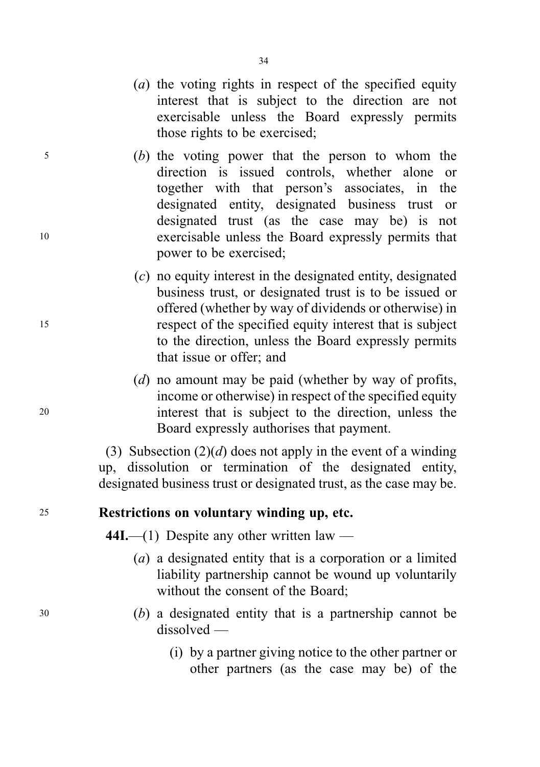(*a*) the voting rights in respect of the specified equity interest that is subject to the direction are not exercisable unless the Board expressly permits those rights to be exercised;

(*b*) the voting power that the person to whom the direction is issued controls, whether alone or together with that person's associates, in the designated entity, designated business trust or designated trust (as the case may be) is not exercisable unless the Board expressly permits that power to be exercised;

(*c*) no equity interest in the designated entity, designated business trust, or designated trust is to be issued or offered (whether by way of dividends or otherwise) in respect of the specified equity interest that is subject to the direction, unless the Board expressly permits that issue or offer; and

(*d*) no amount may be paid (whether by way of profits, income or otherwise) in respect of the specified equity interest that is subject to the direction, unless the Board expressly authorises that payment.

(3) Subsection (2)(*d*) does not apply in the event of a winding up, dissolution or termination of the designated entity, designated business trust or designated trust, as the case may be.

**Restrictions on voluntary winding up, etc.**

**44I.**—(1) Despite any other written law —

(*a*) a designated entity that is a corporation or a limited liability partnership cannot be wound up voluntarily without the consent of the Board;

(*b*) a designated entity that is a partnership cannot be dissolved —

(i) by a partner giving notice to the other partner or other partners (as the case may be) of the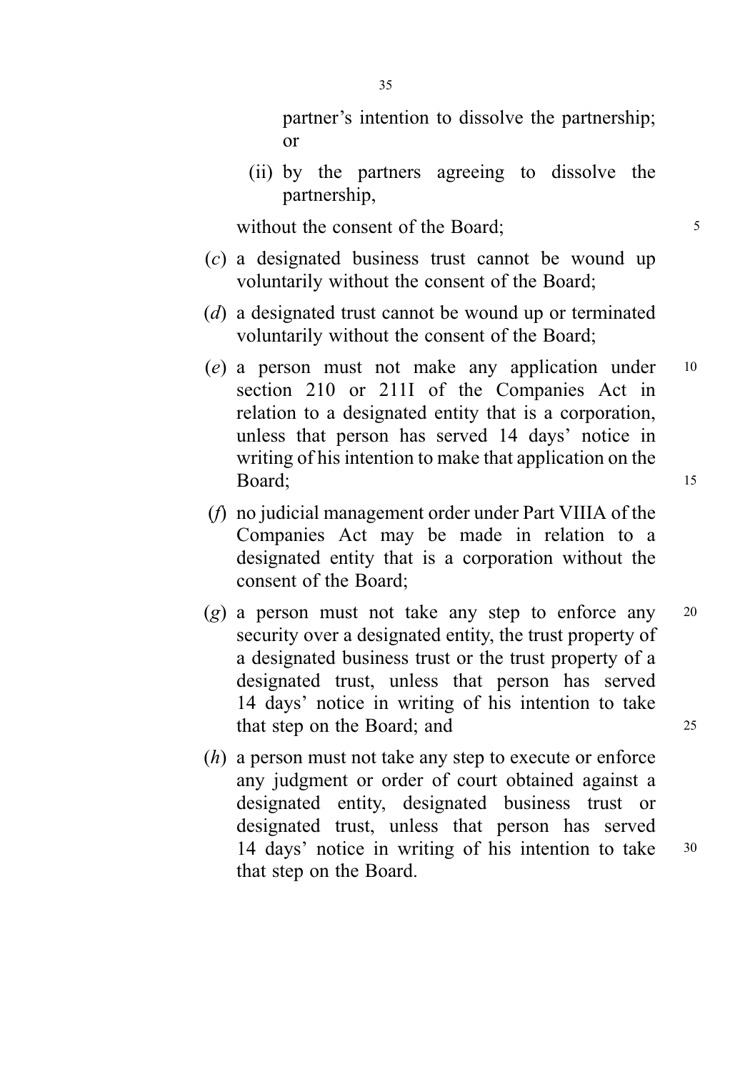partner's intention to dissolve the partnership; or

(ii) by the partners agreeing to dissolve the partnership,

without the consent of the Board;

(*c*) a designated business trust cannot be wound up voluntarily without the consent of the Board;

(*d*) a designated trust cannot be wound up or terminated voluntarily without the consent of the Board;

(*e*) a person must not make any application under section 210 or 211I of the Companies Act in relation to a designated entity that is a corporation, unless that person has served 14 days' notice in writing of his intention to make that application on the Board;

(*f*) no judicial management order under Part VIIIA of the Companies Act may be made in relation to a designated entity that is a corporation without the consent of the Board;

(*g*) a person must not take any step to enforce any security over a designated entity, the trust property of a designated business trust or the trust property of a designated trust, unless that person has served 14 days' notice in writing of his intention to take that step on the Board; and

(*h*) a person must not take any step to execute or enforce any judgment or order of court obtained against a designated entity, designated business trust or designated trust, unless that person has served 14 days' notice in writing of his intention to take that step on the Board.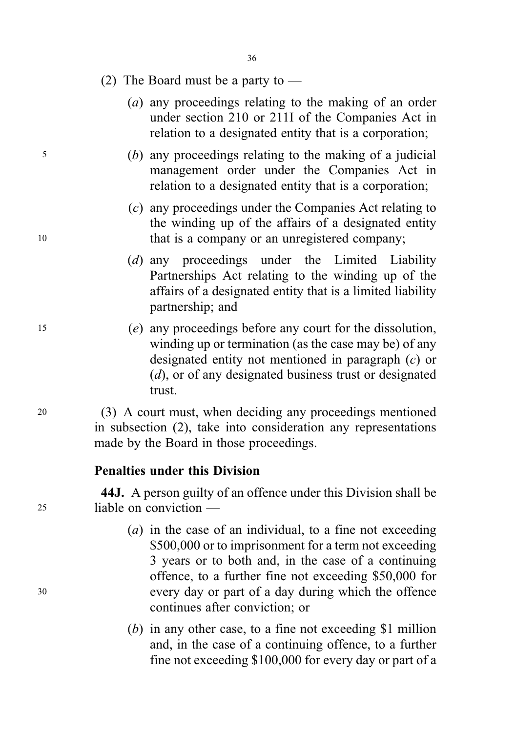(2) The Board must be a party to —

(*a*) any proceedings relating to the making of an order under section 210 or 211I of the Companies Act in relation to a designated entity that is a corporation;

(*b*) any proceedings relating to the making of a judicial management order under the Companies Act in relation to a designated entity that is a corporation;

(*c*) any proceedings under the Companies Act relating to the winding up of the affairs of a designated entity that is a company or an unregistered company;

(*d*) any proceedings under the Limited Liability Partnerships Act relating to the winding up of the affairs of a designated entity that is a limited liability partnership; and

(*e*) any proceedings before any court for the dissolution, winding up or termination (as the case may be) of any designated entity not mentioned in paragraph (*c*) or (*d*), or of any designated business trust or designated trust.

(3) A court must, when deciding any proceedings mentioned in subsection (2), take into consideration any representations made by the Board in those proceedings.

**Penalties under this Division**

**44J.** A person guilty of an offence under this Division shall be liable on conviction —

(*a*) in the case of an individual, to a fine not exceeding $500,000 or to imprisonment for a term not exceeding 3 years or to both and, in the case of a continuing offence, to a further fine not exceeding $50,000 for every day or part of a day during which the offence continues after conviction; or

(*b*) in any other case, to a fine not exceeding $1 million and, in the case of a continuing offence, to a further fine not exceeding $100,000 for every day or part of a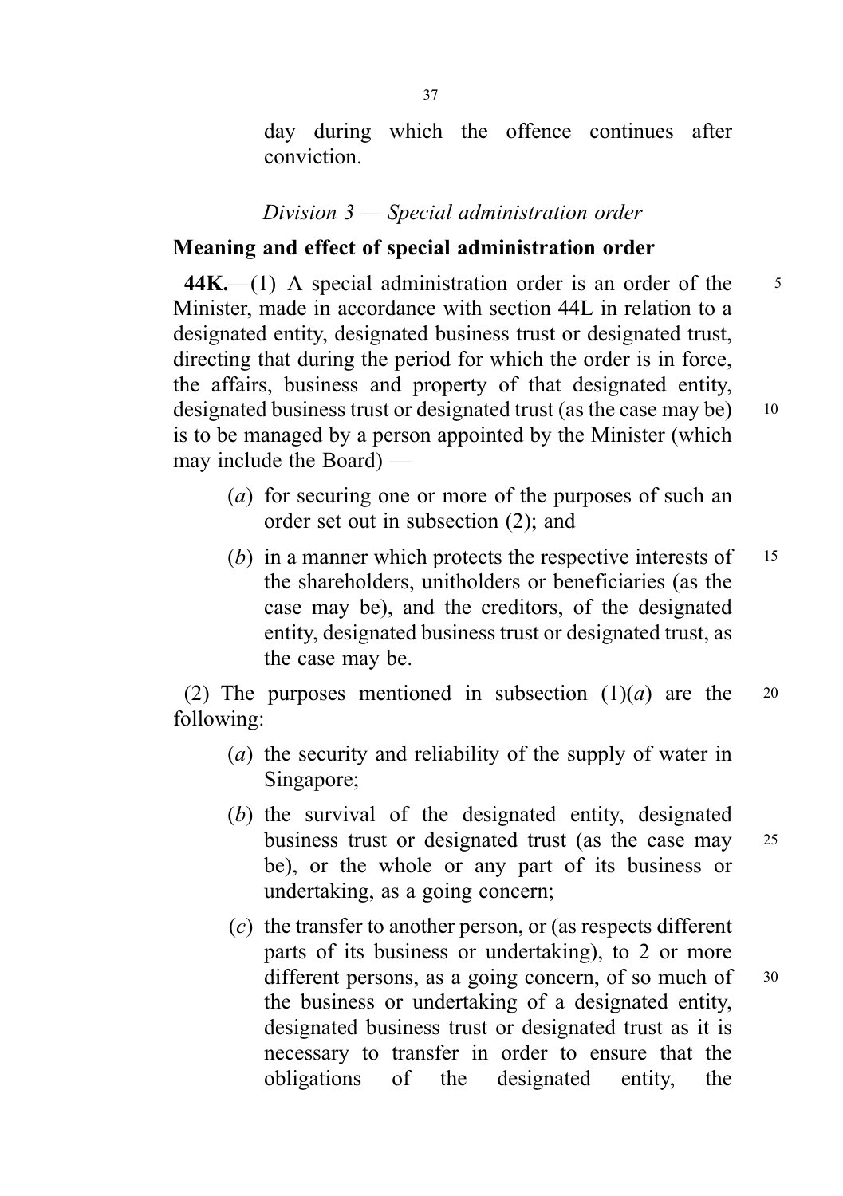day during which the offence continues after conviction.

*Division 3 — Special administration order*

**Meaning and effect of special administration order**

**44K.**—(1) A special administration order is an order of the Minister, made in accordance with section 44L in relation to a designated entity, designated business trust or designated trust, directing that during the period for which the order is in force, the affairs, business and property of that designated entity, designated business trust or designated trust (as the case may be) is to be managed by a person appointed by the Minister (which may include the Board) —

(*a*) for securing one or more of the purposes of such an order set out in subsection (2); and

(*b*) in a manner which protects the respective interests of the shareholders, unitholders or beneficiaries (as the case may be), and the creditors, of the designated entity, designated business trust or designated trust, as the case may be.

(2) The purposes mentioned in subsection (1)(*a*) are the following:

(*a*) the security and reliability of the supply of water in Singapore;

(*b*) the survival of the designated entity, designated business trust or designated trust (as the case may be), or the whole or any part of its business or undertaking, as a going concern;

(*c*) the transfer to another person, or (as respects different parts of its business or undertaking), to 2 or more different persons, as a going concern, of so much of the business or undertaking of a designated entity, designated business trust or designated trust as it is necessary to transfer in order to ensure that the obligations of the designated entity, the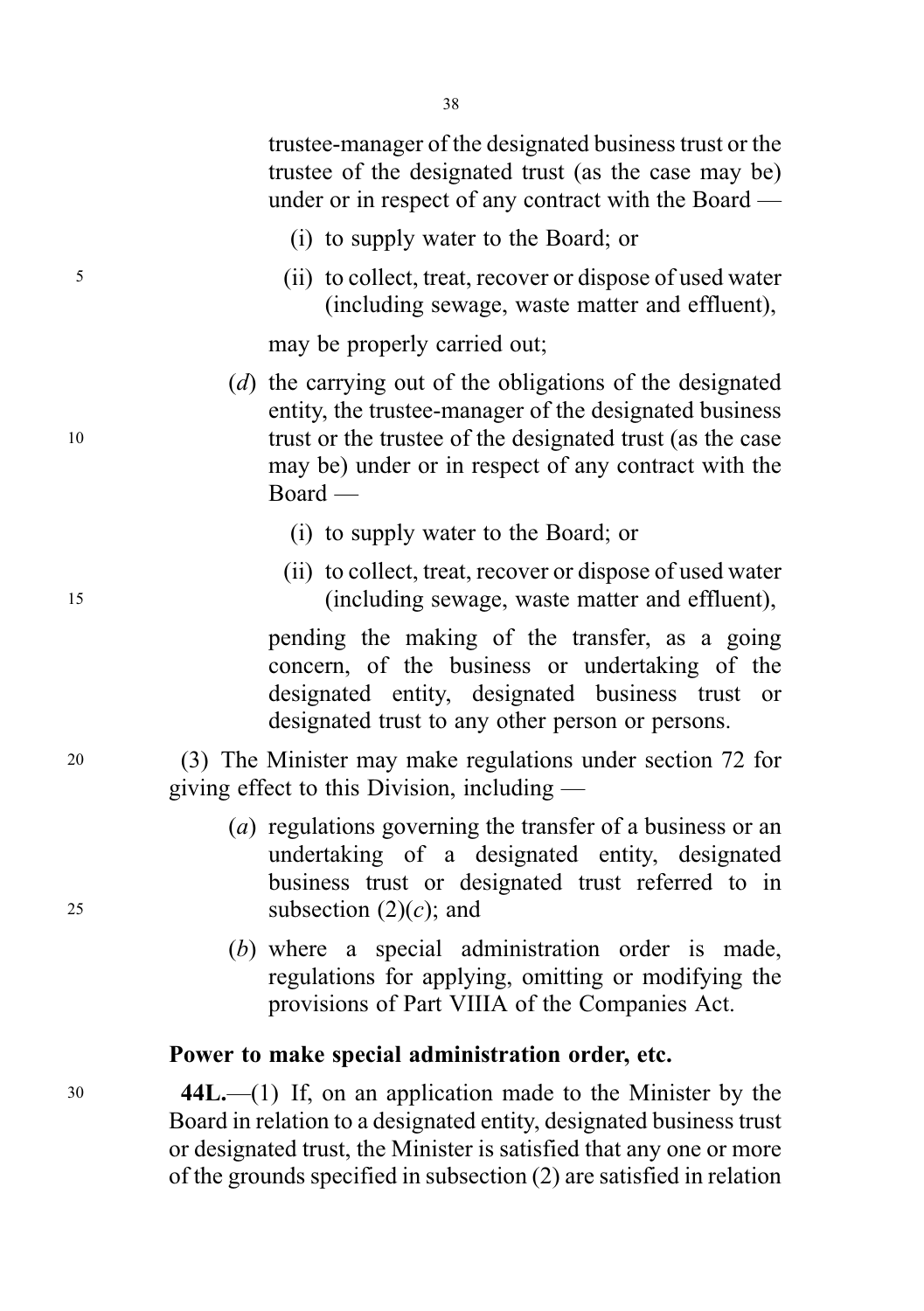trustee-manager of the designated business trust or the trustee of the designated trust (as the case may be) under or in respect of any contract with the Board —

(i) to supply water to the Board; or

(ii) to collect, treat, recover or dispose of used water (including sewage, waste matter and effluent),

may be properly carried out;

(*d*) the carrying out of the obligations of the designated entity, the trustee-manager of the designated business trust or the trustee of the designated trust (as the case may be) under or in respect of any contract with the Board —

(i) to supply water to the Board; or

(ii) to collect, treat, recover or dispose of used water (including sewage, waste matter and effluent),

pending the making of the transfer, as a going concern, of the business or undertaking of the designated entity, designated business trust or designated trust to any other person or persons.

(3) The Minister may make regulations under section 72 for giving effect to this Division, including —

(*a*) regulations governing the transfer of a business or an undertaking of a designated entity, designated business trust or designated trust referred to in subsection (2)(*c*); and

(*b*) where a special administration order is made, regulations for applying, omitting or modifying the provisions of Part VIIIA of the Companies Act.

**Power to make special administration order, etc.**

**44L.**—(1) If, on an application made to the Minister by the Board in relation to a designated entity, designated business trust or designated trust, the Minister is satisfied that any one or more of the grounds specified in subsection (2) are satisfied in relation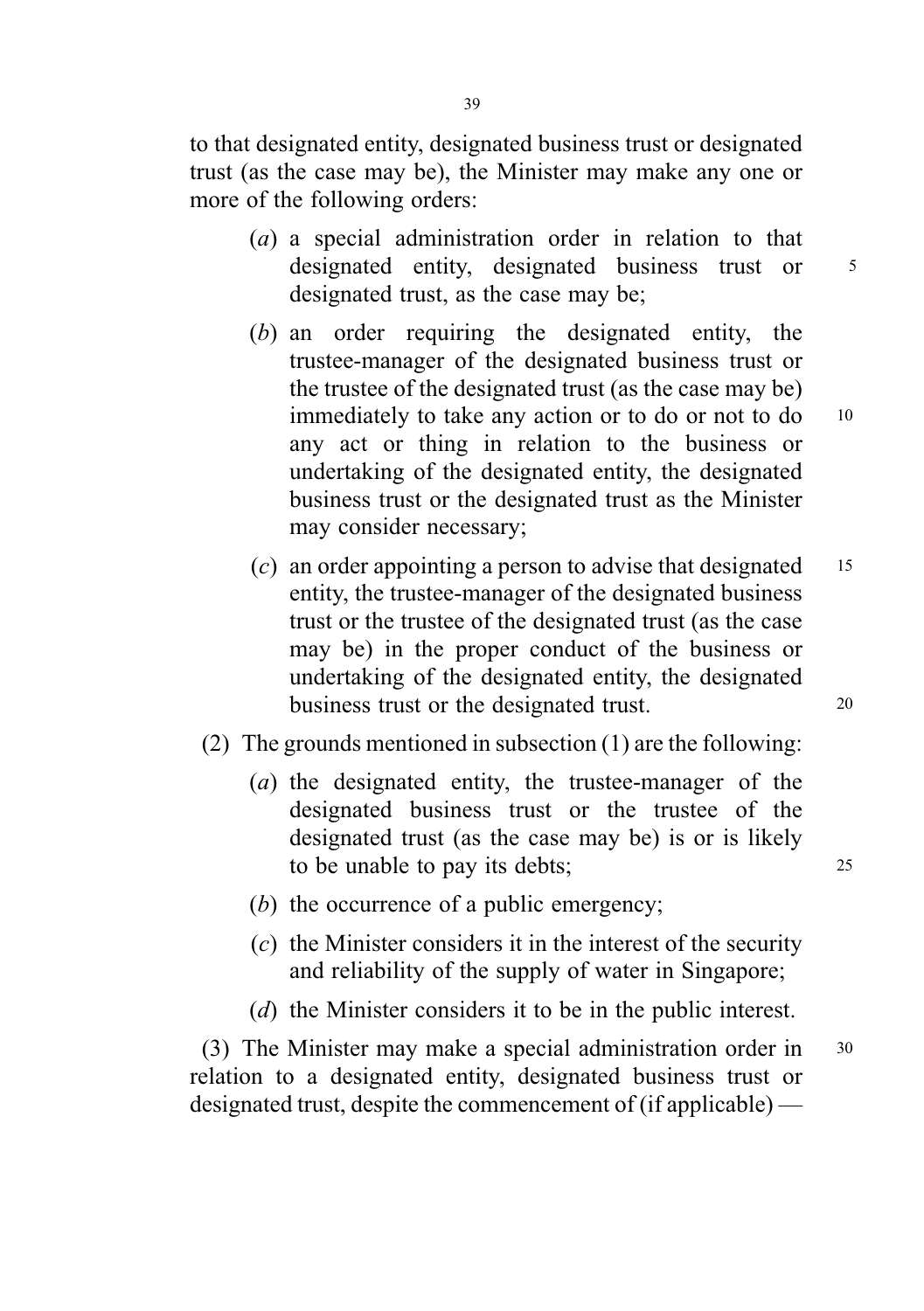to that designated entity, designated business trust or designated trust (as the case may be), the Minister may make any one or more of the following orders:

(*a*) a special administration order in relation to that designated entity, designated business trust or designated trust, as the case may be;

(*b*) an order requiring the designated entity, the trustee-manager of the designated business trust or the trustee of the designated trust (as the case may be) immediately to take any action or to do or not to do any act or thing in relation to the business or undertaking of the designated entity, the designated business trust or the designated trust as the Minister may consider necessary;

(*c*) an order appointing a person to advise that designated entity, the trustee-manager of the designated business trust or the trustee of the designated trust (as the case may be) in the proper conduct of the business or undertaking of the designated entity, the designated business trust or the designated trust.

(2) The grounds mentioned in subsection (1) are the following:

(*a*) the designated entity, the trustee-manager of the designated business trust or the trustee of the designated trust (as the case may be) is or is likely to be unable to pay its debts;

(*b*) the occurrence of a public emergency;

(*c*) the Minister considers it in the interest of the security and reliability of the supply of water in Singapore;

(*d*) the Minister considers it to be in the public interest.

(3) The Minister may make a special administration order in relation to a designated entity, designated business trust or designated trust, despite the commencement of (if applicable) —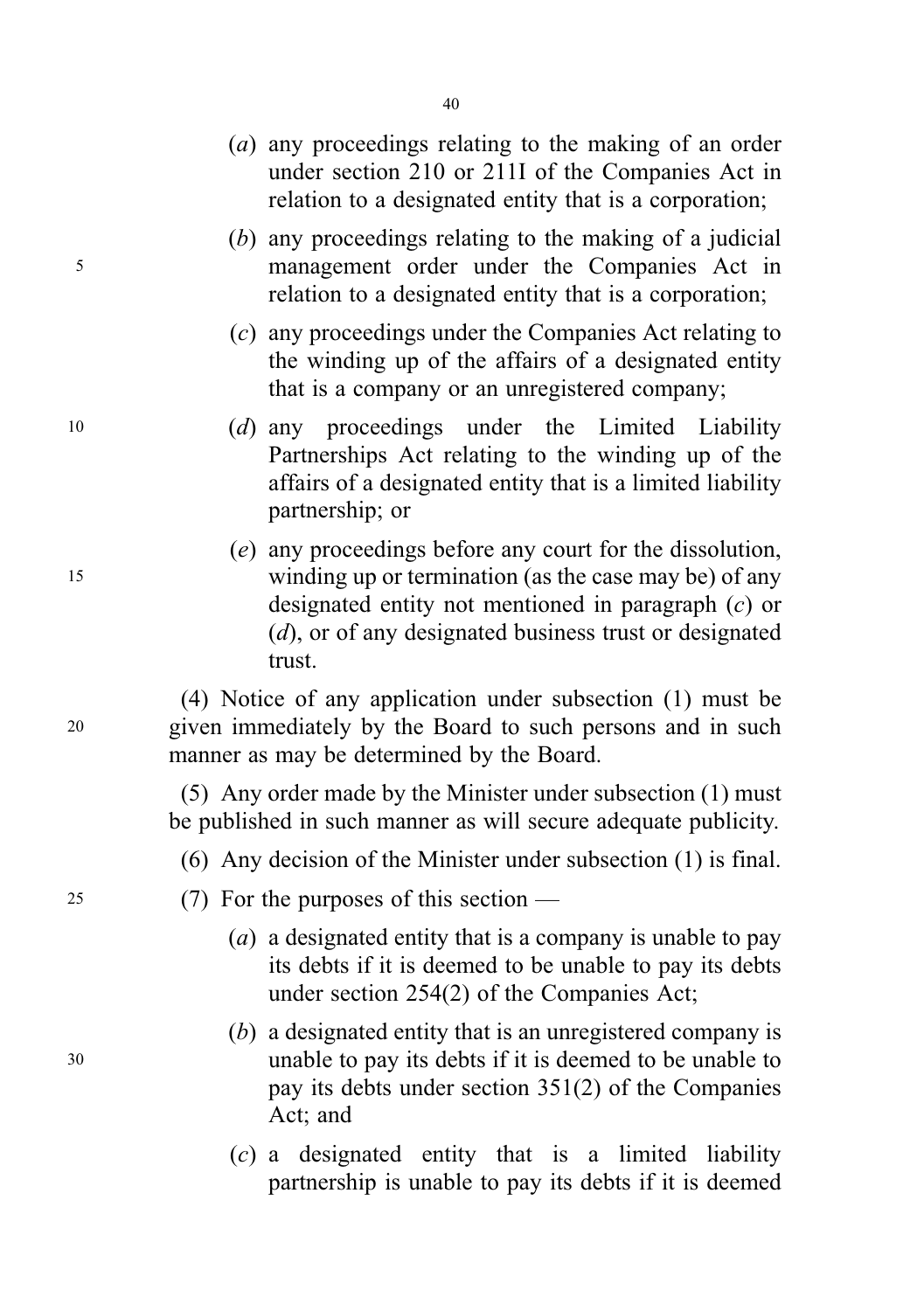(*a*) any proceedings relating to the making of an order under section 210 or 211I of the Companies Act in relation to a designated entity that is a corporation;

(*b*) any proceedings relating to the making of a judicial management order under the Companies Act in relation to a designated entity that is a corporation;

(*c*) any proceedings under the Companies Act relating to the winding up of the affairs of a designated entity that is a company or an unregistered company;

(*d*) any proceedings under the Limited Liability Partnerships Act relating to the winding up of the affairs of a designated entity that is a limited liability partnership; or

(*e*) any proceedings before any court for the dissolution, winding up or termination (as the case may be) of any designated entity not mentioned in paragraph (*c*) or (*d*), or of any designated business trust or designated trust.

(4) Notice of any application under subsection (1) must be given immediately by the Board to such persons and in such manner as may be determined by the Board.

(5) Any order made by the Minister under subsection (1) must be published in such manner as will secure adequate publicity.

(6) Any decision of the Minister under subsection (1) is final.

(7) For the purposes of this section —

(*a*) a designated entity that is a company is unable to pay its debts if it is deemed to be unable to pay its debts under section 254(2) of the Companies Act;

(*b*) a designated entity that is an unregistered company is unable to pay its debts if it is deemed to be unable to pay its debts under section 351(2) of the Companies Act; and

(*c*) a designated entity that is a limited liability partnership is unable to pay its debts if it is deemed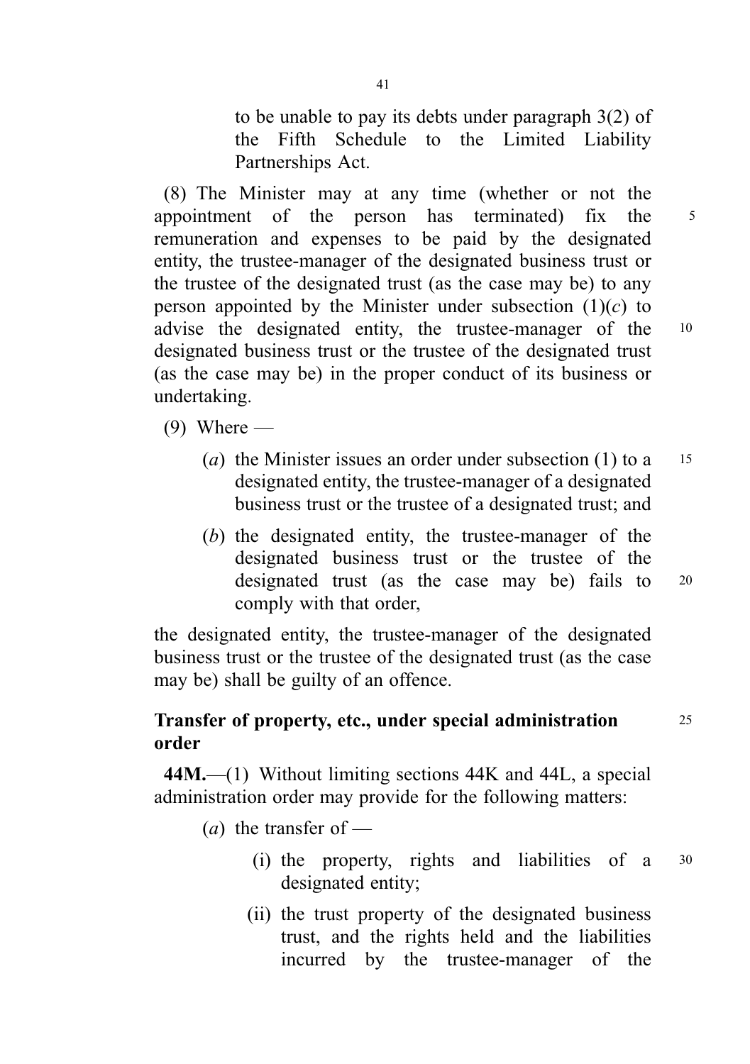to be unable to pay its debts under paragraph 3(2) of the Fifth Schedule to the Limited Liability Partnerships Act.

(8) The Minister may at any time (whether or not the appointment of the person has terminated) fix the remuneration and expenses to be paid by the designated entity, the trustee-manager of the designated business trust or the trustee of the designated trust (as the case may be) to any person appointed by the Minister under subsection (1)(*c*) to advise the designated entity, the trustee-manager of the designated business trust or the trustee of the designated trust (as the case may be) in the proper conduct of its business or undertaking.

(9) Where —

(*a*) the Minister issues an order under subsection (1) to a designated entity, the trustee-manager of a designated business trust or the trustee of a designated trust; and

(*b*) the designated entity, the trustee-manager of the designated business trust or the trustee of the designated trust (as the case may be) fails to comply with that order,

the designated entity, the trustee-manager of the designated business trust or the trustee of the designated trust (as the case may be) shall be guilty of an offence.

**Transfer of property, etc., under special administration order**

**44M.**—(1) Without limiting sections 44K and 44L, a special administration order may provide for the following matters:

(*a*) the transfer of —

(i) the property, rights and liabilities of a designated entity;

(ii) the trust property of the designated business trust, and the rights held and the liabilities incurred by the trustee-manager of the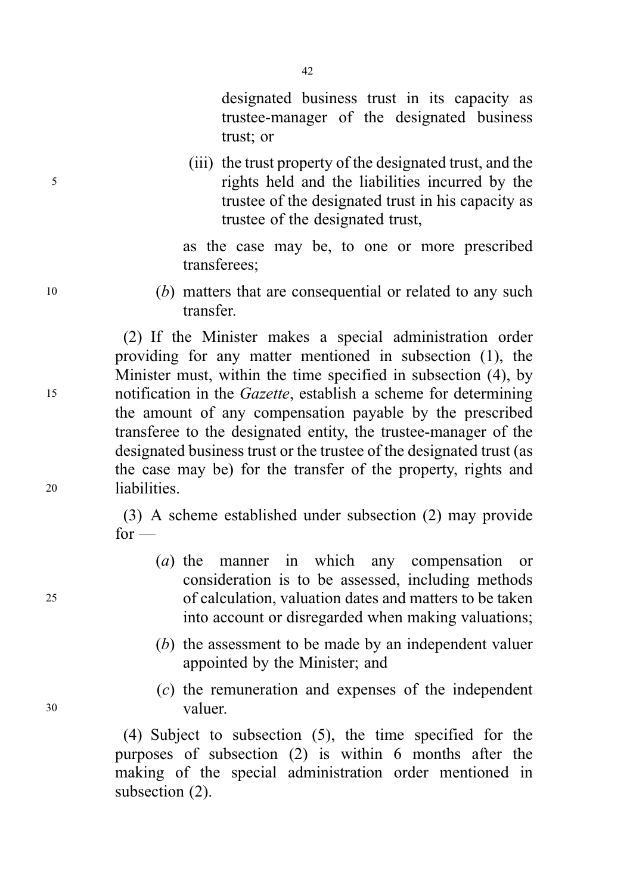designated business trust in its capacity as trustee-manager of the designated business trust; or

(iii) the trust property of the designated trust, and the rights held and the liabilities incurred by the trustee of the designated trust in his capacity as trustee of the designated trust,

as the case may be, to one or more prescribed transferees;

(*b*) matters that are consequential or related to any such transfer.

(2) If the Minister makes a special administration order providing for any matter mentioned in subsection (1), the Minister must, within the time specified in subsection (4), by notification in the *Gazette*, establish a scheme for determining the amount of any compensation payable by the prescribed transferee to the designated entity, the trustee-manager of the designated business trust or the trustee of the designated trust (as the case may be) for the transfer of the property, rights and liabilities.

(3) A scheme established under subsection (2) may provide for —

(*a*) the manner in which any compensation or consideration is to be assessed, including methods of calculation, valuation dates and matters to be taken into account or disregarded when making valuations;

(*b*) the assessment to be made by an independent valuer appointed by the Minister; and

(*c*) the remuneration and expenses of the independent valuer.

(4) Subject to subsection (5), the time specified for the purposes of subsection (2) is within 6 months after the making of the special administration order mentioned in subsection (2).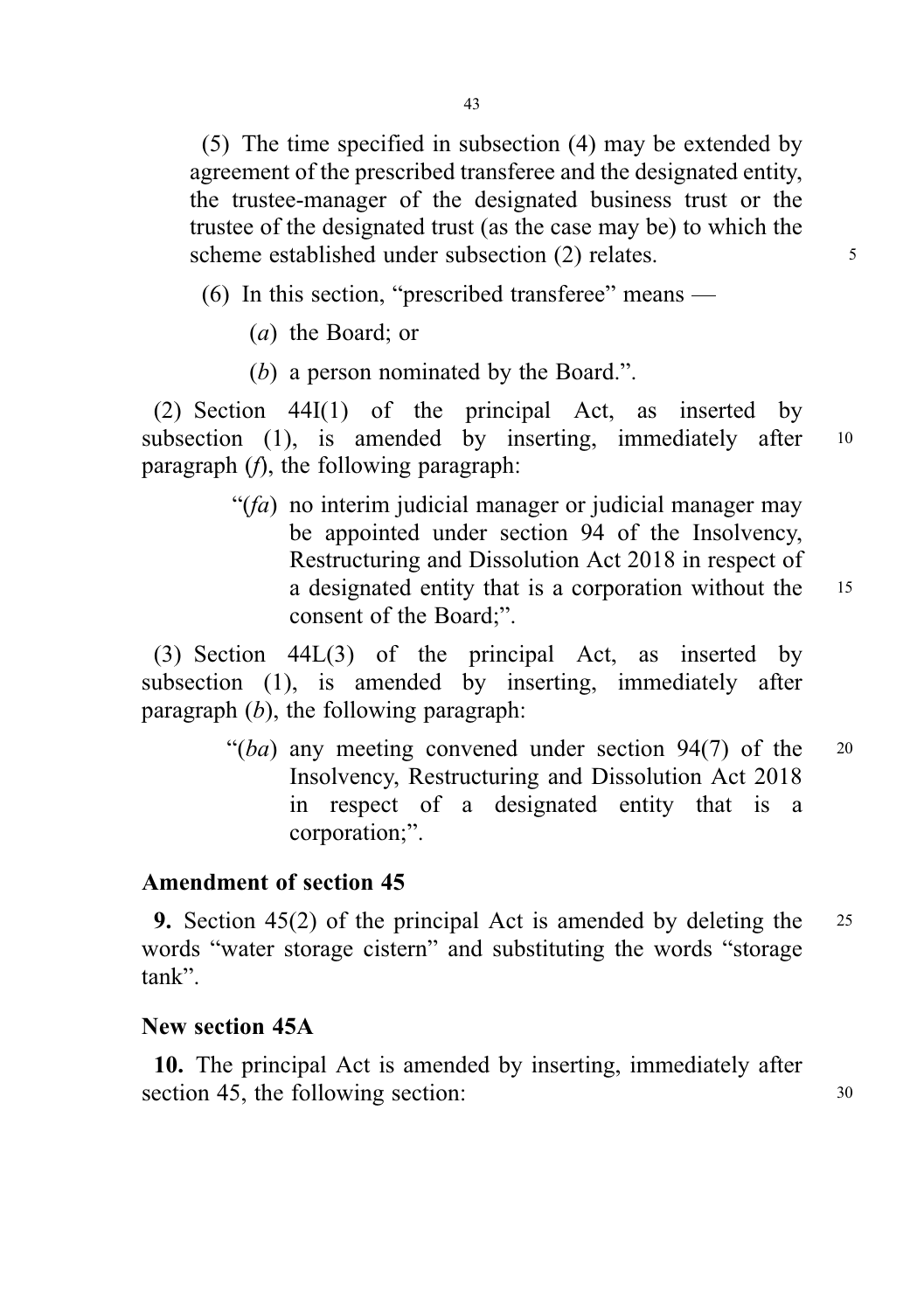(5) The time specified in subsection (4) may be extended by agreement of the prescribed transferee and the designated entity, the trustee-manager of the designated business trust or the trustee of the designated trust (as the case may be) to which the scheme established under subsection (2) relates.

(6) In this section, "prescribed transferee" means —

(*a*) the Board; or

(*b*) a person nominated by the Board.".

(2) Section 44I(1) of the principal Act, as inserted by subsection (1), is amended by inserting, immediately after paragraph (*f*), the following paragraph:

"(*fa*) no interim judicial manager or judicial manager may be appointed under section 94 of the Insolvency, Restructuring and Dissolution Act 2018 in respect of a designated entity that is a corporation without the consent of the Board;".

(3) Section 44L(3) of the principal Act, as inserted by subsection (1), is amended by inserting, immediately after paragraph (*b*), the following paragraph:

"(*ba*) any meeting convened under section 94(7) of the Insolvency, Restructuring and Dissolution Act 2018 in respect of a designated entity that is a corporation;".

**Amendment of section 45**

**9.** Section 45(2) of the principal Act is amended by deleting the words "water storage cistern" and substituting the words "storage tank".

**New section 45A**

**10.** The principal Act is amended by inserting, immediately after section 45, the following section: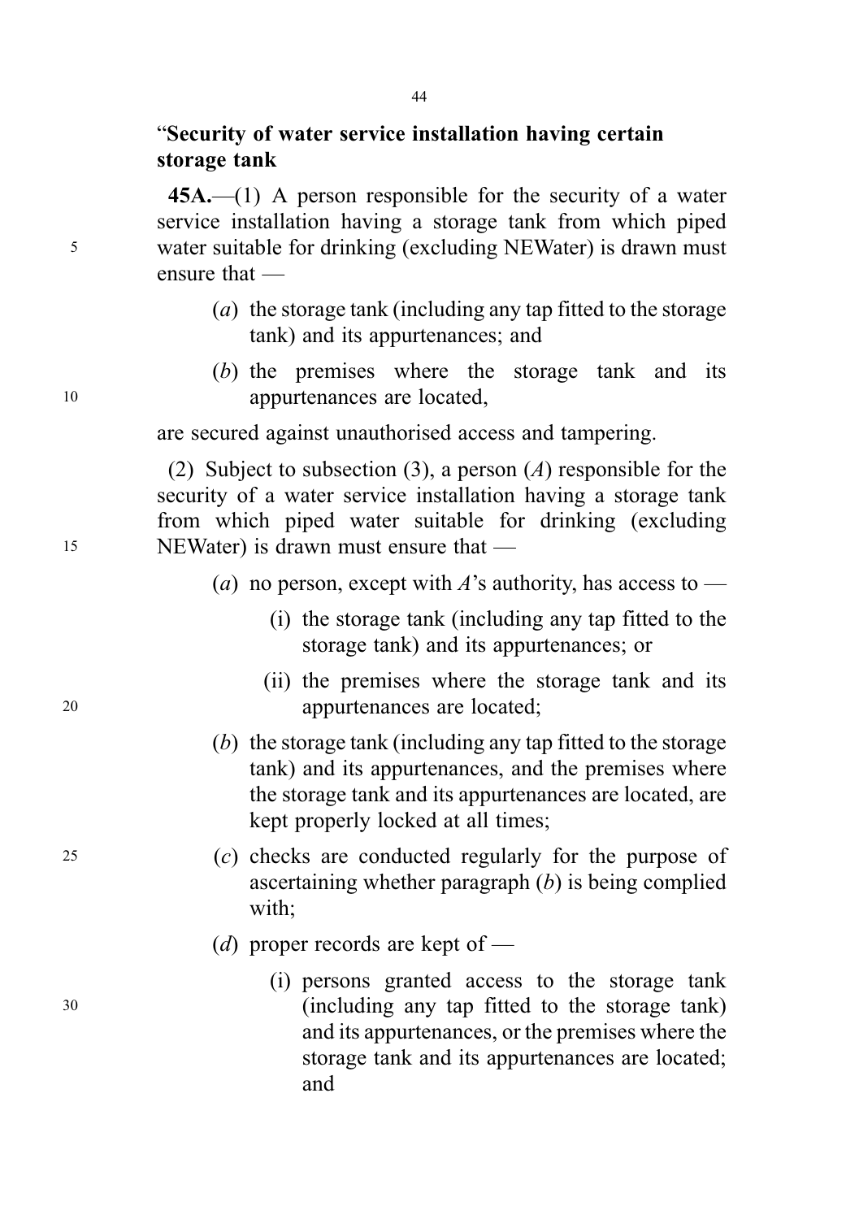“**Security of water service installation having certain storage tank**

**45A.**—(1) A person responsible for the security of a water service installation having a storage tank from which piped water suitable for drinking (excluding NEWater) is drawn must ensure that —

(*a*) the storage tank (including any tap fitted to the storage tank) and its appurtenances; and

(*b*) the premises where the storage tank and its appurtenances are located,

are secured against unauthorised access and tampering.

(2) Subject to subsection (3), a person (*A*) responsible for the security of a water service installation having a storage tank from which piped water suitable for drinking (excluding NEWater) is drawn must ensure that —

(*a*) no person, except with *A*’s authority, has access to —

(i) the storage tank (including any tap fitted to the storage tank) and its appurtenances; or

(ii) the premises where the storage tank and its appurtenances are located;

(*b*) the storage tank (including any tap fitted to the storage tank) and its appurtenances, and the premises where the storage tank and its appurtenances are located, are kept properly locked at all times;

(*c*) checks are conducted regularly for the purpose of ascertaining whether paragraph (*b*) is being complied with;

(*d*) proper records are kept of —

(i) persons granted access to the storage tank (including any tap fitted to the storage tank) and its appurtenances, or the premises where the storage tank and its appurtenances are located; and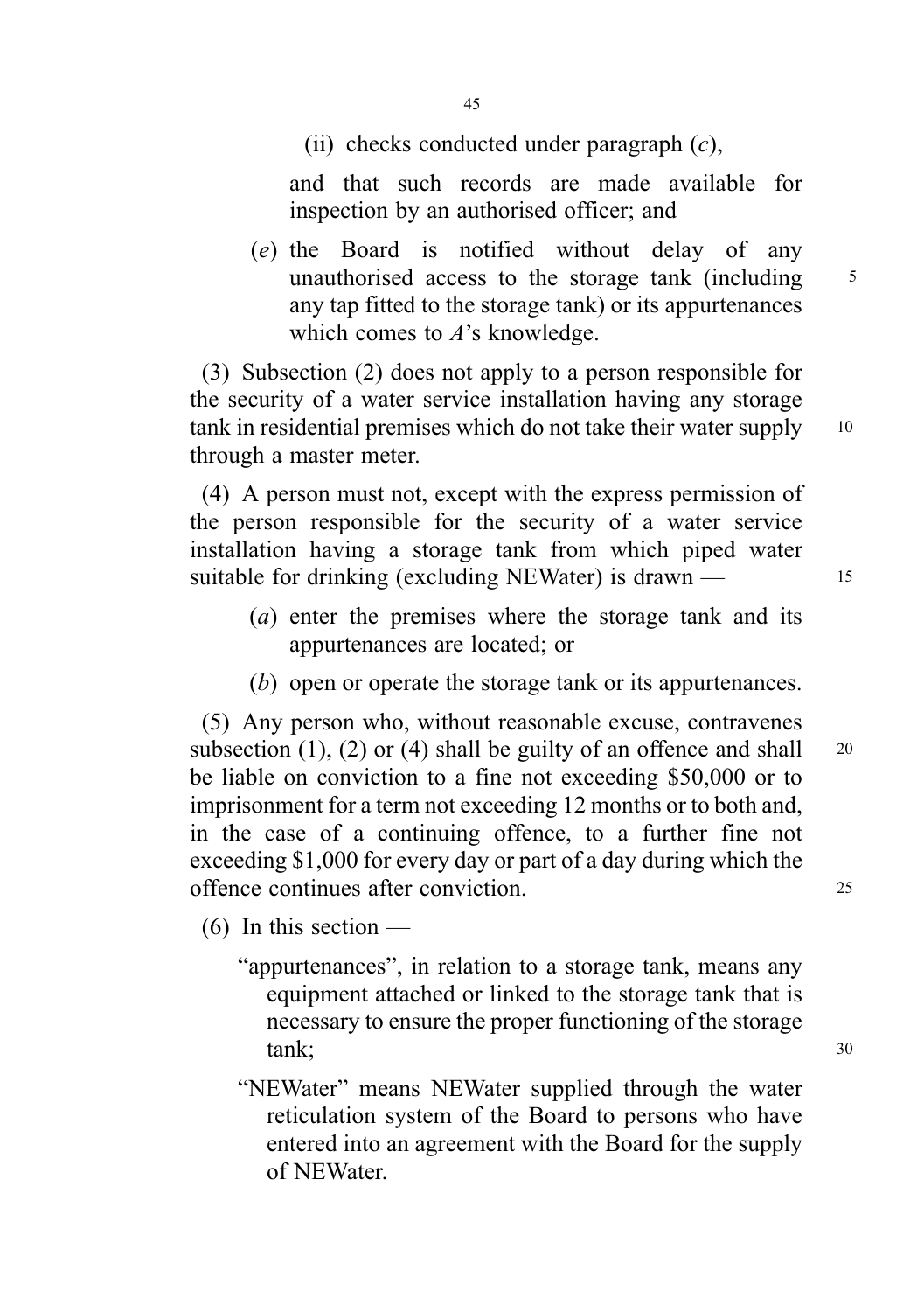(ii) checks conducted under paragraph (*c*),

and that such records are made available for inspection by an authorised officer; and

(*e*) the Board is notified without delay of any unauthorised access to the storage tank (including any tap fitted to the storage tank) or its appurtenances which comes to *A*'s knowledge.

(3) Subsection (2) does not apply to a person responsible for the security of a water service installation having any storage tank in residential premises which do not take their water supply through a master meter.

(4) A person must not, except with the express permission of the person responsible for the security of a water service installation having a storage tank from which piped water suitable for drinking (excluding NEWater) is drawn —

(*a*) enter the premises where the storage tank and its appurtenances are located; or

(*b*) open or operate the storage tank or its appurtenances.

(5) Any person who, without reasonable excuse, contravenes subsection (1), (2) or (4) shall be guilty of an offence and shall be liable on conviction to a fine not exceeding $50,000 or to imprisonment for a term not exceeding 12 months or to both and, in the case of a continuing offence, to a further fine not exceeding $1,000 for every day or part of a day during which the offence continues after conviction.

(6) In this section —

"appurtenances", in relation to a storage tank, means any equipment attached or linked to the storage tank that is necessary to ensure the proper functioning of the storage tank;

"NEWater" means NEWater supplied through the water reticulation system of the Board to persons who have entered into an agreement with the Board for the supply of NEWater.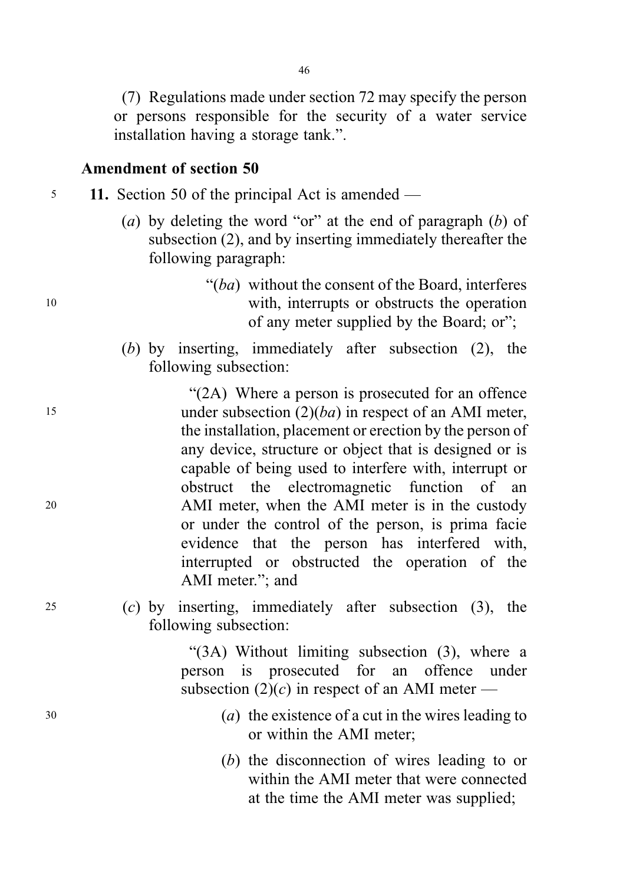(7) Regulations made under section 72 may specify the person or persons responsible for the security of a water service installation having a storage tank.".

### Amendment of section 50

**11.** Section 50 of the principal Act is amended —

(*a*) by deleting the word "or" at the end of paragraph (*b*) of subsection (2), and by inserting immediately thereafter the following paragraph:

> "(*ba*) without the consent of the Board, interferes with, interrupts or obstructs the operation of any meter supplied by the Board; or";

(*b*) by inserting, immediately after subsection (2), the following subsection:

> "(2A) Where a person is prosecuted for an offence under subsection (2)(*ba*) in respect of an AMI meter, the installation, placement or erection by the person of any device, structure or object that is designed or is capable of being used to interfere with, interrupt or obstruct the electromagnetic function of an AMI meter, when the AMI meter is in the custody or under the control of the person, is prima facie evidence that the person has interfered with, interrupted or obstructed the operation of the AMI meter."; and

(*c*) by inserting, immediately after subsection (3), the following subsection:

> "(3A) Without limiting subsection (3), where a person is prosecuted for an offence under subsection (2)(*c*) in respect of an AMI meter —
>
> (*a*) the existence of a cut in the wires leading to or within the AMI meter;
>
> (*b*) the disconnection of wires leading to or within the AMI meter that were connected at the time the AMI meter was supplied;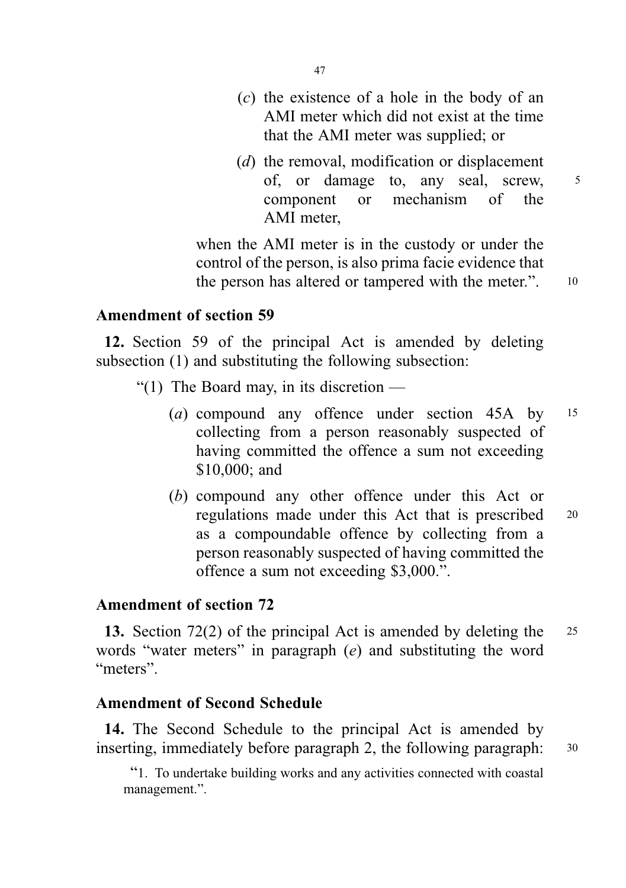(*c*) the existence of a hole in the body of an AMI meter which did not exist at the time that the AMI meter was supplied; or

(*d*) the removal, modification or displacement of, or damage to, any seal, screw, component or mechanism of the AMI meter,

when the AMI meter is in the custody or under the control of the person, is also prima facie evidence that the person has altered or tampered with the meter.".

### Amendment of section 59

**12.** Section 59 of the principal Act is amended by deleting subsection (1) and substituting the following subsection:

"(1) The Board may, in its discretion —

(*a*) compound any offence under section 45A by collecting from a person reasonably suspected of having committed the offence a sum not exceeding $10,000; and

(*b*) compound any other offence under this Act or regulations made under this Act that is prescribed as a compoundable offence by collecting from a person reasonably suspected of having committed the offence a sum not exceeding $3,000.".

### Amendment of section 72

**13.** Section 72(2) of the principal Act is amended by deleting the words "water meters" in paragraph (*e*) and substituting the word "meters".

### Amendment of Second Schedule

**14.** The Second Schedule to the principal Act is amended by inserting, immediately before paragraph 2, the following paragraph:

"1. To undertake building works and any activities connected with coastal management.".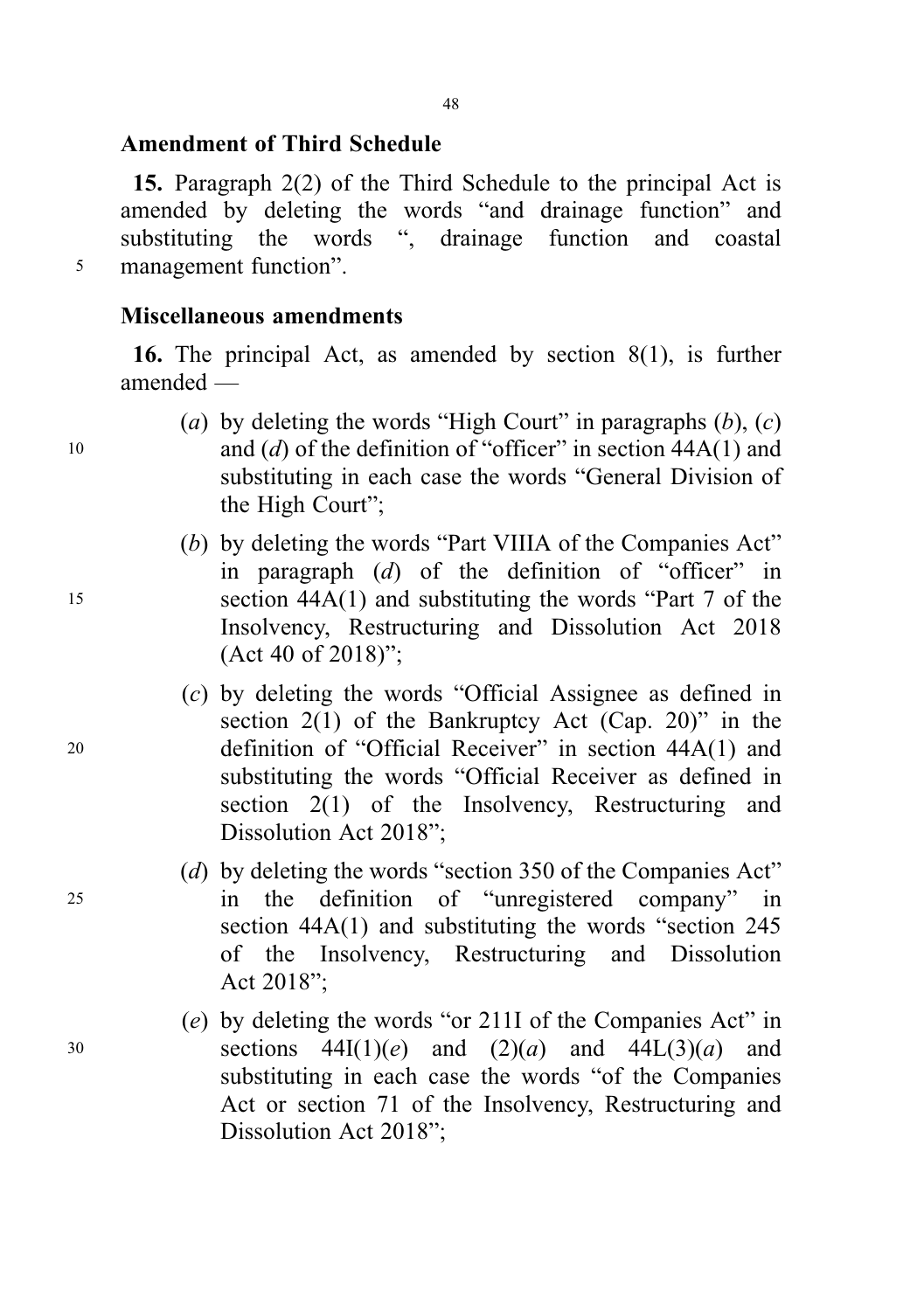**Amendment of Third Schedule**

**15.** Paragraph 2(2) of the Third Schedule to the principal Act is amended by deleting the words "and drainage function" and substituting the words ", drainage function and coastal management function".

**Miscellaneous amendments**

**16.** The principal Act, as amended by section 8(1), is further amended —

(*a*) by deleting the words "High Court" in paragraphs (*b*), (*c*) and (*d*) of the definition of "officer" in section 44A(1) and substituting in each case the words "General Division of the High Court";

(*b*) by deleting the words "Part VIIIA of the Companies Act" in paragraph (*d*) of the definition of "officer" in section 44A(1) and substituting the words "Part 7 of the Insolvency, Restructuring and Dissolution Act 2018 (Act 40 of 2018)";

(*c*) by deleting the words "Official Assignee as defined in section 2(1) of the Bankruptcy Act (Cap. 20)" in the definition of "Official Receiver" in section 44A(1) and substituting the words "Official Receiver as defined in section 2(1) of the Insolvency, Restructuring and Dissolution Act 2018";

(*d*) by deleting the words "section 350 of the Companies Act" in the definition of "unregistered company" in section 44A(1) and substituting the words "section 245 of the Insolvency, Restructuring and Dissolution Act 2018";

(*e*) by deleting the words "or 211I of the Companies Act" in sections 44I(1)(*e*) and (2)(*a*) and 44L(3)(*a*) and substituting in each case the words "of the Companies Act or section 71 of the Insolvency, Restructuring and Dissolution Act 2018";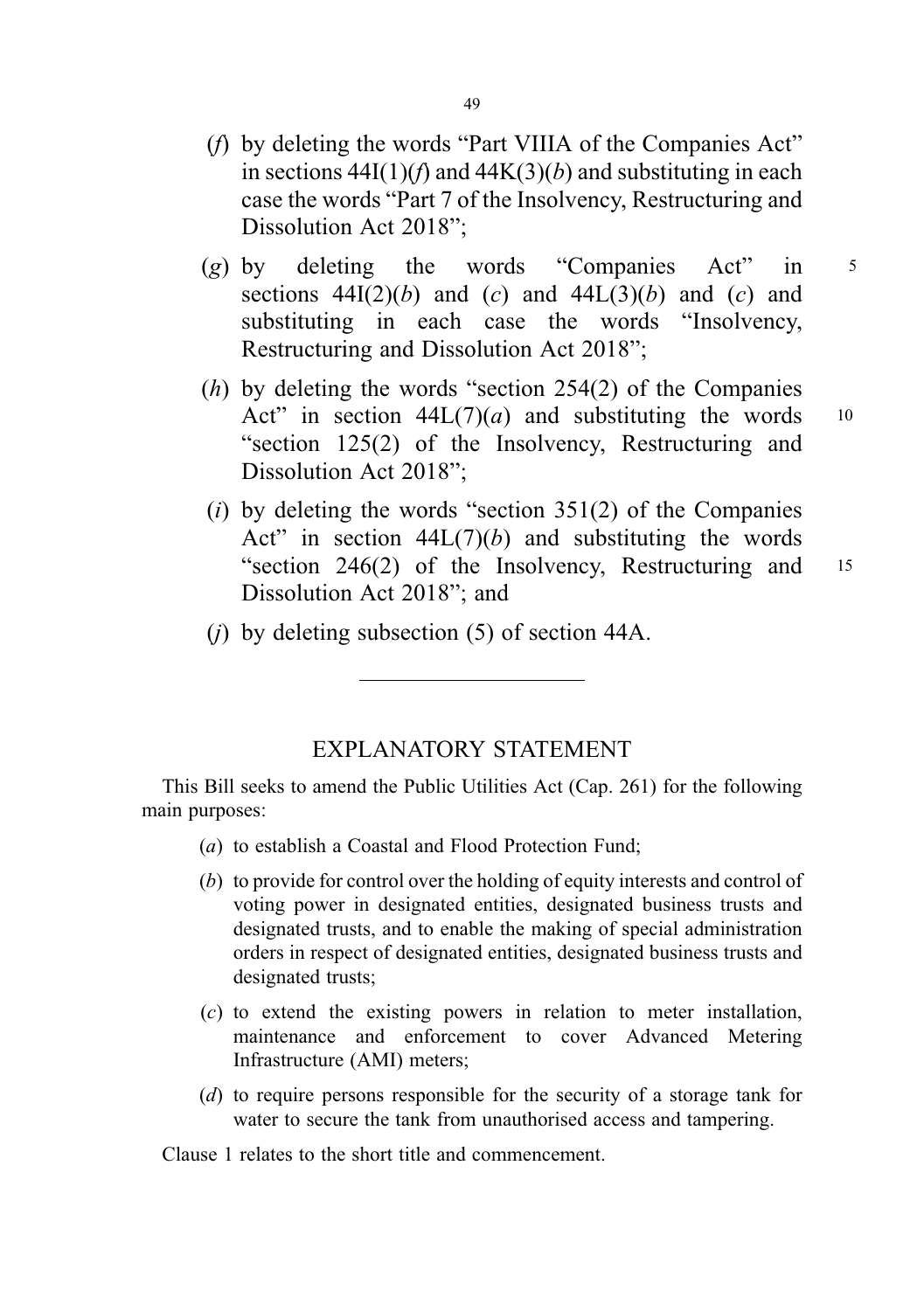(*f*) by deleting the words "Part VIIIA of the Companies Act" in sections 44I(1)(*f*) and 44K(3)(*b*) and substituting in each case the words "Part 7 of the Insolvency, Restructuring and Dissolution Act 2018";

(*g*) by deleting the words "Companies Act" in sections 44I(2)(*b*) and (*c*) and 44L(3)(*b*) and (*c*) and substituting in each case the words "Insolvency, Restructuring and Dissolution Act 2018";

(*h*) by deleting the words "section 254(2) of the Companies Act" in section 44L(7)(*a*) and substituting the words "section 125(2) of the Insolvency, Restructuring and Dissolution Act 2018";

(*i*) by deleting the words "section 351(2) of the Companies Act" in section 44L(7)(*b*) and substituting the words "section 246(2) of the Insolvency, Restructuring and Dissolution Act 2018"; and

(*j*) by deleting subsection (5) of section 44A.

---

## EXPLANATORY STATEMENT

This Bill seeks to amend the Public Utilities Act (Cap. 261) for the following main purposes:

(*a*) to establish a Coastal and Flood Protection Fund;

(*b*) to provide for control over the holding of equity interests and control of voting power in designated entities, designated business trusts and designated trusts, and to enable the making of special administration orders in respect of designated entities, designated business trusts and designated trusts;

(*c*) to extend the existing powers in relation to meter installation, maintenance and enforcement to cover Advanced Metering Infrastructure (AMI) meters;

(*d*) to require persons responsible for the security of a storage tank for water to secure the tank from unauthorised access and tampering.

Clause 1 relates to the short title and commencement.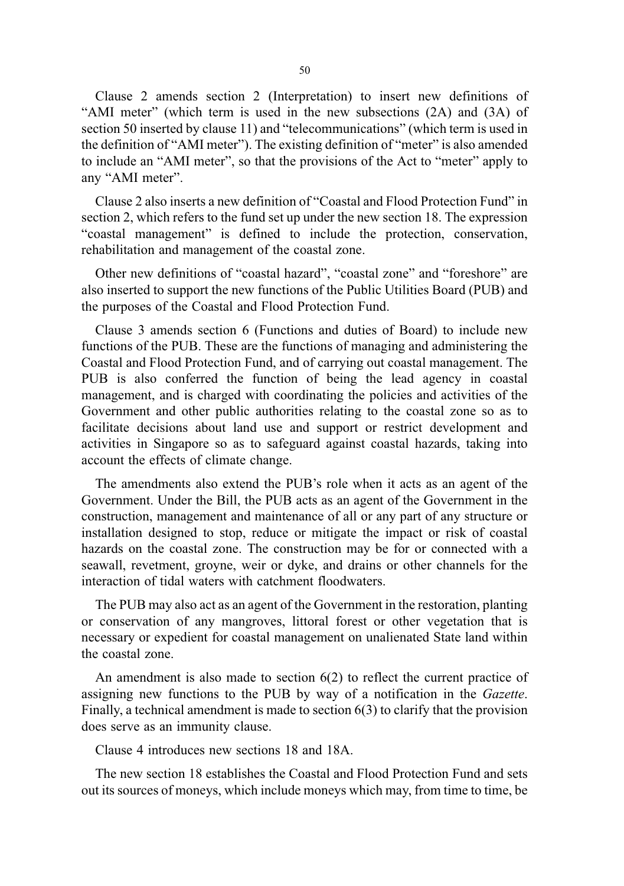Clause 2 amends section 2 (Interpretation) to insert new definitions of "AMI meter" (which term is used in the new subsections (2A) and (3A) of section 50 inserted by clause 11) and "telecommunications" (which term is used in the definition of "AMI meter"). The existing definition of "meter" is also amended to include an "AMI meter", so that the provisions of the Act to "meter" apply to any "AMI meter".

Clause 2 also inserts a new definition of "Coastal and Flood Protection Fund" in section 2, which refers to the fund set up under the new section 18. The expression "coastal management" is defined to include the protection, conservation, rehabilitation and management of the coastal zone.

Other new definitions of "coastal hazard", "coastal zone" and "foreshore" are also inserted to support the new functions of the Public Utilities Board (PUB) and the purposes of the Coastal and Flood Protection Fund.

Clause 3 amends section 6 (Functions and duties of Board) to include new functions of the PUB. These are the functions of managing and administering the Coastal and Flood Protection Fund, and of carrying out coastal management. The PUB is also conferred the function of being the lead agency in coastal management, and is charged with coordinating the policies and activities of the Government and other public authorities relating to the coastal zone so as to facilitate decisions about land use and support or restrict development and activities in Singapore so as to safeguard against coastal hazards, taking into account the effects of climate change.

The amendments also extend the PUB's role when it acts as an agent of the Government. Under the Bill, the PUB acts as an agent of the Government in the construction, management and maintenance of all or any part of any structure or installation designed to stop, reduce or mitigate the impact or risk of coastal hazards on the coastal zone. The construction may be for or connected with a seawall, revetment, groyne, weir or dyke, and drains or other channels for the interaction of tidal waters with catchment floodwaters.

The PUB may also act as an agent of the Government in the restoration, planting or conservation of any mangroves, littoral forest or other vegetation that is necessary or expedient for coastal management on unalienated State land within the coastal zone.

An amendment is also made to section 6(2) to reflect the current practice of assigning new functions to the PUB by way of a notification in the *Gazette*. Finally, a technical amendment is made to section 6(3) to clarify that the provision does serve as an immunity clause.

Clause 4 introduces new sections 18 and 18A.

The new section 18 establishes the Coastal and Flood Protection Fund and sets out its sources of moneys, which include moneys which may, from time to time, be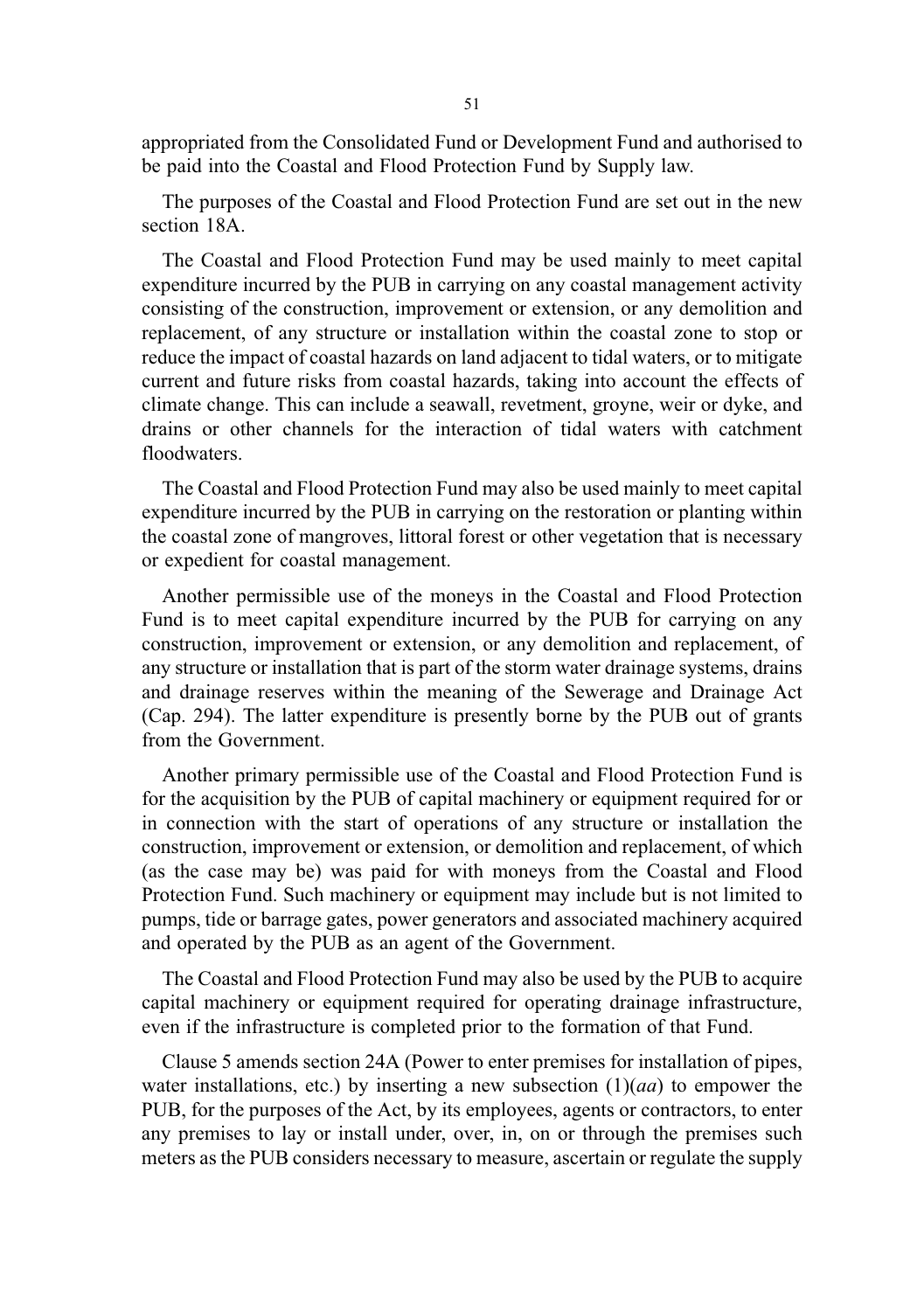appropriated from the Consolidated Fund or Development Fund and authorised to be paid into the Coastal and Flood Protection Fund by Supply law.

The purposes of the Coastal and Flood Protection Fund are set out in the new section 18A.

The Coastal and Flood Protection Fund may be used mainly to meet capital expenditure incurred by the PUB in carrying on any coastal management activity consisting of the construction, improvement or extension, or any demolition and replacement, of any structure or installation within the coastal zone to stop or reduce the impact of coastal hazards on land adjacent to tidal waters, or to mitigate current and future risks from coastal hazards, taking into account the effects of climate change. This can include a seawall, revetment, groyne, weir or dyke, and drains or other channels for the interaction of tidal waters with catchment floodwaters.

The Coastal and Flood Protection Fund may also be used mainly to meet capital expenditure incurred by the PUB in carrying on the restoration or planting within the coastal zone of mangroves, littoral forest or other vegetation that is necessary or expedient for coastal management.

Another permissible use of the moneys in the Coastal and Flood Protection Fund is to meet capital expenditure incurred by the PUB for carrying on any construction, improvement or extension, or any demolition and replacement, of any structure or installation that is part of the storm water drainage systems, drains and drainage reserves within the meaning of the Sewerage and Drainage Act (Cap. 294). The latter expenditure is presently borne by the PUB out of grants from the Government.

Another primary permissible use of the Coastal and Flood Protection Fund is for the acquisition by the PUB of capital machinery or equipment required for or in connection with the start of operations of any structure or installation the construction, improvement or extension, or demolition and replacement, of which (as the case may be) was paid for with moneys from the Coastal and Flood Protection Fund. Such machinery or equipment may include but is not limited to pumps, tide or barrage gates, power generators and associated machinery acquired and operated by the PUB as an agent of the Government.

The Coastal and Flood Protection Fund may also be used by the PUB to acquire capital machinery or equipment required for operating drainage infrastructure, even if the infrastructure is completed prior to the formation of that Fund.

Clause 5 amends section 24A (Power to enter premises for installation of pipes, water installations, etc.) by inserting a new subsection (1)(*aa*) to empower the PUB, for the purposes of the Act, by its employees, agents or contractors, to enter any premises to lay or install under, over, in, on or through the premises such meters as the PUB considers necessary to measure, ascertain or regulate the supply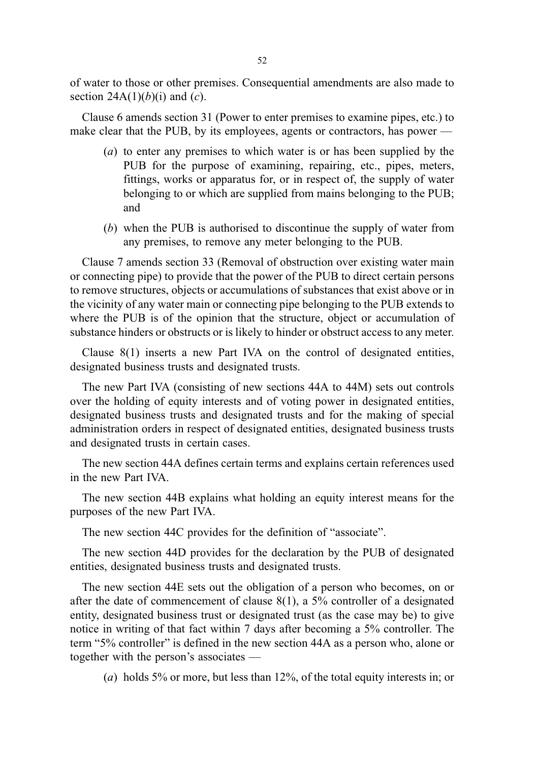of water to those or other premises. Consequential amendments are also made to section 24A(1)(*b*)(i) and (*c*).

Clause 6 amends section 31 (Power to enter premises to examine pipes, etc.) to make clear that the PUB, by its employees, agents or contractors, has power —

(*a*) to enter any premises to which water is or has been supplied by the PUB for the purpose of examining, repairing, etc., pipes, meters, fittings, works or apparatus for, or in respect of, the supply of water belonging to or which are supplied from mains belonging to the PUB; and

(*b*) when the PUB is authorised to discontinue the supply of water from any premises, to remove any meter belonging to the PUB.

Clause 7 amends section 33 (Removal of obstruction over existing water main or connecting pipe) to provide that the power of the PUB to direct certain persons to remove structures, objects or accumulations of substances that exist above or in the vicinity of any water main or connecting pipe belonging to the PUB extends to where the PUB is of the opinion that the structure, object or accumulation of substance hinders or obstructs or is likely to hinder or obstruct access to any meter.

Clause 8(1) inserts a new Part IVA on the control of designated entities, designated business trusts and designated trusts.

The new Part IVA (consisting of new sections 44A to 44M) sets out controls over the holding of equity interests and of voting power in designated entities, designated business trusts and designated trusts and for the making of special administration orders in respect of designated entities, designated business trusts and designated trusts in certain cases.

The new section 44A defines certain terms and explains certain references used in the new Part IVA.

The new section 44B explains what holding an equity interest means for the purposes of the new Part IVA.

The new section 44C provides for the definition of "associate".

The new section 44D provides for the declaration by the PUB of designated entities, designated business trusts and designated trusts.

The new section 44E sets out the obligation of a person who becomes, on or after the date of commencement of clause 8(1), a 5% controller of a designated entity, designated business trust or designated trust (as the case may be) to give notice in writing of that fact within 7 days after becoming a 5% controller. The term "5% controller" is defined in the new section 44A as a person who, alone or together with the person's associates —

(*a*) holds 5% or more, but less than 12%, of the total equity interests in; or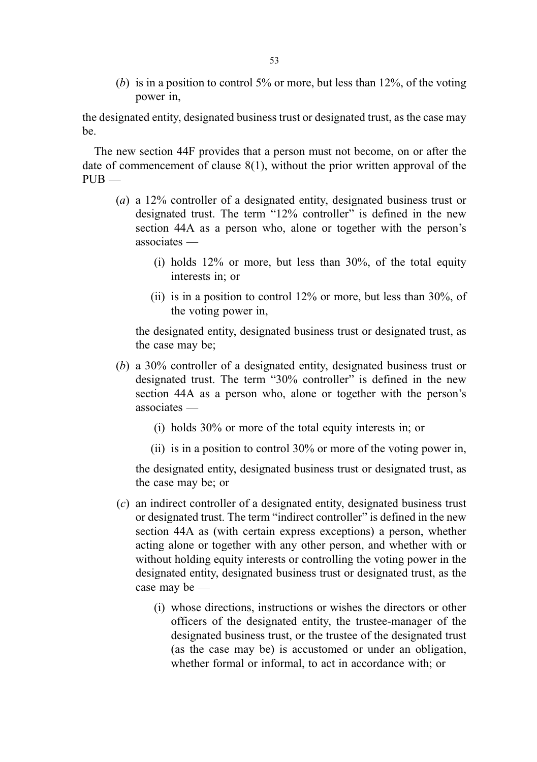(*b*) is in a position to control 5% or more, but less than 12%, of the voting power in,

the designated entity, designated business trust or designated trust, as the case may be.

The new section 44F provides that a person must not become, on or after the date of commencement of clause 8(1), without the prior written approval of the PUB —

(*a*) a 12% controller of a designated entity, designated business trust or designated trust. The term "12% controller" is defined in the new section 44A as a person who, alone or together with the person's associates —

(i) holds 12% or more, but less than 30%, of the total equity interests in; or

(ii) is in a position to control 12% or more, but less than 30%, of the voting power in,

the designated entity, designated business trust or designated trust, as the case may be;

(*b*) a 30% controller of a designated entity, designated business trust or designated trust. The term "30% controller" is defined in the new section 44A as a person who, alone or together with the person's associates —

(i) holds 30% or more of the total equity interests in; or

(ii) is in a position to control 30% or more of the voting power in,

the designated entity, designated business trust or designated trust, as the case may be; or

(*c*) an indirect controller of a designated entity, designated business trust or designated trust. The term "indirect controller" is defined in the new section 44A as (with certain express exceptions) a person, whether acting alone or together with any other person, and whether with or without holding equity interests or controlling the voting power in the designated entity, designated business trust or designated trust, as the case may be —

(i) whose directions, instructions or wishes the directors or other officers of the designated entity, the trustee-manager of the designated business trust, or the trustee of the designated trust (as the case may be) is accustomed or under an obligation, whether formal or informal, to act in accordance with; or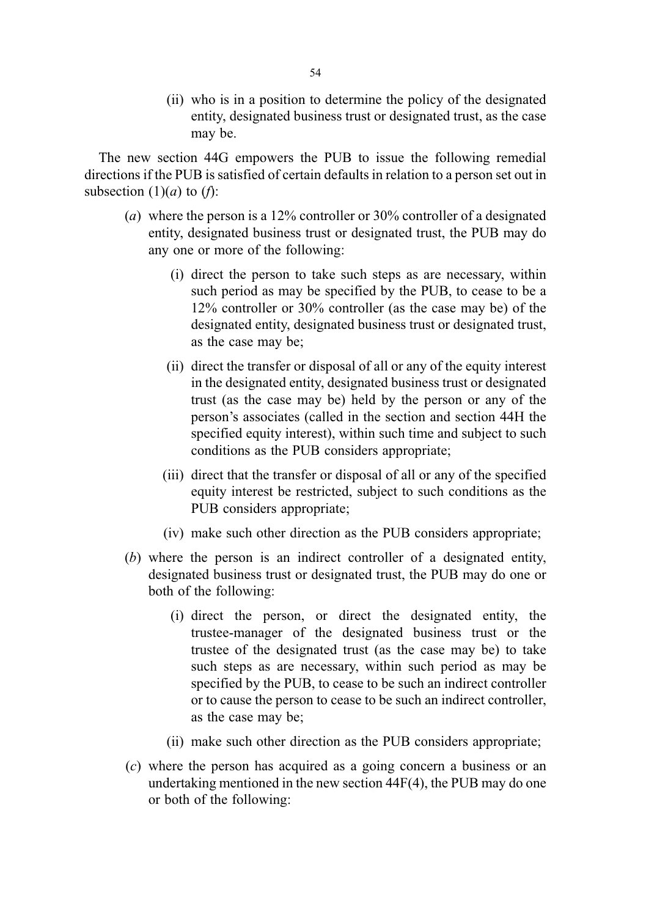(ii) who is in a position to determine the policy of the designated entity, designated business trust or designated trust, as the case may be.

The new section 44G empowers the PUB to issue the following remedial directions if the PUB is satisfied of certain defaults in relation to a person set out in subsection (1)(*a*) to (*f*):

(*a*) where the person is a 12% controller or 30% controller of a designated entity, designated business trust or designated trust, the PUB may do any one or more of the following:

(i) direct the person to take such steps as are necessary, within such period as may be specified by the PUB, to cease to be a 12% controller or 30% controller (as the case may be) of the designated entity, designated business trust or designated trust, as the case may be;

(ii) direct the transfer or disposal of all or any of the equity interest in the designated entity, designated business trust or designated trust (as the case may be) held by the person or any of the person's associates (called in the section and section 44H the specified equity interest), within such time and subject to such conditions as the PUB considers appropriate;

(iii) direct that the transfer or disposal of all or any of the specified equity interest be restricted, subject to such conditions as the PUB considers appropriate;

(iv) make such other direction as the PUB considers appropriate;

(*b*) where the person is an indirect controller of a designated entity, designated business trust or designated trust, the PUB may do one or both of the following:

(i) direct the person, or direct the designated entity, the trustee-manager of the designated business trust or the trustee of the designated trust (as the case may be) to take such steps as are necessary, within such period as may be specified by the PUB, to cease to be such an indirect controller or to cause the person to cease to be such an indirect controller, as the case may be;

(ii) make such other direction as the PUB considers appropriate;

(*c*) where the person has acquired as a going concern a business or an undertaking mentioned in the new section 44F(4), the PUB may do one or both of the following: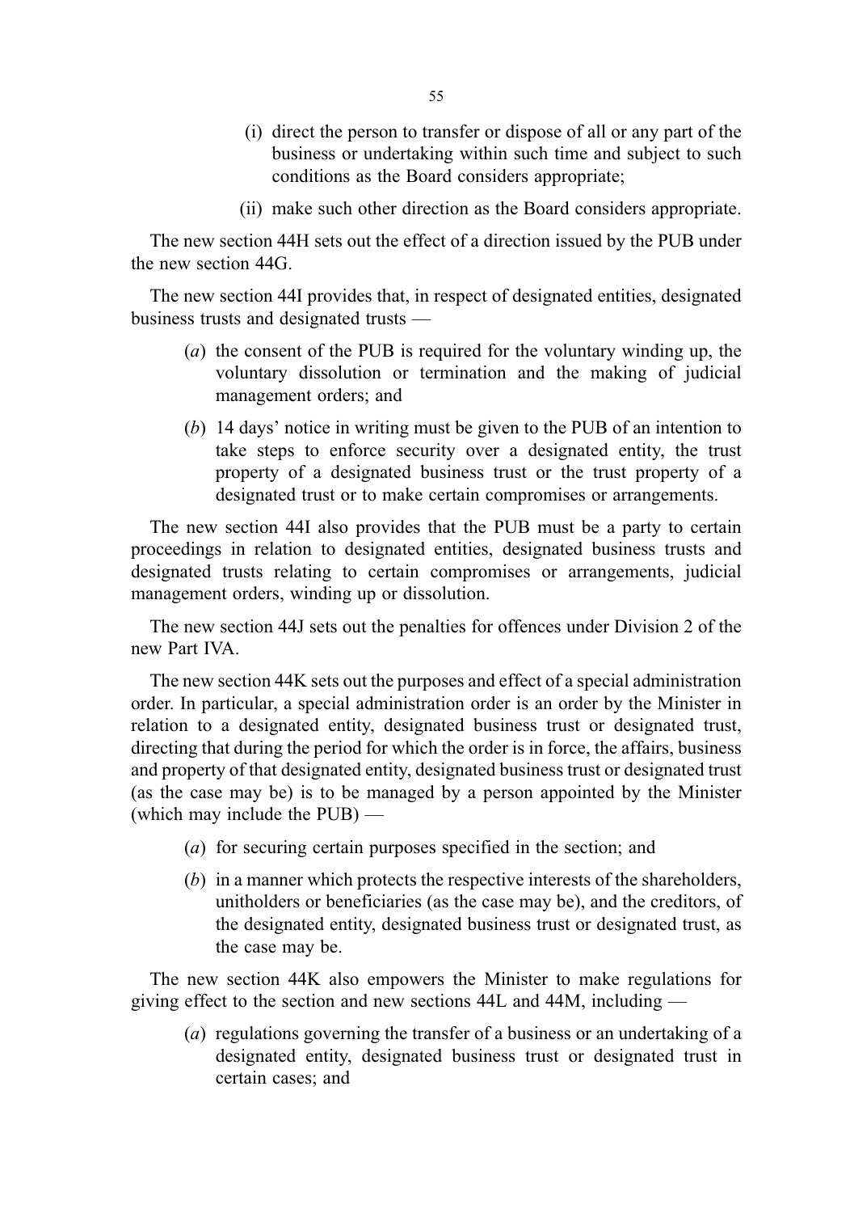(i) direct the person to transfer or dispose of all or any part of the business or undertaking within such time and subject to such conditions as the Board considers appropriate;

(ii) make such other direction as the Board considers appropriate.

The new section 44H sets out the effect of a direction issued by the PUB under the new section 44G.

The new section 44I provides that, in respect of designated entities, designated business trusts and designated trusts —

(*a*) the consent of the PUB is required for the voluntary winding up, the voluntary dissolution or termination and the making of judicial management orders; and

(*b*) 14 days' notice in writing must be given to the PUB of an intention to take steps to enforce security over a designated entity, the trust property of a designated business trust or the trust property of a designated trust or to make certain compromises or arrangements.

The new section 44I also provides that the PUB must be a party to certain proceedings in relation to designated entities, designated business trusts and designated trusts relating to certain compromises or arrangements, judicial management orders, winding up or dissolution.

The new section 44J sets out the penalties for offences under Division 2 of the new Part IVA.

The new section 44K sets out the purposes and effect of a special administration order. In particular, a special administration order is an order by the Minister in relation to a designated entity, designated business trust or designated trust, directing that during the period for which the order is in force, the affairs, business and property of that designated entity, designated business trust or designated trust (as the case may be) is to be managed by a person appointed by the Minister (which may include the PUB) —

(*a*) for securing certain purposes specified in the section; and

(*b*) in a manner which protects the respective interests of the shareholders, unitholders or beneficiaries (as the case may be), and the creditors, of the designated entity, designated business trust or designated trust, as the case may be.

The new section 44K also empowers the Minister to make regulations for giving effect to the section and new sections 44L and 44M, including —

(*a*) regulations governing the transfer of a business or an undertaking of a designated entity, designated business trust or designated trust in certain cases; and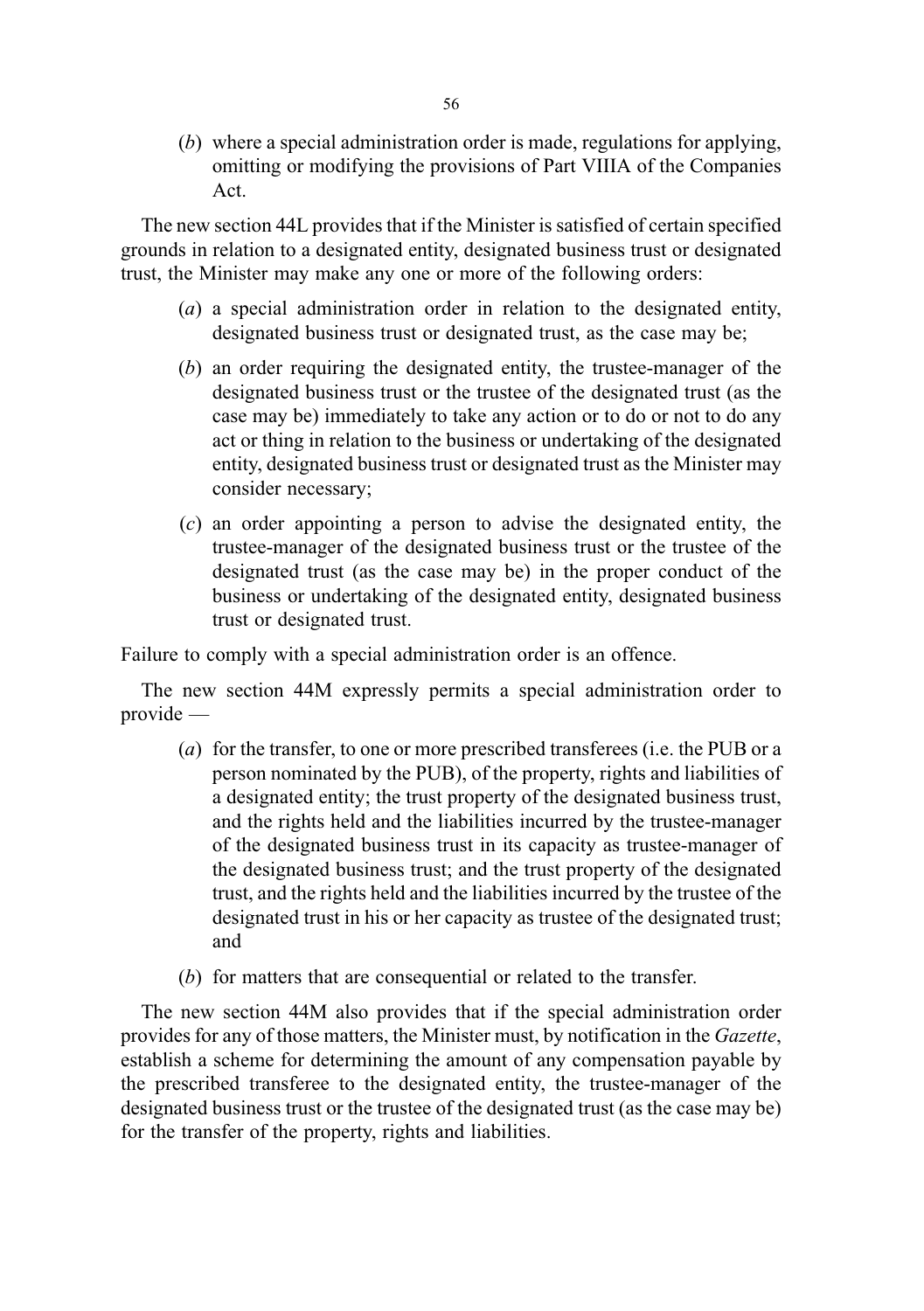(*b*) where a special administration order is made, regulations for applying, omitting or modifying the provisions of Part VIIIA of the Companies Act.

The new section 44L provides that if the Minister is satisfied of certain specified grounds in relation to a designated entity, designated business trust or designated trust, the Minister may make any one or more of the following orders:

(*a*) a special administration order in relation to the designated entity, designated business trust or designated trust, as the case may be;

(*b*) an order requiring the designated entity, the trustee-manager of the designated business trust or the trustee of the designated trust (as the case may be) immediately to take any action or to do or not to do any act or thing in relation to the business or undertaking of the designated entity, designated business trust or designated trust as the Minister may consider necessary;

(*c*) an order appointing a person to advise the designated entity, the trustee-manager of the designated business trust or the trustee of the designated trust (as the case may be) in the proper conduct of the business or undertaking of the designated entity, designated business trust or designated trust.

Failure to comply with a special administration order is an offence.

The new section 44M expressly permits a special administration order to provide —

(*a*) for the transfer, to one or more prescribed transferees (i.e. the PUB or a person nominated by the PUB), of the property, rights and liabilities of a designated entity; the trust property of the designated business trust, and the rights held and the liabilities incurred by the trustee-manager of the designated business trust in its capacity as trustee-manager of the designated business trust; and the trust property of the designated trust, and the rights held and the liabilities incurred by the trustee of the designated trust in his or her capacity as trustee of the designated trust; and

(*b*) for matters that are consequential or related to the transfer.

The new section 44M also provides that if the special administration order provides for any of those matters, the Minister must, by notification in the *Gazette*, establish a scheme for determining the amount of any compensation payable by the prescribed transferee to the designated entity, the trustee-manager of the designated business trust or the trustee of the designated trust (as the case may be) for the transfer of the property, rights and liabilities.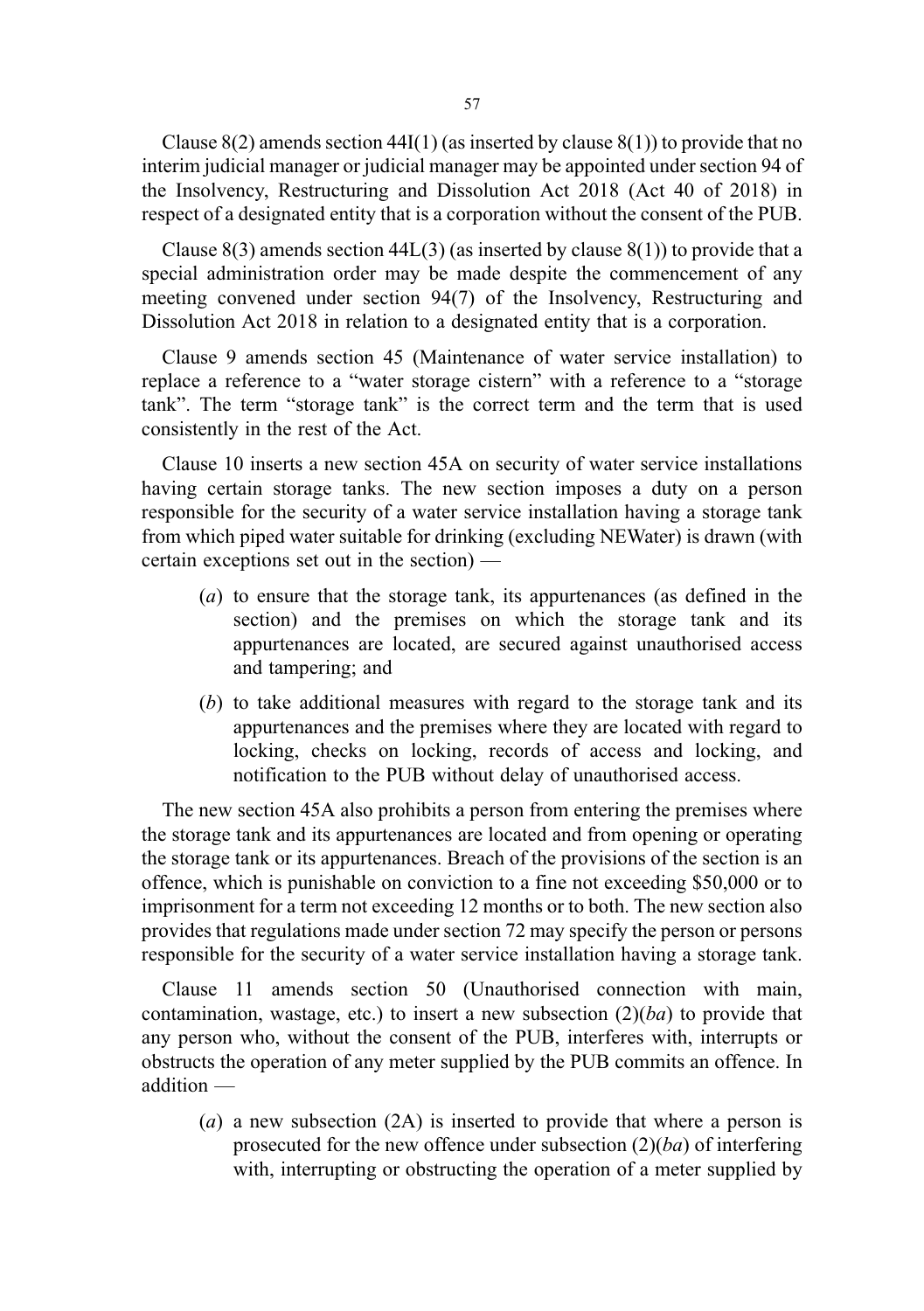Clause 8(2) amends section 44I(1) (as inserted by clause 8(1)) to provide that no interim judicial manager or judicial manager may be appointed under section 94 of the Insolvency, Restructuring and Dissolution Act 2018 (Act 40 of 2018) in respect of a designated entity that is a corporation without the consent of the PUB.

Clause 8(3) amends section 44L(3) (as inserted by clause 8(1)) to provide that a special administration order may be made despite the commencement of any meeting convened under section 94(7) of the Insolvency, Restructuring and Dissolution Act 2018 in relation to a designated entity that is a corporation.

Clause 9 amends section 45 (Maintenance of water service installation) to replace a reference to a "water storage cistern" with a reference to a "storage tank". The term "storage tank" is the correct term and the term that is used consistently in the rest of the Act.

Clause 10 inserts a new section 45A on security of water service installations having certain storage tanks. The new section imposes a duty on a person responsible for the security of a water service installation having a storage tank from which piped water suitable for drinking (excluding NEWater) is drawn (with certain exceptions set out in the section) —

(*a*) to ensure that the storage tank, its appurtenances (as defined in the section) and the premises on which the storage tank and its appurtenances are located, are secured against unauthorised access and tampering; and

(*b*) to take additional measures with regard to the storage tank and its appurtenances and the premises where they are located with regard to locking, checks on locking, records of access and locking, and notification to the PUB without delay of unauthorised access.

The new section 45A also prohibits a person from entering the premises where the storage tank and its appurtenances are located and from opening or operating the storage tank or its appurtenances. Breach of the provisions of the section is an offence, which is punishable on conviction to a fine not exceeding $50,000 or to imprisonment for a term not exceeding 12 months or to both. The new section also provides that regulations made under section 72 may specify the person or persons responsible for the security of a water service installation having a storage tank.

Clause 11 amends section 50 (Unauthorised connection with main, contamination, wastage, etc.) to insert a new subsection (2)(*ba*) to provide that any person who, without the consent of the PUB, interferes with, interrupts or obstructs the operation of any meter supplied by the PUB commits an offence. In addition —

(*a*) a new subsection (2A) is inserted to provide that where a person is prosecuted for the new offence under subsection (2)(*ba*) of interfering with, interrupting or obstructing the operation of a meter supplied by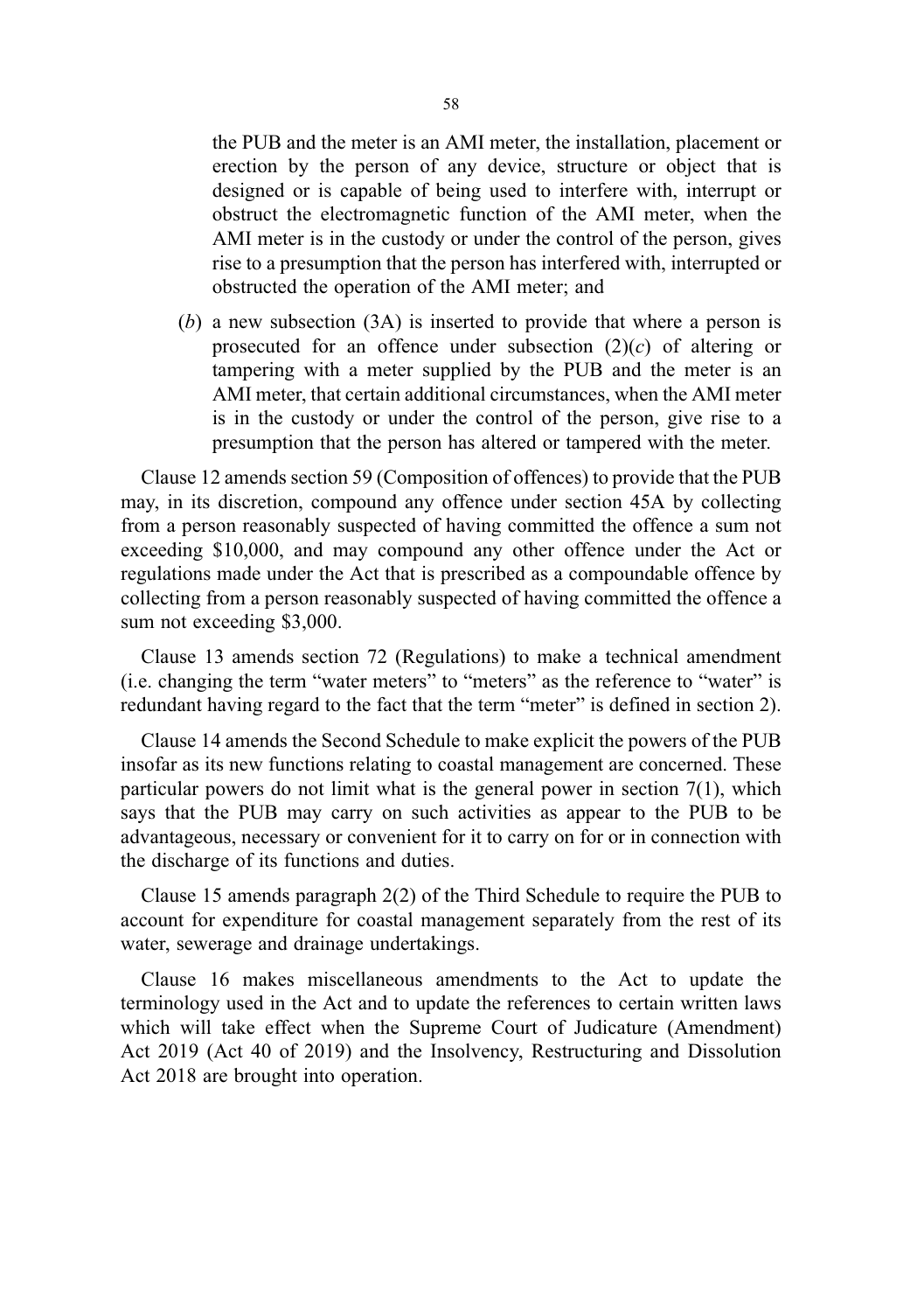the PUB and the meter is an AMI meter, the installation, placement or erection by the person of any device, structure or object that is designed or is capable of being used to interfere with, interrupt or obstruct the electromagnetic function of the AMI meter, when the AMI meter is in the custody or under the control of the person, gives rise to a presumption that the person has interfered with, interrupted or obstructed the operation of the AMI meter; and

(*b*) a new subsection (3A) is inserted to provide that where a person is prosecuted for an offence under subsection (2)(*c*) of altering or tampering with a meter supplied by the PUB and the meter is an AMI meter, that certain additional circumstances, when the AMI meter is in the custody or under the control of the person, give rise to a presumption that the person has altered or tampered with the meter.

Clause 12 amends section 59 (Composition of offences) to provide that the PUB may, in its discretion, compound any offence under section 45A by collecting from a person reasonably suspected of having committed the offence a sum not exceeding $10,000, and may compound any other offence under the Act or regulations made under the Act that is prescribed as a compoundable offence by collecting from a person reasonably suspected of having committed the offence a sum not exceeding $3,000.

Clause 13 amends section 72 (Regulations) to make a technical amendment (i.e. changing the term "water meters" to "meters" as the reference to "water" is redundant having regard to the fact that the term "meter" is defined in section 2).

Clause 14 amends the Second Schedule to make explicit the powers of the PUB insofar as its new functions relating to coastal management are concerned. These particular powers do not limit what is the general power in section 7(1), which says that the PUB may carry on such activities as appear to the PUB to be advantageous, necessary or convenient for it to carry on for or in connection with the discharge of its functions and duties.

Clause 15 amends paragraph 2(2) of the Third Schedule to require the PUB to account for expenditure for coastal management separately from the rest of its water, sewerage and drainage undertakings.

Clause 16 makes miscellaneous amendments to the Act to update the terminology used in the Act and to update the references to certain written laws which will take effect when the Supreme Court of Judicature (Amendment) Act 2019 (Act 40 of 2019) and the Insolvency, Restructuring and Dissolution Act 2018 are brought into operation.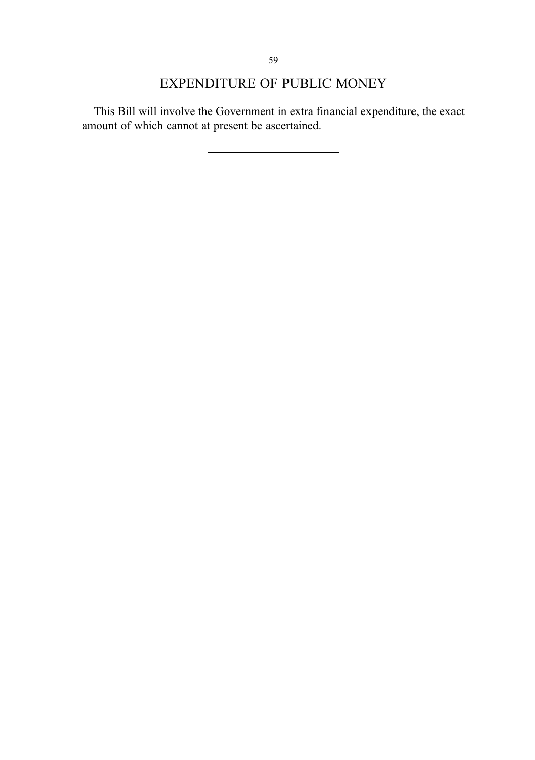# EXPENDITURE OF PUBLIC MONEY

This Bill will involve the Government in extra financial expenditure, the exact amount of which cannot at present be ascertained.